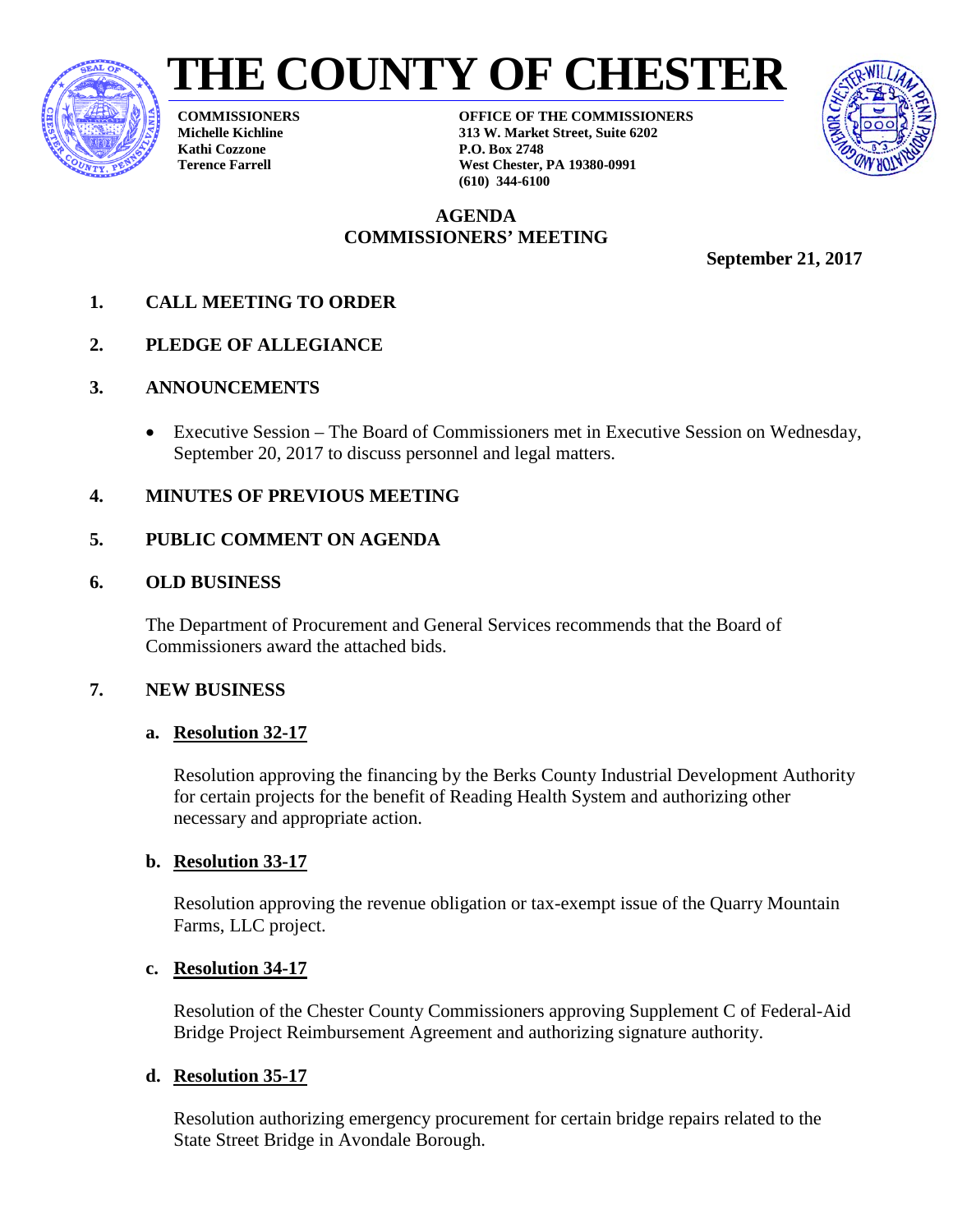# THE COUNTY OF CHESTER

**COMMISSIONERS**
**Michelle Kichline**
**Kathi Cozzone**
**Terence Farrell**

**OFFICE OF THE COMMISSIONERS**
**313 W. Market Street, Suite 6202**
**P.O. Box 2748**
**West Chester, PA 19380-0991**
**(610) 344-6100**

## AGENDA
## COMMISSIONERS' MEETING

**September 21, 2017**

### 1. CALL MEETING TO ORDER

### 2. PLEDGE OF ALLEGIANCE

### 3. ANNOUNCEMENTS

- Executive Session – The Board of Commissioners met in Executive Session on Wednesday, September 20, 2017 to discuss personnel and legal matters.

### 4. MINUTES OF PREVIOUS MEETING

### 5. PUBLIC COMMENT ON AGENDA

### 6. OLD BUSINESS

The Department of Procurement and General Services recommends that the Board of Commissioners award the attached bids.

### 7. NEW BUSINESS

**a. Resolution 32-17**

Resolution approving the financing by the Berks County Industrial Development Authority for certain projects for the benefit of Reading Health System and authorizing other necessary and appropriate action.

**b. Resolution 33-17**

Resolution approving the revenue obligation or tax-exempt issue of the Quarry Mountain Farms, LLC project.

**c. Resolution 34-17**

Resolution of the Chester County Commissioners approving Supplement C of Federal-Aid Bridge Project Reimbursement Agreement and authorizing signature authority.

**d. Resolution 35-17**

Resolution authorizing emergency procurement for certain bridge repairs related to the State Street Bridge in Avondale Borough.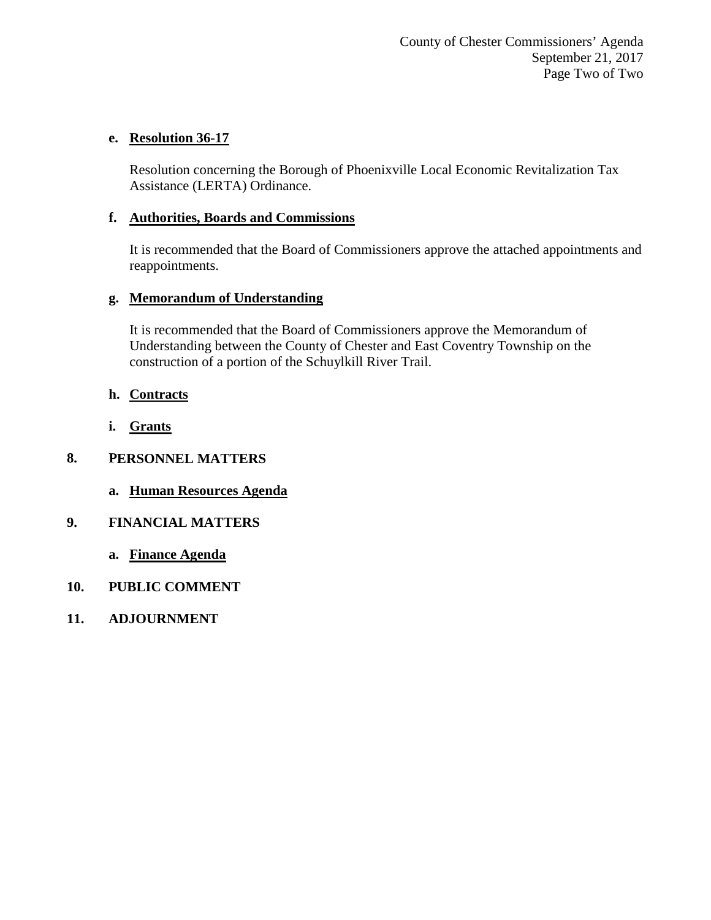**e. Resolution 36-17**

Resolution concerning the Borough of Phoenixville Local Economic Revitalization Tax Assistance (LERTA) Ordinance.

**f. Authorities, Boards and Commissions**

It is recommended that the Board of Commissioners approve the attached appointments and reappointments.

**g. Memorandum of Understanding**

It is recommended that the Board of Commissioners approve the Memorandum of Understanding between the County of Chester and East Coventry Township on the construction of a portion of the Schuylkill River Trail.

**h. Contracts**

**i. Grants**

## 8. PERSONNEL MATTERS

**a. Human Resources Agenda**

## 9. FINANCIAL MATTERS

**a. Finance Agenda**

## 10. PUBLIC COMMENT

## 11. ADJOURNMENT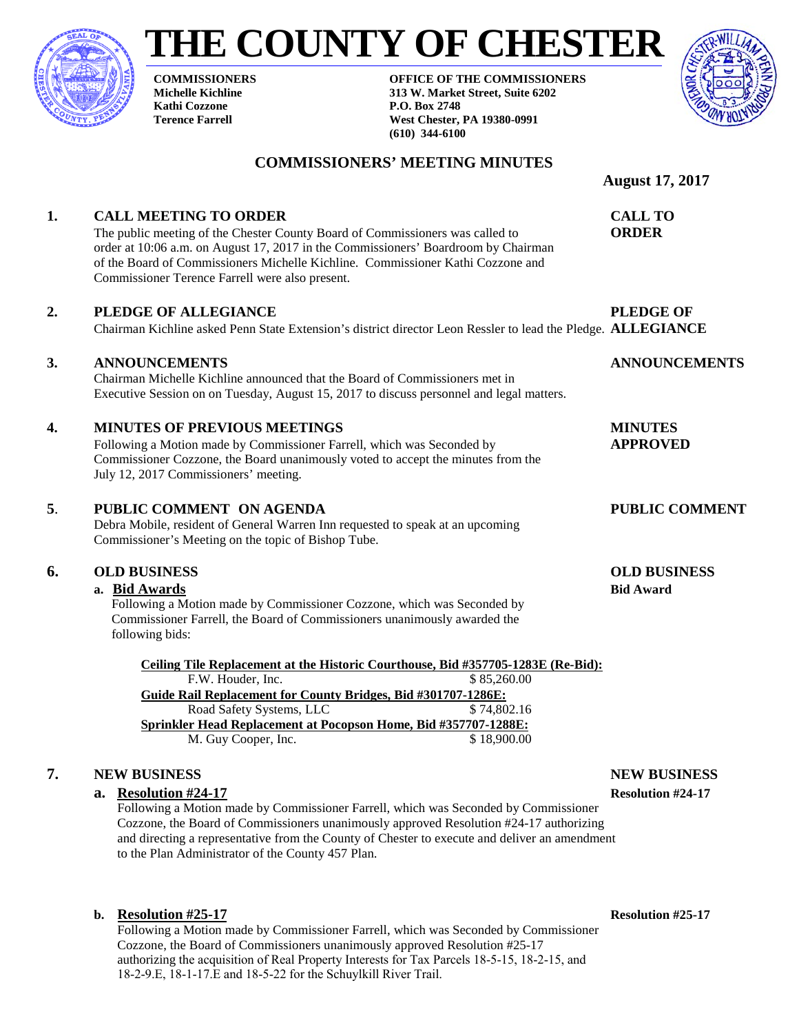# THE COUNTY OF CHESTER

**COMMISSIONERS**
**Michelle Kichline**
**Kathi Cozzone**
**Terence Farrell**

**OFFICE OF THE COMMISSIONERS**
**313 W. Market Street, Suite 6202**
**P.O. Box 2748**
**West Chester, PA 19380-0991**
**(610) 344-6100**

## COMMISSIONERS' MEETING MINUTES

**August 17, 2017**

### 1. CALL MEETING TO ORDER — CALL TO ORDER

The public meeting of the Chester County Board of Commissioners was called to order at 10:06 a.m. on August 17, 2017 in the Commissioners' Boardroom by Chairman of the Board of Commissioners Michelle Kichline. Commissioner Kathi Cozzone and Commissioner Terence Farrell were also present.

### 2. PLEDGE OF ALLEGIANCE — PLEDGE OF ALLEGIANCE

Chairman Kichline asked Penn State Extension's district director Leon Ressler to lead the Pledge.

### 3. ANNOUNCEMENTS — ANNOUNCEMENTS

Chairman Michelle Kichline announced that the Board of Commissioners met in Executive Session on on Tuesday, August 15, 2017 to discuss personnel and legal matters.

### 4. MINUTES OF PREVIOUS MEETINGS — MINUTES APPROVED

Following a Motion made by Commissioner Farrell, which was Seconded by Commissioner Cozzone, the Board unanimously voted to accept the minutes from the July 12, 2017 Commissioners' meeting.

### 5. PUBLIC COMMENT ON AGENDA — PUBLIC COMMENT

Debra Mobile, resident of General Warren Inn requested to speak at an upcoming Commissioner's Meeting on the topic of Bishop Tube.

### 6. OLD BUSINESS — OLD BUSINESS

**a. Bid Awards** — **Bid Award**

Following a Motion made by Commissioner Cozzone, which was Seconded by Commissioner Farrell, the Board of Commissioners unanimously awarded the following bids:

**Ceiling Tile Replacement at the Historic Courthouse, Bid #357705-1283E (Re-Bid):**
F.W. Houder, Inc. $ 85,260.00

**Guide Rail Replacement for County Bridges, Bid #301707-1286E:**
Road Safety Systems, LLC $ 74,802.16

**Sprinkler Head Replacement at Pocopson Home, Bid #357707-1288E:**
M. Guy Cooper, Inc. $ 18,900.00

### 7. NEW BUSINESS — NEW BUSINESS

**a. Resolution #24-17** — **Resolution #24-17**

Following a Motion made by Commissioner Farrell, which was Seconded by Commissioner Cozzone, the Board of Commissioners unanimously approved Resolution #24-17 authorizing and directing a representative from the County of Chester to execute and deliver an amendment to the Plan Administrator of the County 457 Plan.

**b. Resolution #25-17** — **Resolution #25-17**

Following a Motion made by Commissioner Farrell, which was Seconded by Commissioner Cozzone, the Board of Commissioners unanimously approved Resolution #25-17 authorizing the acquisition of Real Property Interests for Tax Parcels 18-5-15, 18-2-15, and 18-2-9.E, 18-1-17.E and 18-5-22 for the Schuylkill River Trail.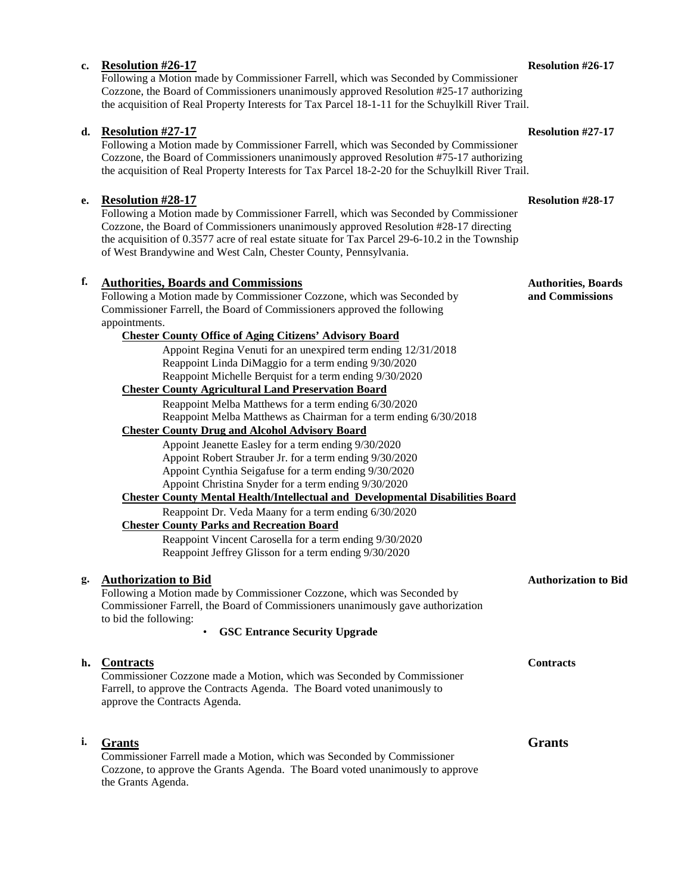**c. Resolution #26-17** — **Resolution #26-17**

Following a Motion made by Commissioner Farrell, which was Seconded by Commissioner Cozzone, the Board of Commissioners unanimously approved Resolution #25-17 authorizing the acquisition of Real Property Interests for Tax Parcel 18-1-11 for the Schuylkill River Trail.

**d. Resolution #27-17** — **Resolution #27-17**

Following a Motion made by Commissioner Farrell, which was Seconded by Commissioner Cozzone, the Board of Commissioners unanimously approved Resolution #75-17 authorizing the acquisition of Real Property Interests for Tax Parcel 18-2-20 for the Schuylkill River Trail.

**e. Resolution #28-17** — **Resolution #28-17**

Following a Motion made by Commissioner Farrell, which was Seconded by Commissioner Cozzone, the Board of Commissioners unanimously approved Resolution #28-17 directing the acquisition of 0.3577 acre of real estate situate for Tax Parcel 29-6-10.2 in the Township of West Brandywine and West Caln, Chester County, Pennsylvania.

**f. Authorities, Boards and Commissions** — **Authorities, Boards and Commissions**

Following a Motion made by Commissioner Cozzone, which was Seconded by Commissioner Farrell, the Board of Commissioners approved the following appointments.

**Chester County Office of Aging Citizens' Advisory Board**

- Appoint Regina Venuti for an unexpired term ending 12/31/2018
- Reappoint Linda DiMaggio for a term ending 9/30/2020
- Reappoint Michelle Berquist for a term ending 9/30/2020

**Chester County Agricultural Land Preservation Board**

- Reappoint Melba Matthews for a term ending 6/30/2020
- Reappoint Melba Matthews as Chairman for a term ending 6/30/2018

**Chester County Drug and Alcohol Advisory Board**

- Appoint Jeanette Easley for a term ending 9/30/2020
- Appoint Robert Strauber Jr. for a term ending 9/30/2020
- Appoint Cynthia Seigafuse for a term ending 9/30/2020
- Appoint Christina Snyder for a term ending 9/30/2020

**Chester County Mental Health/Intellectual and Developmental Disabilities Board**

- Reappoint Dr. Veda Maany for a term ending 6/30/2020

**Chester County Parks and Recreation Board**

- Reappoint Vincent Carosella for a term ending 9/30/2020
- Reappoint Jeffrey Glisson for a term ending 9/30/2020

**g. Authorization to Bid** — **Authorization to Bid**

Following a Motion made by Commissioner Cozzone, which was Seconded by Commissioner Farrell, the Board of Commissioners unanimously gave authorization to bid the following:

- **GSC Entrance Security Upgrade**

**h. Contracts** — **Contracts**

Commissioner Cozzone made a Motion, which was Seconded by Commissioner Farrell, to approve the Contracts Agenda. The Board voted unanimously to approve the Contracts Agenda.

**i. Grants** — **Grants**

Commissioner Farrell made a Motion, which was Seconded by Commissioner Cozzone, to approve the Grants Agenda. The Board voted unanimously to approve the Grants Agenda.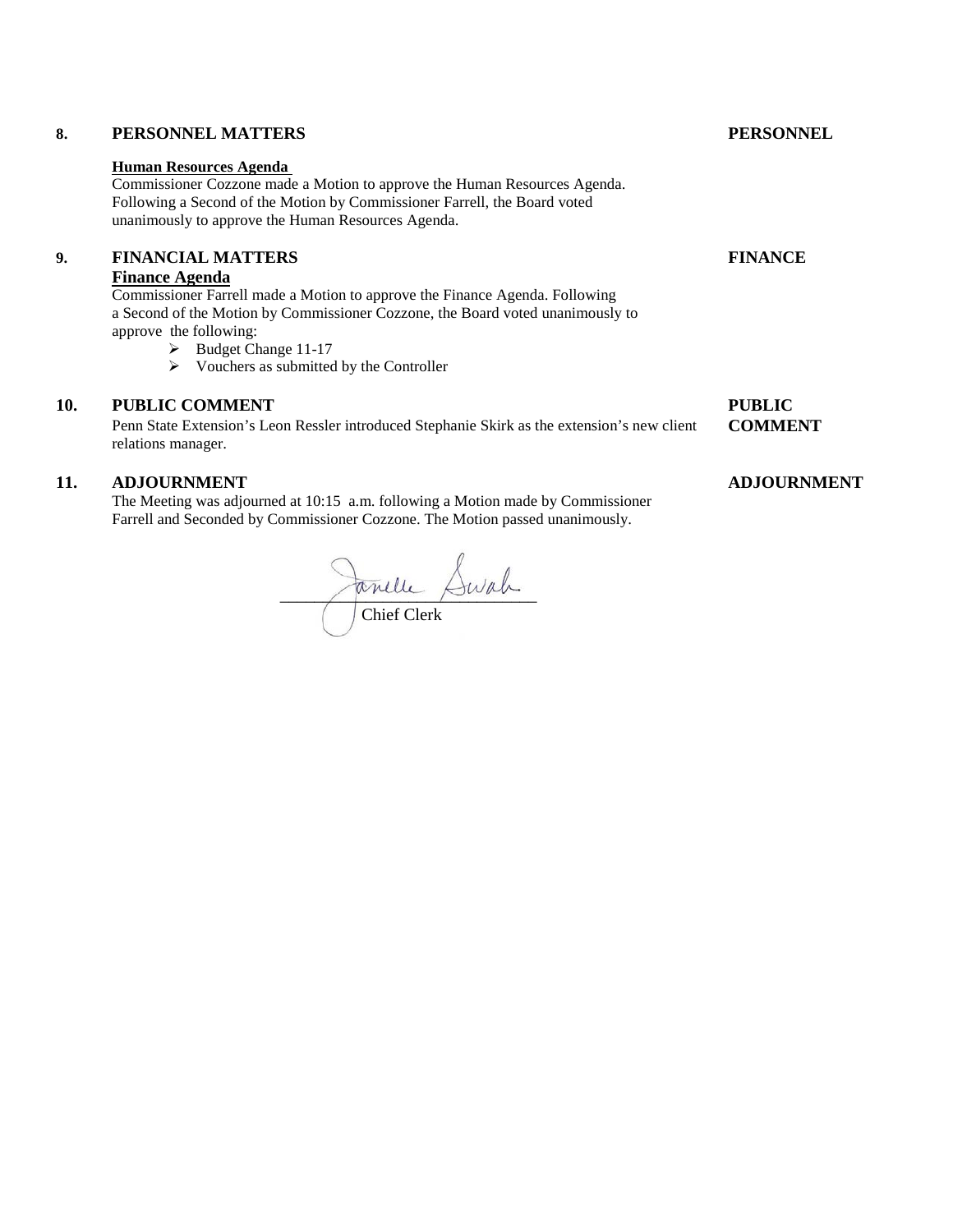## 8. PERSONNEL MATTERS — PERSONNEL

**Human Resources Agenda**

Commissioner Cozzone made a Motion to approve the Human Resources Agenda. Following a Second of the Motion by Commissioner Farrell, the Board voted unanimously to approve the Human Resources Agenda.

## 9. FINANCIAL MATTERS — FINANCE

**Finance Agenda**

Commissioner Farrell made a Motion to approve the Finance Agenda. Following a Second of the Motion by Commissioner Cozzone, the Board voted unanimously to approve the following:

- Budget Change 11-17
- Vouchers as submitted by the Controller

## 10. PUBLIC COMMENT — PUBLIC COMMENT

Penn State Extension's Leon Ressler introduced Stephanie Skirk as the extension's new client relations manager.

## 11. ADJOURNMENT — ADJOURNMENT

The Meeting was adjourned at 10:15 a.m. following a Motion made by Commissioner Farrell and Seconded by Commissioner Cozzone. The Motion passed unanimously.

Janelle Swab

Chief Clerk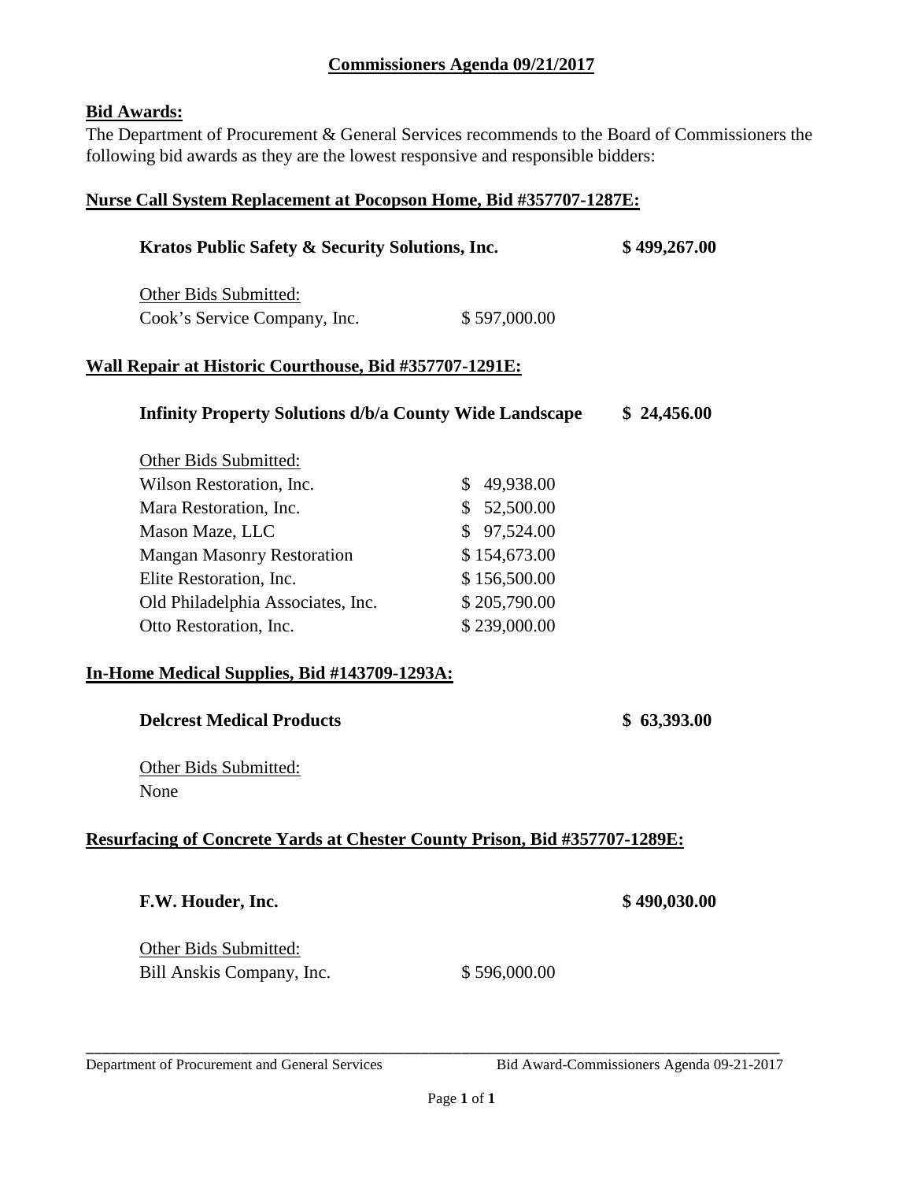# Commissioners Agenda 09/21/2017

## Bid Awards:

The Department of Procurement & General Services recommends to the Board of Commissioners the following bid awards as they are the lowest responsive and responsible bidders:

### Nurse Call System Replacement at Pocopson Home, Bid #357707-1287E:

**Kratos Public Safety & Security Solutions, Inc. — $ 499,267.00**

Other Bids Submitted:

| Bidder | Amount |
|---|---|
| Cook's Service Company, Inc. | $ 597,000.00 |

### Wall Repair at Historic Courthouse, Bid #357707-1291E:

**Infinity Property Solutions d/b/a County Wide Landscape — $ 24,456.00**

Other Bids Submitted:

| Bidder | Amount |
|---|---|
| Wilson Restoration, Inc. | $ 49,938.00 |
| Mara Restoration, Inc. | $ 52,500.00 |
| Mason Maze, LLC | $ 97,524.00 |
| Mangan Masonry Restoration | $ 154,673.00 |
| Elite Restoration, Inc. | $ 156,500.00 |
| Old Philadelphia Associates, Inc. | $ 205,790.00 |
| Otto Restoration, Inc. | $ 239,000.00 |

### In-Home Medical Supplies, Bid #143709-1293A:

**Delcrest Medical Products — $ 63,393.00**

Other Bids Submitted:
None

### Resurfacing of Concrete Yards at Chester County Prison, Bid #357707-1289E:

**F.W. Houder, Inc. — $ 490,030.00**

Other Bids Submitted:

| Bidder | Amount |
|---|---|
| Bill Anskis Company, Inc. | $ 596,000.00 |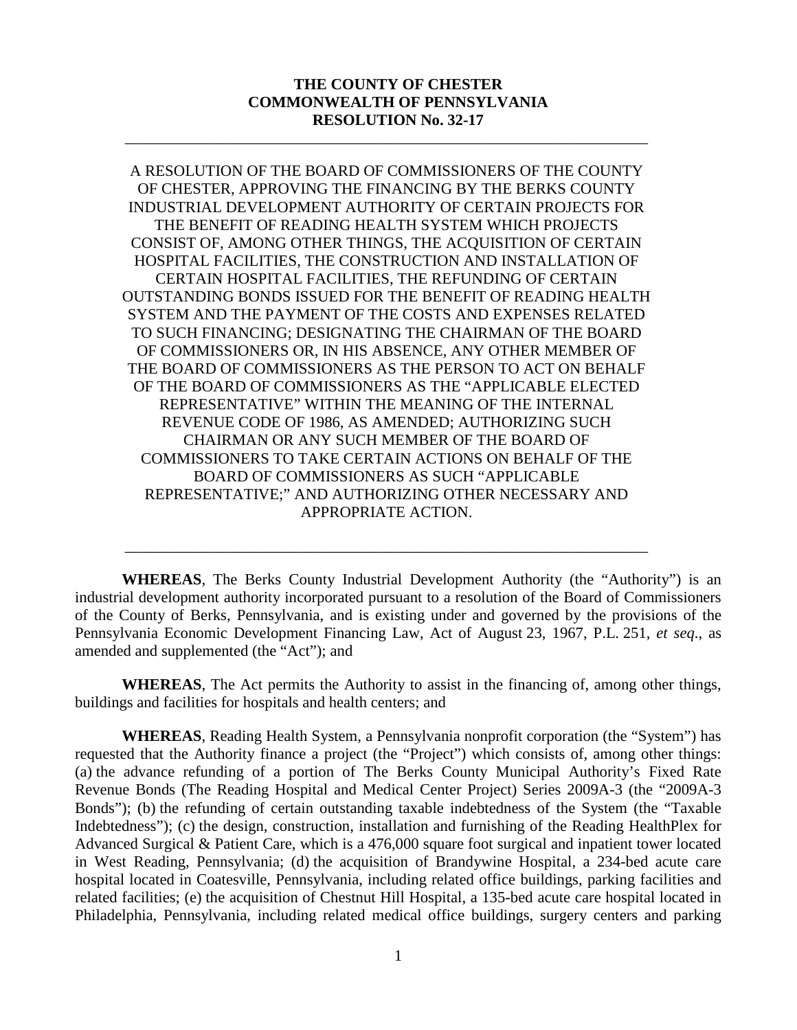**THE COUNTY OF CHESTER**
**COMMONWEALTH OF PENNSYLVANIA**
**RESOLUTION No. 32-17**

---

A RESOLUTION OF THE BOARD OF COMMISSIONERS OF THE COUNTY OF CHESTER, APPROVING THE FINANCING BY THE BERKS COUNTY INDUSTRIAL DEVELOPMENT AUTHORITY OF CERTAIN PROJECTS FOR THE BENEFIT OF READING HEALTH SYSTEM WHICH PROJECTS CONSIST OF, AMONG OTHER THINGS, THE ACQUISITION OF CERTAIN HOSPITAL FACILITIES, THE CONSTRUCTION AND INSTALLATION OF CERTAIN HOSPITAL FACILITIES, THE REFUNDING OF CERTAIN OUTSTANDING BONDS ISSUED FOR THE BENEFIT OF READING HEALTH SYSTEM AND THE PAYMENT OF THE COSTS AND EXPENSES RELATED TO SUCH FINANCING; DESIGNATING THE CHAIRMAN OF THE BOARD OF COMMISSIONERS OR, IN HIS ABSENCE, ANY OTHER MEMBER OF THE BOARD OF COMMISSIONERS AS THE PERSON TO ACT ON BEHALF OF THE BOARD OF COMMISSIONERS AS THE "APPLICABLE ELECTED REPRESENTATIVE" WITHIN THE MEANING OF THE INTERNAL REVENUE CODE OF 1986, AS AMENDED; AUTHORIZING SUCH CHAIRMAN OR ANY SUCH MEMBER OF THE BOARD OF COMMISSIONERS TO TAKE CERTAIN ACTIONS ON BEHALF OF THE BOARD OF COMMISSIONERS AS SUCH "APPLICABLE REPRESENTATIVE;" AND AUTHORIZING OTHER NECESSARY AND APPROPRIATE ACTION.

---

**WHEREAS**, The Berks County Industrial Development Authority (the "Authority") is an industrial development authority incorporated pursuant to a resolution of the Board of Commissioners of the County of Berks, Pennsylvania, and is existing under and governed by the provisions of the Pennsylvania Economic Development Financing Law, Act of August 23, 1967, P.L. 251, *et seq*., as amended and supplemented (the "Act"); and

**WHEREAS**, The Act permits the Authority to assist in the financing of, among other things, buildings and facilities for hospitals and health centers; and

**WHEREAS**, Reading Health System, a Pennsylvania nonprofit corporation (the "System") has requested that the Authority finance a project (the "Project") which consists of, among other things: (a) the advance refunding of a portion of The Berks County Municipal Authority's Fixed Rate Revenue Bonds (The Reading Hospital and Medical Center Project) Series 2009A-3 (the "2009A-3 Bonds"); (b) the refunding of certain outstanding taxable indebtedness of the System (the "Taxable Indebtedness"); (c) the design, construction, installation and furnishing of the Reading HealthPlex for Advanced Surgical & Patient Care, which is a 476,000 square foot surgical and inpatient tower located in West Reading, Pennsylvania; (d) the acquisition of Brandywine Hospital, a 234-bed acute care hospital located in Coatesville, Pennsylvania, including related office buildings, parking facilities and related facilities; (e) the acquisition of Chestnut Hill Hospital, a 135-bed acute care hospital located in Philadelphia, Pennsylvania, including related medical office buildings, surgery centers and parking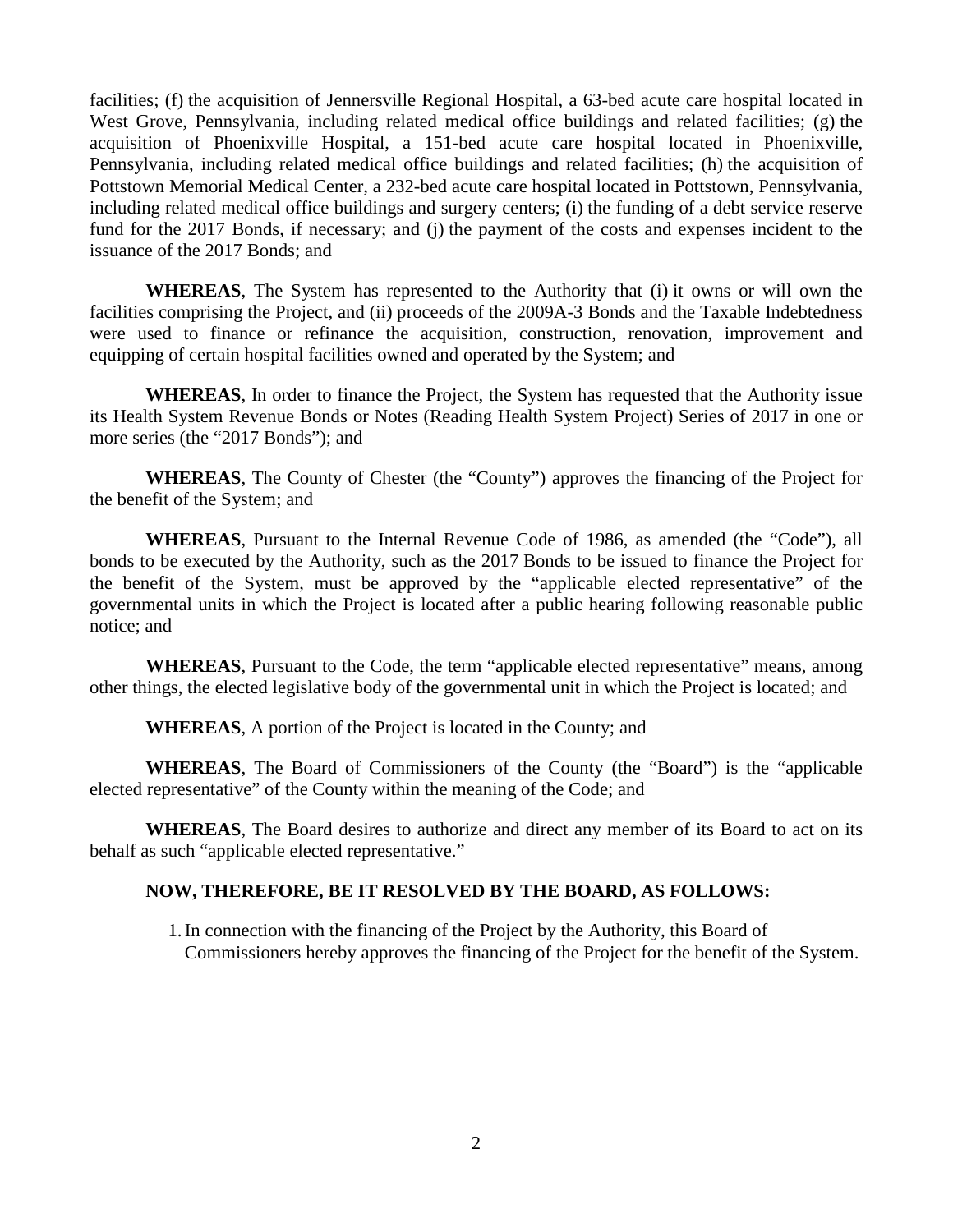facilities; (f) the acquisition of Jennersville Regional Hospital, a 63-bed acute care hospital located in West Grove, Pennsylvania, including related medical office buildings and related facilities; (g) the acquisition of Phoenixville Hospital, a 151-bed acute care hospital located in Phoenixville, Pennsylvania, including related medical office buildings and related facilities; (h) the acquisition of Pottstown Memorial Medical Center, a 232-bed acute care hospital located in Pottstown, Pennsylvania, including related medical office buildings and surgery centers; (i) the funding of a debt service reserve fund for the 2017 Bonds, if necessary; and (j) the payment of the costs and expenses incident to the issuance of the 2017 Bonds; and

**WHEREAS**, The System has represented to the Authority that (i) it owns or will own the facilities comprising the Project, and (ii) proceeds of the 2009A-3 Bonds and the Taxable Indebtedness were used to finance or refinance the acquisition, construction, renovation, improvement and equipping of certain hospital facilities owned and operated by the System; and

**WHEREAS**, In order to finance the Project, the System has requested that the Authority issue its Health System Revenue Bonds or Notes (Reading Health System Project) Series of 2017 in one or more series (the "2017 Bonds"); and

**WHEREAS**, The County of Chester (the "County") approves the financing of the Project for the benefit of the System; and

**WHEREAS**, Pursuant to the Internal Revenue Code of 1986, as amended (the "Code"), all bonds to be executed by the Authority, such as the 2017 Bonds to be issued to finance the Project for the benefit of the System, must be approved by the "applicable elected representative" of the governmental units in which the Project is located after a public hearing following reasonable public notice; and

**WHEREAS**, Pursuant to the Code, the term "applicable elected representative" means, among other things, the elected legislative body of the governmental unit in which the Project is located; and

**WHEREAS**, A portion of the Project is located in the County; and

**WHEREAS**, The Board of Commissioners of the County (the "Board") is the "applicable elected representative" of the County within the meaning of the Code; and

**WHEREAS**, The Board desires to authorize and direct any member of its Board to act on its behalf as such "applicable elected representative."

**NOW, THEREFORE, BE IT RESOLVED BY THE BOARD, AS FOLLOWS:**

1. In connection with the financing of the Project by the Authority, this Board of Commissioners hereby approves the financing of the Project for the benefit of the System.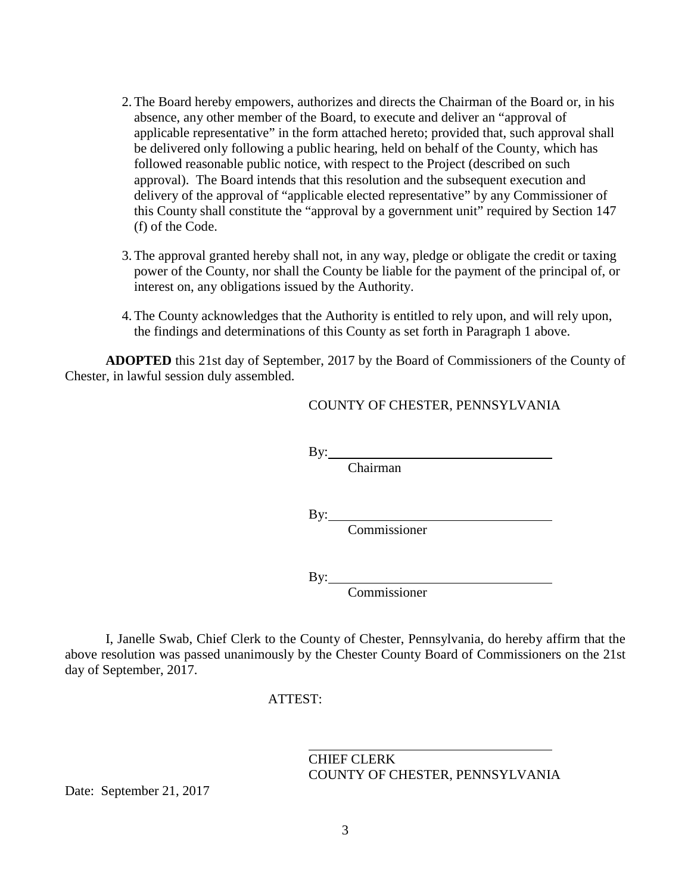2. The Board hereby empowers, authorizes and directs the Chairman of the Board or, in his absence, any other member of the Board, to execute and deliver an "approval of applicable representative" in the form attached hereto; provided that, such approval shall be delivered only following a public hearing, held on behalf of the County, which has followed reasonable public notice, with respect to the Project (described on such approval). The Board intends that this resolution and the subsequent execution and delivery of the approval of "applicable elected representative" by any Commissioner of this County shall constitute the "approval by a government unit" required by Section 147 (f) of the Code.

3. The approval granted hereby shall not, in any way, pledge or obligate the credit or taxing power of the County, nor shall the County be liable for the payment of the principal of, or interest on, any obligations issued by the Authority.

4. The County acknowledges that the Authority is entitled to rely upon, and will rely upon, the findings and determinations of this County as set forth in Paragraph 1 above.

**ADOPTED** this 21st day of September, 2017 by the Board of Commissioners of the County of Chester, in lawful session duly assembled.

COUNTY OF CHESTER, PENNSYLVANIA

By: ______________________________
Chairman

By: ______________________________
Commissioner

By: ______________________________
Commissioner

I, Janelle Swab, Chief Clerk to the County of Chester, Pennsylvania, do hereby affirm that the above resolution was passed unanimously by the Chester County Board of Commissioners on the 21st day of September, 2017.

ATTEST:

______________________________
CHIEF CLERK
COUNTY OF CHESTER, PENNSYLVANIA

Date: September 21, 2017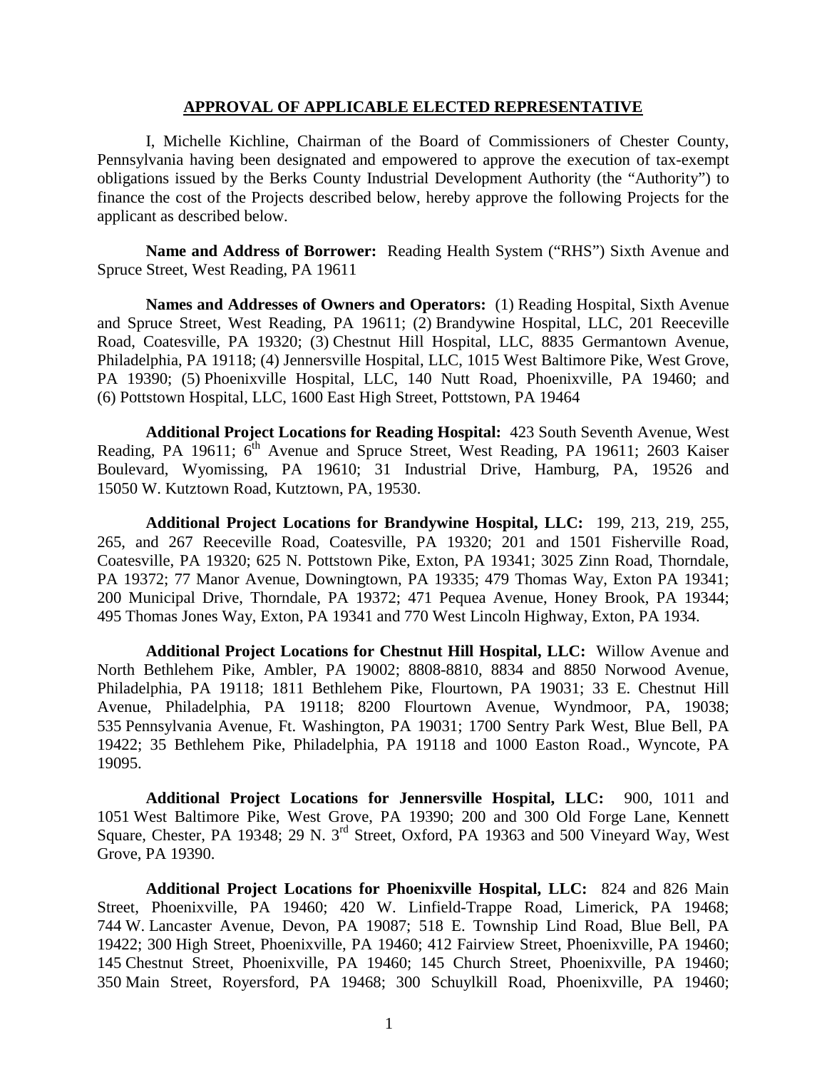## APPROVAL OF APPLICABLE ELECTED REPRESENTATIVE

I, Michelle Kichline, Chairman of the Board of Commissioners of Chester County, Pennsylvania having been designated and empowered to approve the execution of tax-exempt obligations issued by the Berks County Industrial Development Authority (the "Authority") to finance the cost of the Projects described below, hereby approve the following Projects for the applicant as described below.

**Name and Address of Borrower:** Reading Health System ("RHS") Sixth Avenue and Spruce Street, West Reading, PA 19611

**Names and Addresses of Owners and Operators:** (1) Reading Hospital, Sixth Avenue and Spruce Street, West Reading, PA 19611; (2) Brandywine Hospital, LLC, 201 Reeceville Road, Coatesville, PA 19320; (3) Chestnut Hill Hospital, LLC, 8835 Germantown Avenue, Philadelphia, PA 19118; (4) Jennersville Hospital, LLC, 1015 West Baltimore Pike, West Grove, PA 19390; (5) Phoenixville Hospital, LLC, 140 Nutt Road, Phoenixville, PA 19460; and (6) Pottstown Hospital, LLC, 1600 East High Street, Pottstown, PA 19464

**Additional Project Locations for Reading Hospital:** 423 South Seventh Avenue, West Reading, PA 19611; 6th Avenue and Spruce Street, West Reading, PA 19611; 2603 Kaiser Boulevard, Wyomissing, PA 19610; 31 Industrial Drive, Hamburg, PA, 19526 and 15050 W. Kutztown Road, Kutztown, PA, 19530.

**Additional Project Locations for Brandywine Hospital, LLC:** 199, 213, 219, 255, 265, and 267 Reeceville Road, Coatesville, PA 19320; 201 and 1501 Fisherville Road, Coatesville, PA 19320; 625 N. Pottstown Pike, Exton, PA 19341; 3025 Zinn Road, Thorndale, PA 19372; 77 Manor Avenue, Downingtown, PA 19335; 479 Thomas Way, Exton PA 19341; 200 Municipal Drive, Thorndale, PA 19372; 471 Pequea Avenue, Honey Brook, PA 19344; 495 Thomas Jones Way, Exton, PA 19341 and 770 West Lincoln Highway, Exton, PA 1934.

**Additional Project Locations for Chestnut Hill Hospital, LLC:** Willow Avenue and North Bethlehem Pike, Ambler, PA 19002; 8808-8810, 8834 and 8850 Norwood Avenue, Philadelphia, PA 19118; 1811 Bethlehem Pike, Flourtown, PA 19031; 33 E. Chestnut Hill Avenue, Philadelphia, PA 19118; 8200 Flourtown Avenue, Wyndmoor, PA, 19038; 535 Pennsylvania Avenue, Ft. Washington, PA 19031; 1700 Sentry Park West, Blue Bell, PA 19422; 35 Bethlehem Pike, Philadelphia, PA 19118 and 1000 Easton Road., Wyncote, PA 19095.

**Additional Project Locations for Jennersville Hospital, LLC:** 900, 1011 and 1051 West Baltimore Pike, West Grove, PA 19390; 200 and 300 Old Forge Lane, Kennett Square, Chester, PA 19348; 29 N. 3rd Street, Oxford, PA 19363 and 500 Vineyard Way, West Grove, PA 19390.

**Additional Project Locations for Phoenixville Hospital, LLC:** 824 and 826 Main Street, Phoenixville, PA 19460; 420 W. Linfield-Trappe Road, Limerick, PA 19468; 744 W. Lancaster Avenue, Devon, PA 19087; 518 E. Township Lind Road, Blue Bell, PA 19422; 300 High Street, Phoenixville, PA 19460; 412 Fairview Street, Phoenixville, PA 19460; 145 Chestnut Street, Phoenixville, PA 19460; 145 Church Street, Phoenixville, PA 19460; 350 Main Street, Royersford, PA 19468; 300 Schuylkill Road, Phoenixville, PA 19460;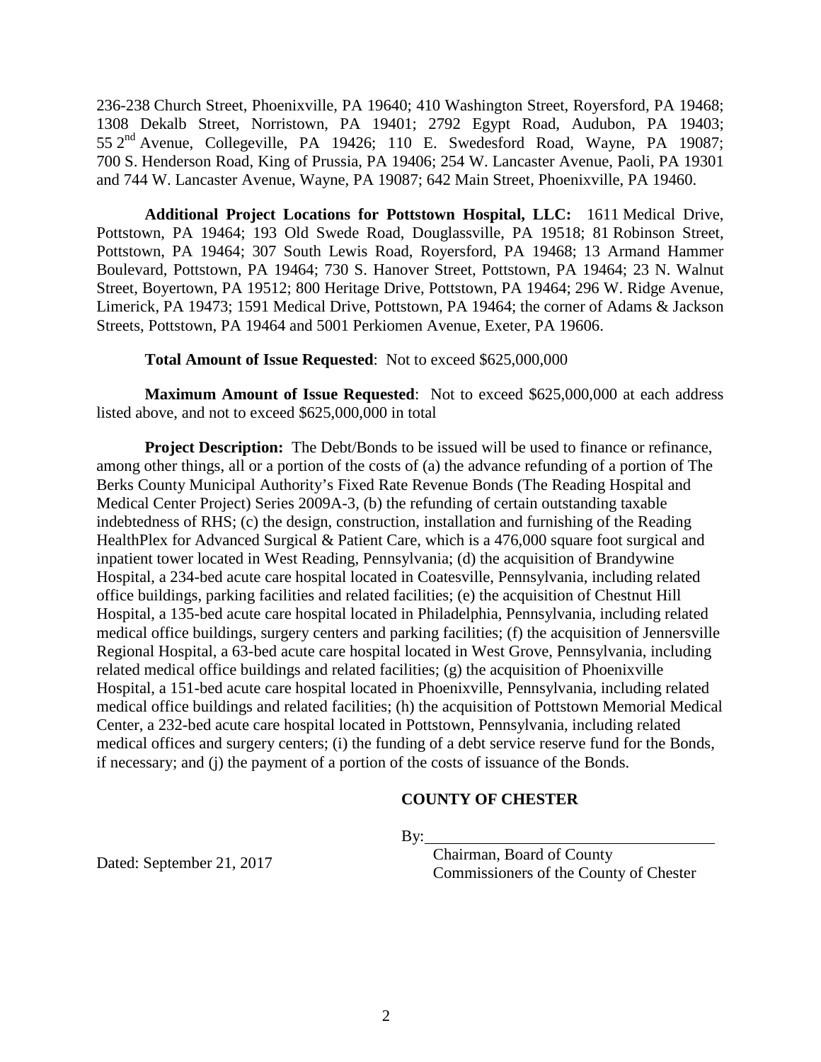236-238 Church Street, Phoenixville, PA 19640; 410 Washington Street, Royersford, PA 19468; 1308 Dekalb Street, Norristown, PA 19401; 2792 Egypt Road, Audubon, PA 19403; 55 2nd Avenue, Collegeville, PA 19426; 110 E. Swedesford Road, Wayne, PA 19087; 700 S. Henderson Road, King of Prussia, PA 19406; 254 W. Lancaster Avenue, Paoli, PA 19301 and 744 W. Lancaster Avenue, Wayne, PA 19087; 642 Main Street, Phoenixville, PA 19460.

**Additional Project Locations for Pottstown Hospital, LLC:** 1611 Medical Drive, Pottstown, PA 19464; 193 Old Swede Road, Douglassville, PA 19518; 81 Robinson Street, Pottstown, PA 19464; 307 South Lewis Road, Royersford, PA 19468; 13 Armand Hammer Boulevard, Pottstown, PA 19464; 730 S. Hanover Street, Pottstown, PA 19464; 23 N. Walnut Street, Boyertown, PA 19512; 800 Heritage Drive, Pottstown, PA 19464; 296 W. Ridge Avenue, Limerick, PA 19473; 1591 Medical Drive, Pottstown, PA 19464; the corner of Adams & Jackson Streets, Pottstown, PA 19464 and 5001 Perkiomen Avenue, Exeter, PA 19606.

**Total Amount of Issue Requested**: Not to exceed $625,000,000

**Maximum Amount of Issue Requested**: Not to exceed $625,000,000 at each address listed above, and not to exceed $625,000,000 in total

**Project Description:** The Debt/Bonds to be issued will be used to finance or refinance, among other things, all or a portion of the costs of (a) the advance refunding of a portion of The Berks County Municipal Authority's Fixed Rate Revenue Bonds (The Reading Hospital and Medical Center Project) Series 2009A-3, (b) the refunding of certain outstanding taxable indebtedness of RHS; (c) the design, construction, installation and furnishing of the Reading HealthPlex for Advanced Surgical & Patient Care, which is a 476,000 square foot surgical and inpatient tower located in West Reading, Pennsylvania; (d) the acquisition of Brandywine Hospital, a 234-bed acute care hospital located in Coatesville, Pennsylvania, including related office buildings, parking facilities and related facilities; (e) the acquisition of Chestnut Hill Hospital, a 135-bed acute care hospital located in Philadelphia, Pennsylvania, including related medical office buildings, surgery centers and parking facilities; (f) the acquisition of Jennersville Regional Hospital, a 63-bed acute care hospital located in West Grove, Pennsylvania, including related medical office buildings and related facilities; (g) the acquisition of Phoenixville Hospital, a 151-bed acute care hospital located in Phoenixville, Pennsylvania, including related medical office buildings and related facilities; (h) the acquisition of Pottstown Memorial Medical Center, a 232-bed acute care hospital located in Pottstown, Pennsylvania, including related medical offices and surgery centers; (i) the funding of a debt service reserve fund for the Bonds, if necessary; and (j) the payment of a portion of the costs of issuance of the Bonds.

**COUNTY OF CHESTER**

By: \_\_\_\_\_\_\_\_\_\_\_\_\_\_\_\_\_\_\_\_\_\_\_\_\_\_\_\_\_\_\_\_\_\_\_\_

Chairman, Board of County Commissioners of the County of Chester

Dated: September 21, 2017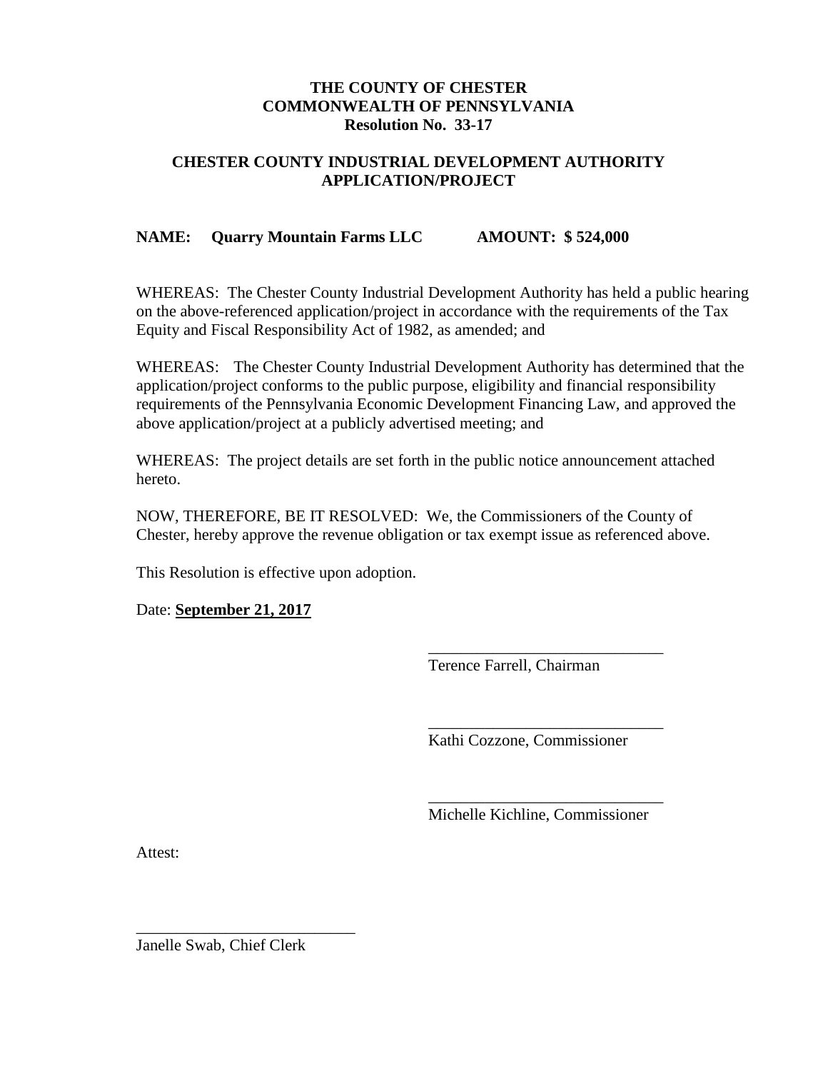**THE COUNTY OF CHESTER**
**COMMONWEALTH OF PENNSYLVANIA**
**Resolution No. 33-17**

**CHESTER COUNTY INDUSTRIAL DEVELOPMENT AUTHORITY APPLICATION/PROJECT**

**NAME: Quarry Mountain Farms LLC AMOUNT: $ 524,000**

WHEREAS: The Chester County Industrial Development Authority has held a public hearing on the above-referenced application/project in accordance with the requirements of the Tax Equity and Fiscal Responsibility Act of 1982, as amended; and

WHEREAS: The Chester County Industrial Development Authority has determined that the application/project conforms to the public purpose, eligibility and financial responsibility requirements of the Pennsylvania Economic Development Financing Law, and approved the above application/project at a publicly advertised meeting; and

WHEREAS: The project details are set forth in the public notice announcement attached hereto.

NOW, THEREFORE, BE IT RESOLVED: We, the Commissioners of the County of Chester, hereby approve the revenue obligation or tax exempt issue as referenced above.

This Resolution is effective upon adoption.

Date: **September 21, 2017**

\_\_\_\_\_\_\_\_\_\_\_\_\_\_\_\_\_\_\_\_\_\_\_\_\_\_\_\_\_\_
Terence Farrell, Chairman

\_\_\_\_\_\_\_\_\_\_\_\_\_\_\_\_\_\_\_\_\_\_\_\_\_\_\_\_\_\_
Kathi Cozzone, Commissioner

\_\_\_\_\_\_\_\_\_\_\_\_\_\_\_\_\_\_\_\_\_\_\_\_\_\_\_\_\_\_
Michelle Kichline, Commissioner

Attest:

\_\_\_\_\_\_\_\_\_\_\_\_\_\_\_\_\_\_\_\_\_\_\_\_\_\_\_\_
Janelle Swab, Chief Clerk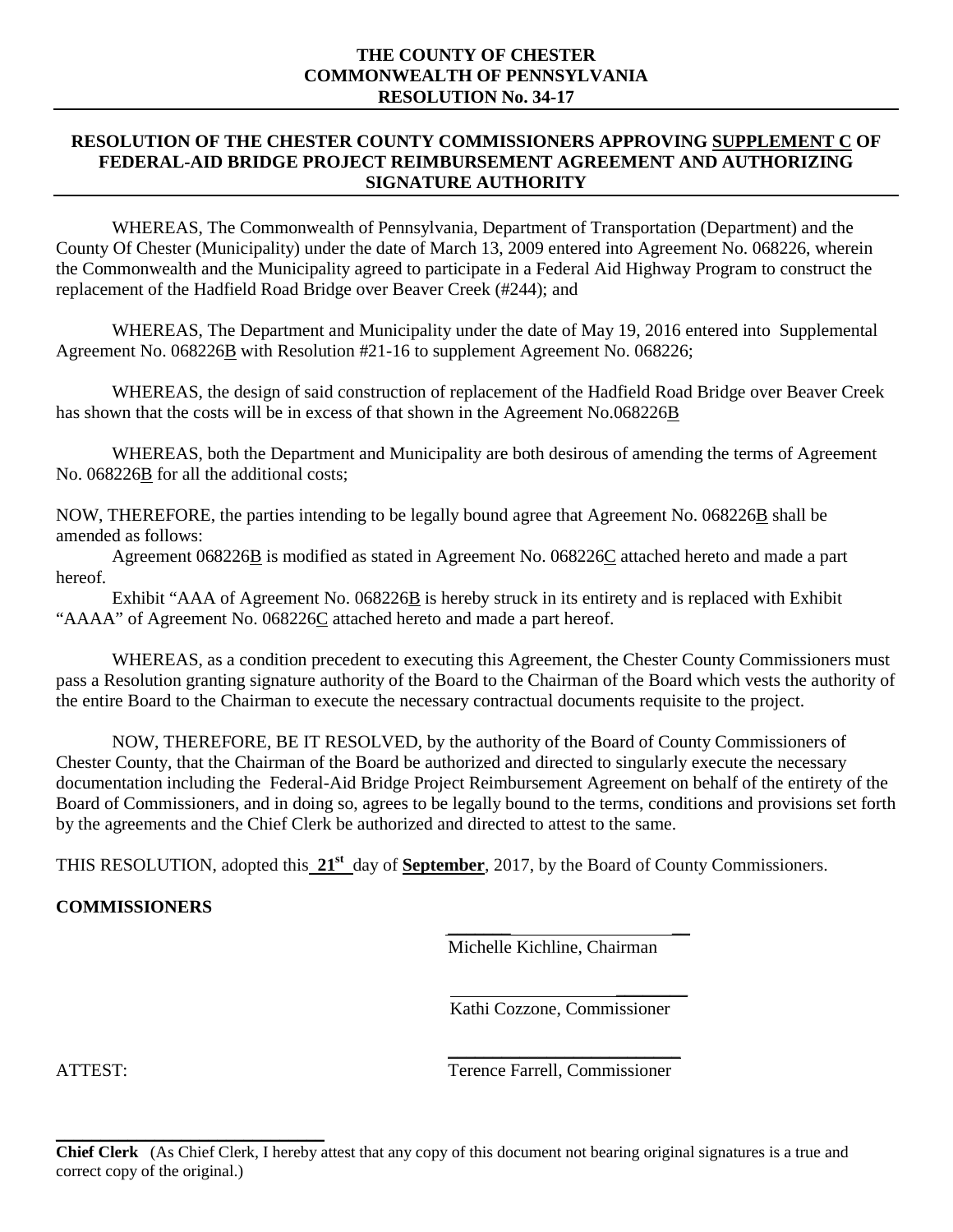**THE COUNTY OF CHESTER**
**COMMONWEALTH OF PENNSYLVANIA**
**RESOLUTION No. 34-17**

---

**RESOLUTION OF THE CHESTER COUNTY COMMISSIONERS APPROVING SUPPLEMENT C OF FEDERAL-AID BRIDGE PROJECT REIMBURSEMENT AGREEMENT AND AUTHORIZING SIGNATURE AUTHORITY**

---

WHEREAS, The Commonwealth of Pennsylvania, Department of Transportation (Department) and the County Of Chester (Municipality) under the date of March 13, 2009 entered into Agreement No. 068226, wherein the Commonwealth and the Municipality agreed to participate in a Federal Aid Highway Program to construct the replacement of the Hadfield Road Bridge over Beaver Creek (#244); and

WHEREAS, The Department and Municipality under the date of May 19, 2016 entered into Supplemental Agreement No. 068226B with Resolution #21-16 to supplement Agreement No. 068226;

WHEREAS, the design of said construction of replacement of the Hadfield Road Bridge over Beaver Creek has shown that the costs will be in excess of that shown in the Agreement No.068226B

WHEREAS, both the Department and Municipality are both desirous of amending the terms of Agreement No. 068226B for all the additional costs;

NOW, THEREFORE, the parties intending to be legally bound agree that Agreement No. 068226B shall be amended as follows:

Agreement 068226B is modified as stated in Agreement No. 068226C attached hereto and made a part hereof.

Exhibit "AAA of Agreement No. 068226B is hereby struck in its entirety and is replaced with Exhibit "AAAA" of Agreement No. 068226C attached hereto and made a part hereof.

WHEREAS, as a condition precedent to executing this Agreement, the Chester County Commissioners must pass a Resolution granting signature authority of the Board to the Chairman of the Board which vests the authority of the entire Board to the Chairman to execute the necessary contractual documents requisite to the project.

NOW, THEREFORE, BE IT RESOLVED, by the authority of the Board of County Commissioners of Chester County, that the Chairman of the Board be authorized and directed to singularly execute the necessary documentation including the Federal-Aid Bridge Project Reimbursement Agreement on behalf of the entirety of the Board of Commissioners, and in doing so, agrees to be legally bound to the terms, conditions and provisions set forth by the agreements and the Chief Clerk be authorized and directed to attest to the same.

THIS RESOLUTION, adopted this **21st** day of **September**, 2017, by the Board of County Commissioners.

**COMMISSIONERS**

Michelle Kichline, Chairman

Kathi Cozzone, Commissioner

ATTEST:

Terence Farrell, Commissioner

**Chief Clerk** (As Chief Clerk, I hereby attest that any copy of this document not bearing original signatures is a true and correct copy of the original.)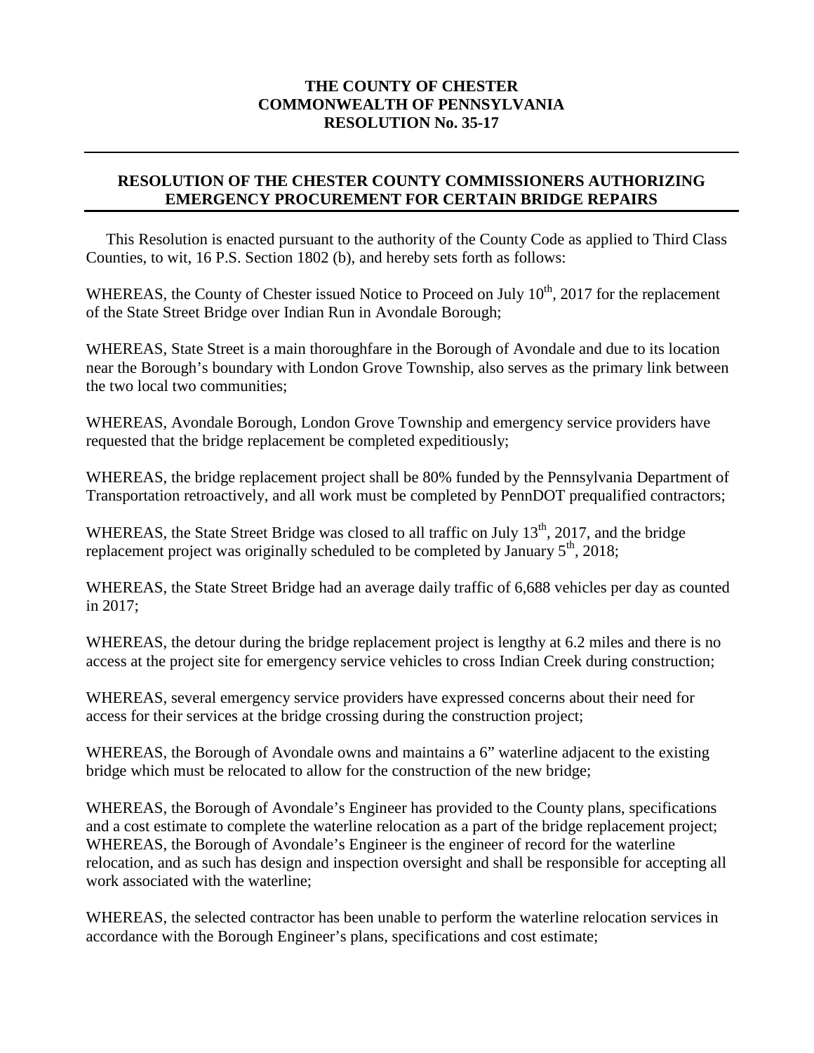**THE COUNTY OF CHESTER**
**COMMONWEALTH OF PENNSYLVANIA**
**RESOLUTION No. 35-17**

---

## RESOLUTION OF THE CHESTER COUNTY COMMISSIONERS AUTHORIZING EMERGENCY PROCUREMENT FOR CERTAIN BRIDGE REPAIRS

This Resolution is enacted pursuant to the authority of the County Code as applied to Third Class Counties, to wit, 16 P.S. Section 1802 (b), and hereby sets forth as follows:

WHEREAS, the County of Chester issued Notice to Proceed on July 10th, 2017 for the replacement of the State Street Bridge over Indian Run in Avondale Borough;

WHEREAS, State Street is a main thoroughfare in the Borough of Avondale and due to its location near the Borough's boundary with London Grove Township, also serves as the primary link between the two local two communities;

WHEREAS, Avondale Borough, London Grove Township and emergency service providers have requested that the bridge replacement be completed expeditiously;

WHEREAS, the bridge replacement project shall be 80% funded by the Pennsylvania Department of Transportation retroactively, and all work must be completed by PennDOT prequalified contractors;

WHEREAS, the State Street Bridge was closed to all traffic on July 13th, 2017, and the bridge replacement project was originally scheduled to be completed by January 5th, 2018;

WHEREAS, the State Street Bridge had an average daily traffic of 6,688 vehicles per day as counted in 2017;

WHEREAS, the detour during the bridge replacement project is lengthy at 6.2 miles and there is no access at the project site for emergency service vehicles to cross Indian Creek during construction;

WHEREAS, several emergency service providers have expressed concerns about their need for access for their services at the bridge crossing during the construction project;

WHEREAS, the Borough of Avondale owns and maintains a 6" waterline adjacent to the existing bridge which must be relocated to allow for the construction of the new bridge;

WHEREAS, the Borough of Avondale's Engineer has provided to the County plans, specifications and a cost estimate to complete the waterline relocation as a part of the bridge replacement project;
WHEREAS, the Borough of Avondale's Engineer is the engineer of record for the waterline relocation, and as such has design and inspection oversight and shall be responsible for accepting all work associated with the waterline;

WHEREAS, the selected contractor has been unable to perform the waterline relocation services in accordance with the Borough Engineer's plans, specifications and cost estimate;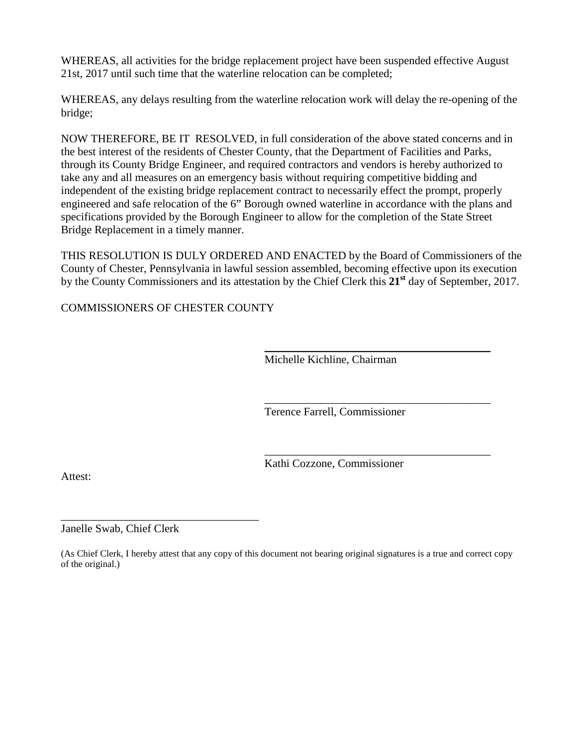WHEREAS, all activities for the bridge replacement project have been suspended effective August 21st, 2017 until such time that the waterline relocation can be completed;

WHEREAS, any delays resulting from the waterline relocation work will delay the re-opening of the bridge;

NOW THEREFORE, BE IT RESOLVED, in full consideration of the above stated concerns and in the best interest of the residents of Chester County, that the Department of Facilities and Parks, through its County Bridge Engineer, and required contractors and vendors is hereby authorized to take any and all measures on an emergency basis without requiring competitive bidding and independent of the existing bridge replacement contract to necessarily effect the prompt, properly engineered and safe relocation of the 6" Borough owned waterline in accordance with the plans and specifications provided by the Borough Engineer to allow for the completion of the State Street Bridge Replacement in a timely manner.

THIS RESOLUTION IS DULY ORDERED AND ENACTED by the Board of Commissioners of the County of Chester, Pennsylvania in lawful session assembled, becoming effective upon its execution by the County Commissioners and its attestation by the Chief Clerk this **21st** day of September, 2017.

COMMISSIONERS OF CHESTER COUNTY

\_\_\_\_\_\_\_\_\_\_\_\_\_\_\_\_\_\_\_\_\_\_\_\_\_\_\_\_\_\_\_\_\_\_\_\_\_\_\_\_

Michelle Kichline, Chairman

\_\_\_\_\_\_\_\_\_\_\_\_\_\_\_\_\_\_\_\_\_\_\_\_\_\_\_\_\_\_\_\_\_\_\_\_\_\_\_\_

Terence Farrell, Commissioner

\_\_\_\_\_\_\_\_\_\_\_\_\_\_\_\_\_\_\_\_\_\_\_\_\_\_\_\_\_\_\_\_\_\_\_\_\_\_\_\_

Kathi Cozzone, Commissioner

Attest:

\_\_\_\_\_\_\_\_\_\_\_\_\_\_\_\_\_\_\_\_\_\_\_\_\_\_\_\_\_\_\_\_\_\_\_\_

Janelle Swab, Chief Clerk

(As Chief Clerk, I hereby attest that any copy of this document not bearing original signatures is a true and correct copy of the original.)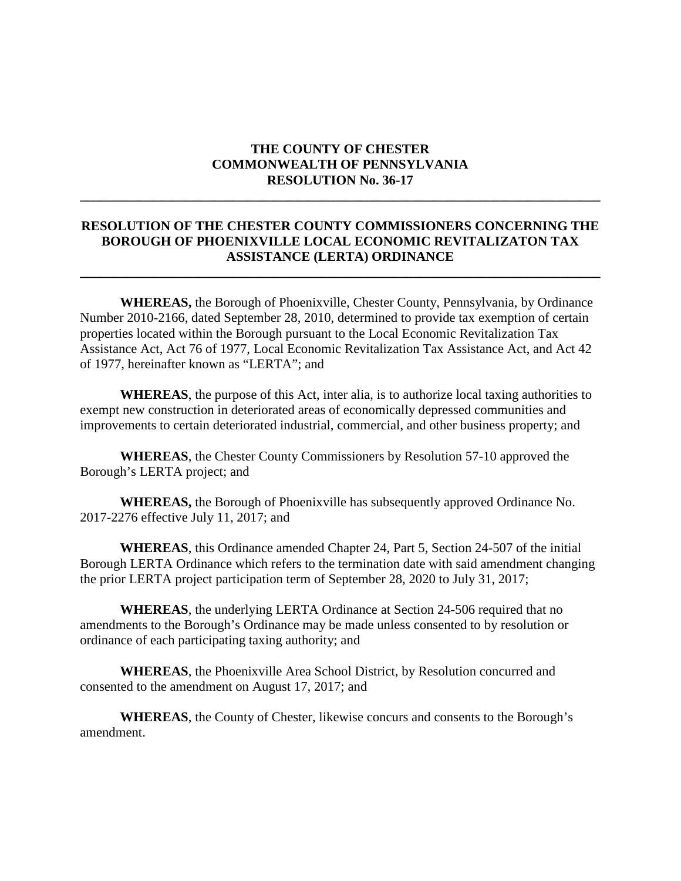**THE COUNTY OF CHESTER**
**COMMONWEALTH OF PENNSYLVANIA**
**RESOLUTION No. 36-17**

---

**RESOLUTION OF THE CHESTER COUNTY COMMISSIONERS CONCERNING THE BOROUGH OF PHOENIXVILLE LOCAL ECONOMIC REVITALIZATON TAX ASSISTANCE (LERTA) ORDINANCE**

---

**WHEREAS,** the Borough of Phoenixville, Chester County, Pennsylvania, by Ordinance Number 2010-2166, dated September 28, 2010, determined to provide tax exemption of certain properties located within the Borough pursuant to the Local Economic Revitalization Tax Assistance Act, Act 76 of 1977, Local Economic Revitalization Tax Assistance Act, and Act 42 of 1977, hereinafter known as "LERTA"; and

**WHEREAS**, the purpose of this Act, inter alia, is to authorize local taxing authorities to exempt new construction in deteriorated areas of economically depressed communities and improvements to certain deteriorated industrial, commercial, and other business property; and

**WHEREAS**, the Chester County Commissioners by Resolution 57-10 approved the Borough's LERTA project; and

**WHEREAS,** the Borough of Phoenixville has subsequently approved Ordinance No. 2017-2276 effective July 11, 2017; and

**WHEREAS**, this Ordinance amended Chapter 24, Part 5, Section 24-507 of the initial Borough LERTA Ordinance which refers to the termination date with said amendment changing the prior LERTA project participation term of September 28, 2020 to July 31, 2017;

**WHEREAS**, the underlying LERTA Ordinance at Section 24-506 required that no amendments to the Borough's Ordinance may be made unless consented to by resolution or ordinance of each participating taxing authority; and

**WHEREAS**, the Phoenixville Area School District, by Resolution concurred and consented to the amendment on August 17, 2017; and

**WHEREAS**, the County of Chester, likewise concurs and consents to the Borough's amendment.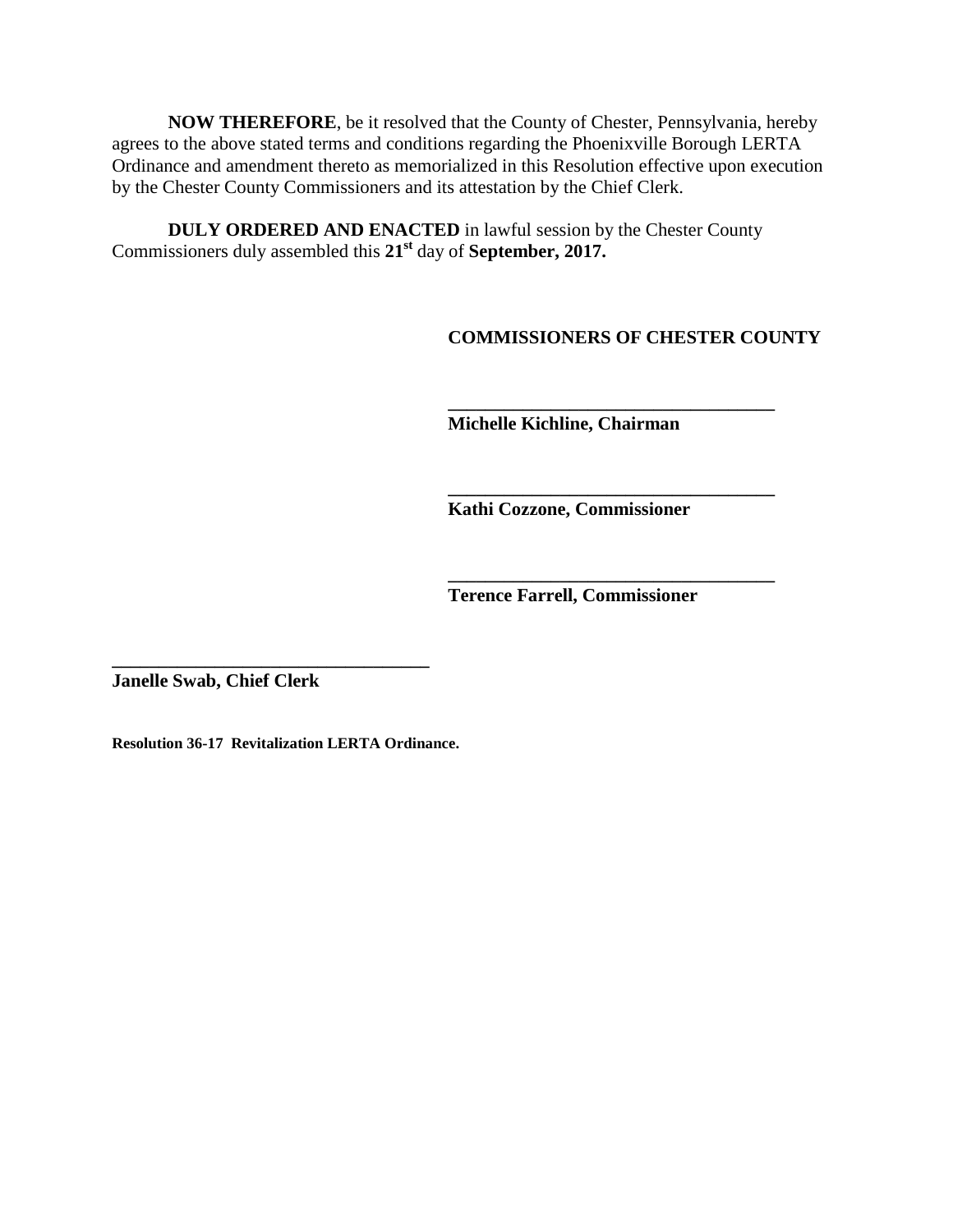**NOW THEREFORE**, be it resolved that the County of Chester, Pennsylvania, hereby agrees to the above stated terms and conditions regarding the Phoenixville Borough LERTA Ordinance and amendment thereto as memorialized in this Resolution effective upon execution by the Chester County Commissioners and its attestation by the Chief Clerk.

**DULY ORDERED AND ENACTED** in lawful session by the Chester County Commissioners duly assembled this **21st** day of **September, 2017.**

**COMMISSIONERS OF CHESTER COUNTY**

**___________________________________**
**Michelle Kichline, Chairman**

**___________________________________**
**Kathi Cozzone, Commissioner**

**___________________________________**
**Terence Farrell, Commissioner**

**___________________________________**
**Janelle Swab, Chief Clerk**

**Resolution 36-17 Revitalization LERTA Ordinance.**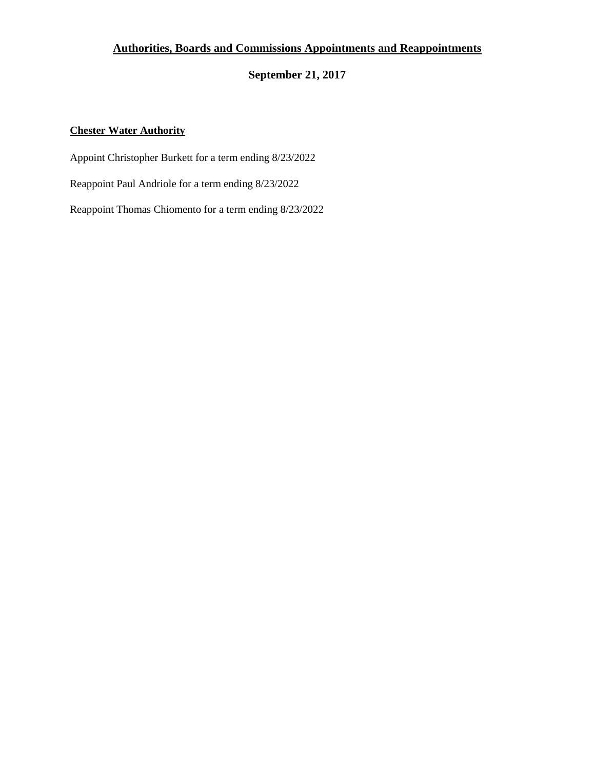## Authorities, Boards and Commissions Appointments and Reappointments

**September 21, 2017**

**Chester Water Authority**

Appoint Christopher Burkett for a term ending 8/23/2022

Reappoint Paul Andriole for a term ending 8/23/2022

Reappoint Thomas Chiomento for a term ending 8/23/2022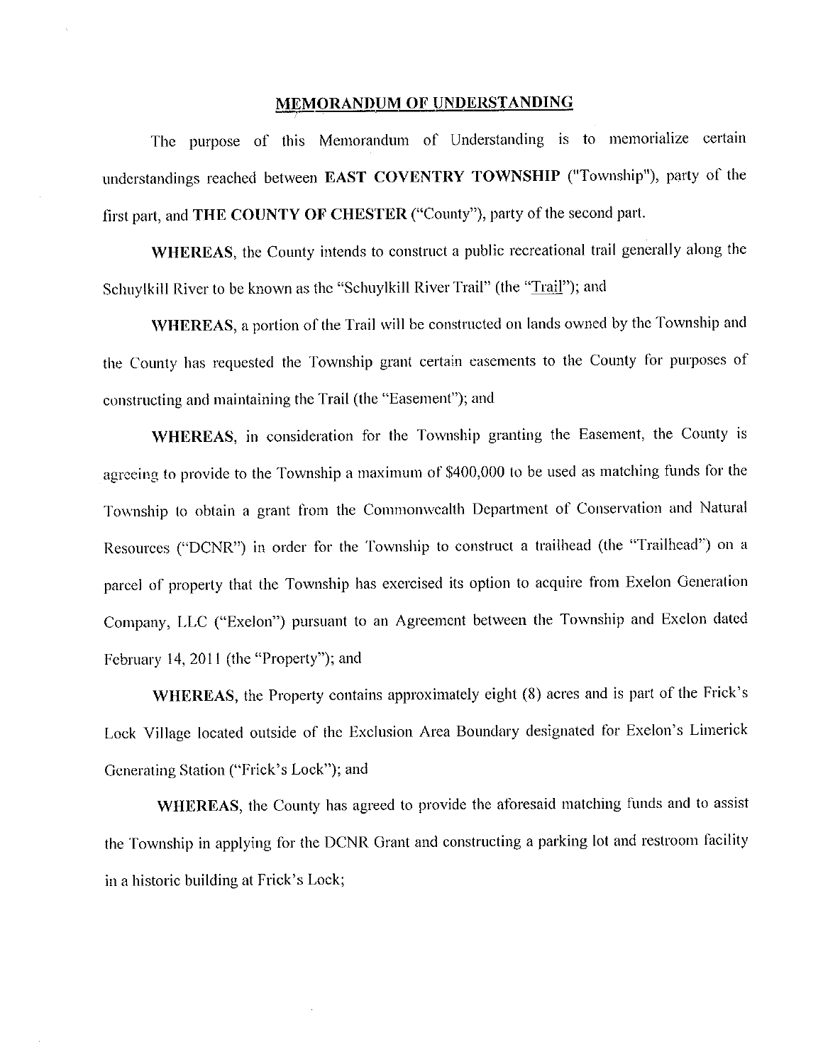## MEMORANDUM OF UNDERSTANDING

The purpose of this Memorandum of Understanding is to memorialize certain understandings reached between **EAST COVENTRY TOWNSHIP** ("Township"), party of the first part, and **THE COUNTY OF CHESTER** ("County"), party of the second part.

**WHEREAS**, the County intends to construct a public recreational trail generally along the Schuylkill River to be known as the "Schuylkill River Trail" (the "Trail"); and

**WHEREAS**, a portion of the Trail will be constructed on lands owned by the Township and the County has requested the Township grant certain easements to the County for purposes of constructing and maintaining the Trail (the "Easement"); and

**WHEREAS**, in consideration for the Township granting the Easement, the County is agreeing to provide to the Township a maximum of $400,000 to be used as matching funds for the Township to obtain a grant from the Commonwealth Department of Conservation and Natural Resources ("DCNR") in order for the Township to construct a trailhead (the "Trailhead") on a parcel of property that the Township has exercised its option to acquire from Exelon Generation Company, LLC ("Exelon") pursuant to an Agreement between the Township and Exelon dated February 14, 2011 (the "Property"); and

**WHEREAS**, the Property contains approximately eight (8) acres and is part of the Frick's Lock Village located outside of the Exclusion Area Boundary designated for Exelon's Limerick Generating Station ("Frick's Lock"); and

**WHEREAS**, the County has agreed to provide the aforesaid matching funds and to assist the Township in applying for the DCNR Grant and constructing a parking lot and restroom facility in a historic building at Frick's Lock;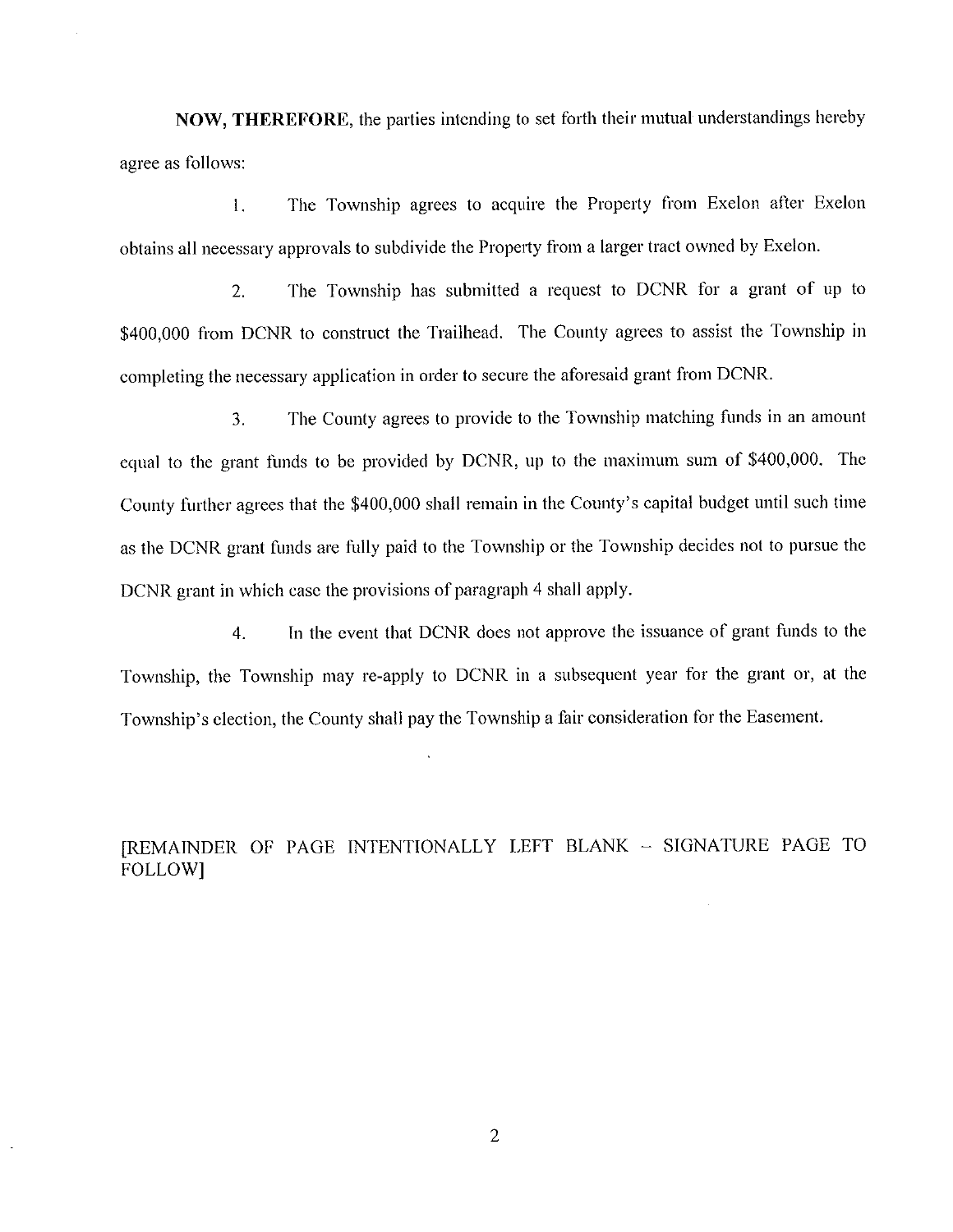**NOW, THEREFORE**, the parties intending to set forth their mutual understandings hereby agree as follows:

1. The Township agrees to acquire the Property from Exelon after Exelon obtains all necessary approvals to subdivide the Property from a larger tract owned by Exelon.

2. The Township has submitted a request to DCNR for a grant of up to $400,000 from DCNR to construct the Trailhead. The County agrees to assist the Township in completing the necessary application in order to secure the aforesaid grant from DCNR.

3. The County agrees to provide to the Township matching funds in an amount equal to the grant funds to be provided by DCNR, up to the maximum sum of $400,000. The County further agrees that the $400,000 shall remain in the County's capital budget until such time as the DCNR grant funds are fully paid to the Township or the Township decides not to pursue the DCNR grant in which case the provisions of paragraph 4 shall apply.

4. In the event that DCNR does not approve the issuance of grant funds to the Township, the Township may re-apply to DCNR in a subsequent year for the grant or, at the Township's election, the County shall pay the Township a fair consideration for the Easement.

[REMAINDER OF PAGE INTENTIONALLY LEFT BLANK – SIGNATURE PAGE TO FOLLOW]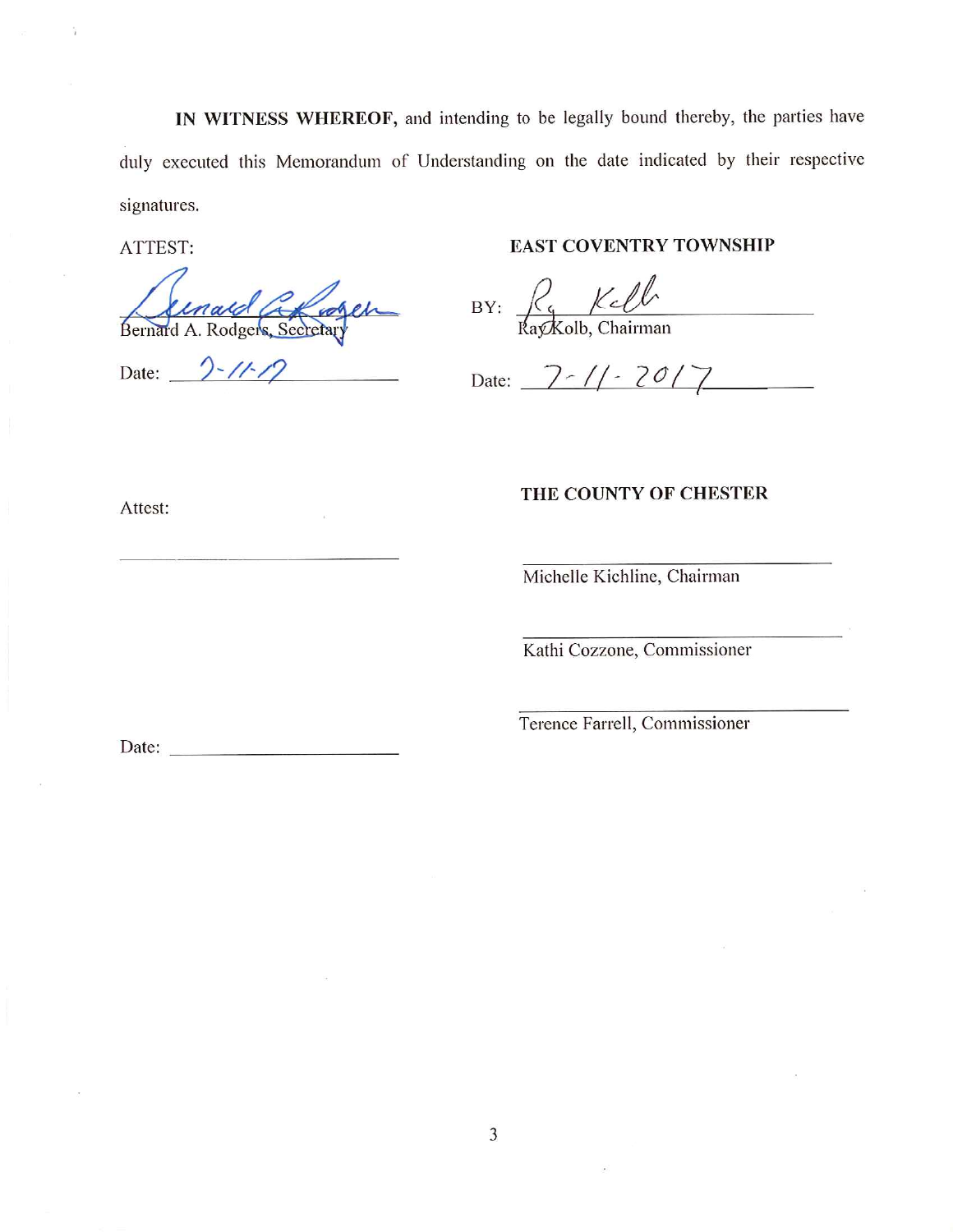**IN WITNESS WHEREOF,** and intending to be legally bound thereby, the parties have duly executed this Memorandum of Understanding on the date indicated by their respective signatures.

ATTEST:

Bernard A. Rodgers, Secretary

Date: 7-11-17

**EAST COVENTRY TOWNSHIP**

BY: Ray Kolb, Chairman

Date: 7-11-2017

Attest:

\_\_\_\_\_\_\_\_\_\_\_\_\_\_\_\_\_\_\_\_\_\_\_\_\_\_\_\_\_\_

Date: \_\_\_\_\_\_\_\_\_\_\_\_\_\_\_\_\_\_\_\_

**THE COUNTY OF CHESTER**

\_\_\_\_\_\_\_\_\_\_\_\_\_\_\_\_\_\_\_\_\_\_\_\_\_\_\_\_\_\_

Michelle Kichline, Chairman

\_\_\_\_\_\_\_\_\_\_\_\_\_\_\_\_\_\_\_\_\_\_\_\_\_\_\_\_\_\_

Kathi Cozzone, Commissioner

\_\_\_\_\_\_\_\_\_\_\_\_\_\_\_\_\_\_\_\_\_\_\_\_\_\_\_\_\_\_

Terence Farrell, Commissioner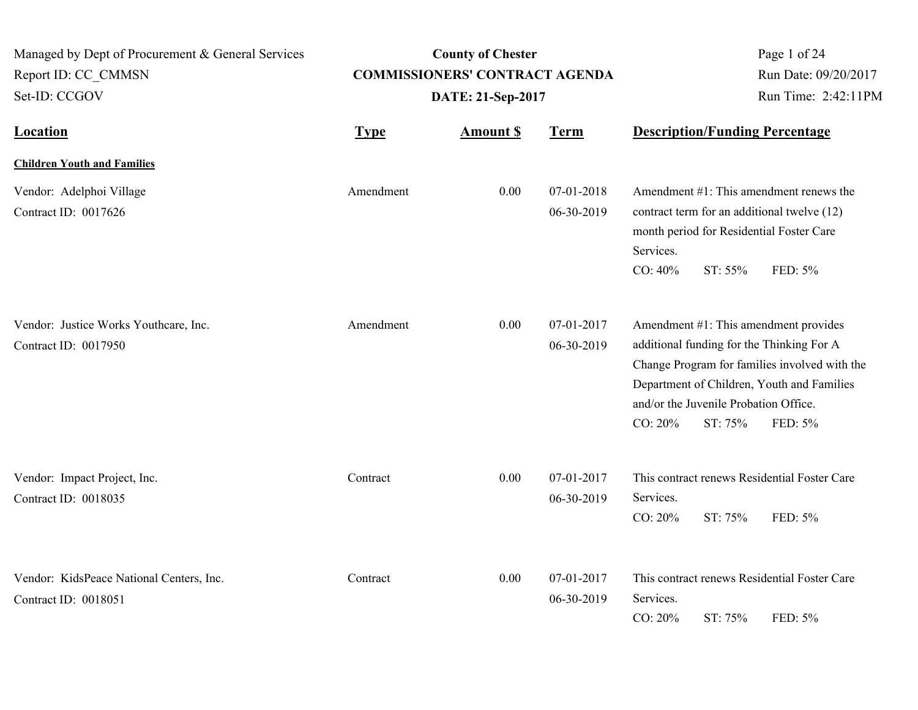Managed by Dept of Procurement & General Services
Report ID: CC_CMMSN
Set-ID: CCGOV

**County of Chester**
**COMMISSIONERS' CONTRACT AGENDA**
**DATE: 21-Sep-2017**

Run Date: 09/20/2017
Run Time: 2:42:11PM

| Location | Type | Amount $ | Term | Description/Funding Percentage |
|---|---|---|---|---|
| **Children Youth and Families** | | | | |
| Vendor: Adelphoi Village<br>Contract ID: 0017626 | Amendment | 0.00 | 07-01-2018<br>06-30-2019 | Amendment #1: This amendment renews the contract term for an additional twelve (12) month period for Residential Foster Care Services.<br>CO: 40% ST: 55% FED: 5% |
| Vendor: Justice Works Youthcare, Inc.<br>Contract ID: 0017950 | Amendment | 0.00 | 07-01-2017<br>06-30-2019 | Amendment #1: This amendment provides additional funding for the Thinking For A Change Program for families involved with the Department of Children, Youth and Families and/or the Juvenile Probation Office.<br>CO: 20% ST: 75% FED: 5% |
| Vendor: Impact Project, Inc.<br>Contract ID: 0018035 | Contract | 0.00 | 07-01-2017<br>06-30-2019 | This contract renews Residential Foster Care Services.<br>CO: 20% ST: 75% FED: 5% |
| Vendor: KidsPeace National Centers, Inc.<br>Contract ID: 0018051 | Contract | 0.00 | 07-01-2017<br>06-30-2019 | This contract renews Residential Foster Care Services.<br>CO: 20% ST: 75% FED: 5% |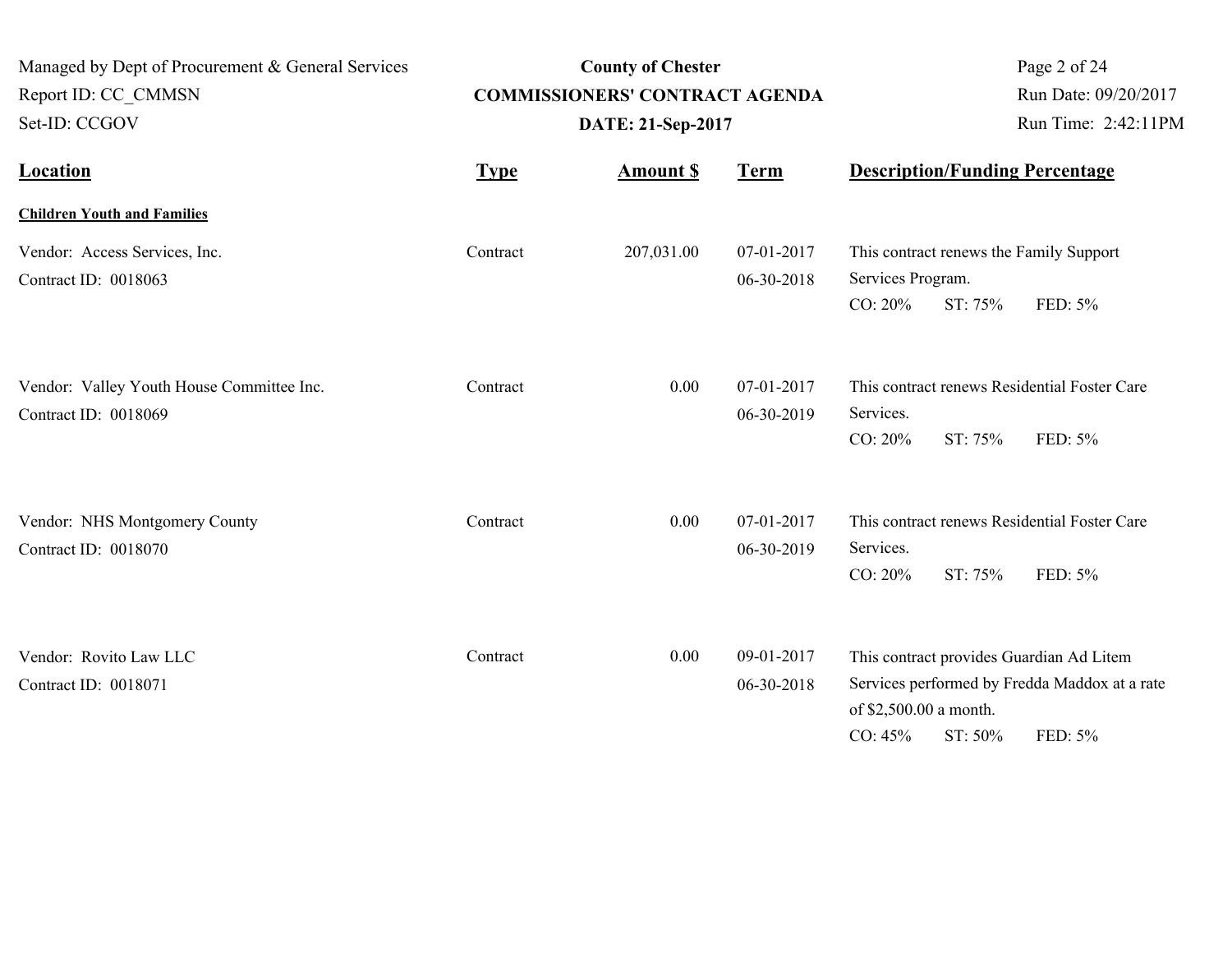| Location | Type | Amount $ | Term | Description/Funding Percentage |
|---|---|---|---|---|
| **Children Youth and Families** | | | | |
| Vendor: Access Services, Inc.<br>Contract ID: 0018063 | Contract | 207,031.00 | 07-01-2017<br>06-30-2018 | This contract renews the Family Support Services Program.<br>CO: 20% ST: 75% FED: 5% |
| Vendor: Valley Youth House Committee Inc.<br>Contract ID: 0018069 | Contract | 0.00 | 07-01-2017<br>06-30-2019 | This contract renews Residential Foster Care Services.<br>CO: 20% ST: 75% FED: 5% |
| Vendor: NHS Montgomery County<br>Contract ID: 0018070 | Contract | 0.00 | 07-01-2017<br>06-30-2019 | This contract renews Residential Foster Care Services.<br>CO: 20% ST: 75% FED: 5% |
| Vendor: Rovito Law LLC<br>Contract ID: 0018071 | Contract | 0.00 | 09-01-2017<br>06-30-2018 | This contract provides Guardian Ad Litem Services performed by Fredda Maddox at a rate of $2,500.00 a month.<br>CO: 45% ST: 50% FED: 5% |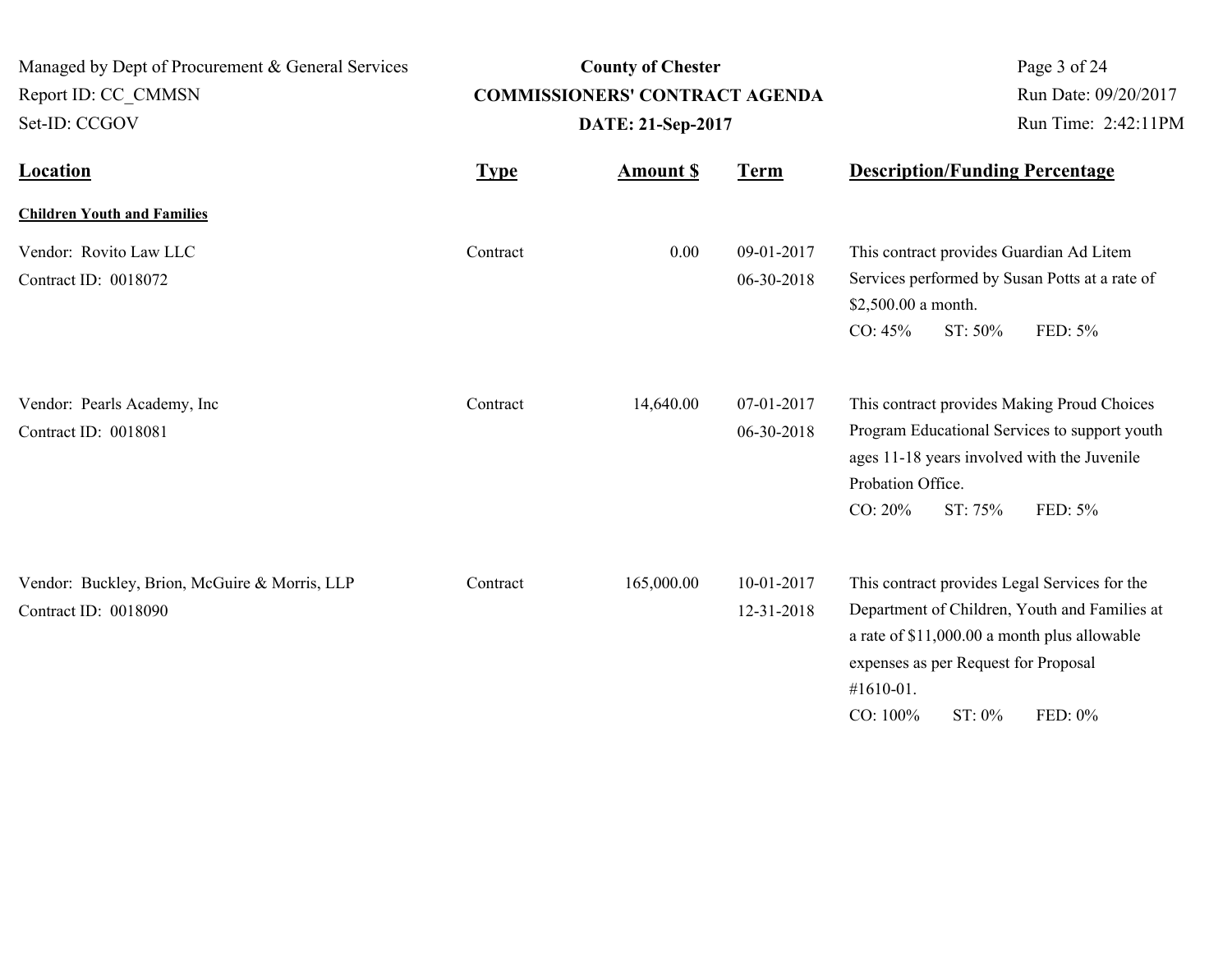Managed by Dept of Procurement & General Services
Report ID: CC_CMMSN
Set-ID: CCGOV

**County of Chester**
**COMMISSIONERS' CONTRACT AGENDA**
**DATE: 21-Sep-2017**

Run Date: 09/20/2017
Run Time: 2:42:11PM

| Location | Type | Amount $ | Term | Description/Funding Percentage |
|---|---|---|---|---|
| **Children Youth and Families** | | | | |
| Vendor: Rovito Law LLC<br>Contract ID: 0018072 | Contract | 0.00 | 09-01-2017<br>06-30-2018 | This contract provides Guardian Ad Litem Services performed by Susan Potts at a rate of $2,500.00 a month.<br>CO: 45% ST: 50% FED: 5% |
| Vendor: Pearls Academy, Inc<br>Contract ID: 0018081 | Contract | 14,640.00 | 07-01-2017<br>06-30-2018 | This contract provides Making Proud Choices Program Educational Services to support youth ages 11-18 years involved with the Juvenile Probation Office.<br>CO: 20% ST: 75% FED: 5% |
| Vendor: Buckley, Brion, McGuire & Morris, LLP<br>Contract ID: 0018090 | Contract | 165,000.00 | 10-01-2017<br>12-31-2018 | This contract provides Legal Services for the Department of Children, Youth and Families at a rate of $11,000.00 a month plus allowable expenses as per Request for Proposal #1610-01.<br>CO: 100% ST: 0% FED: 0% |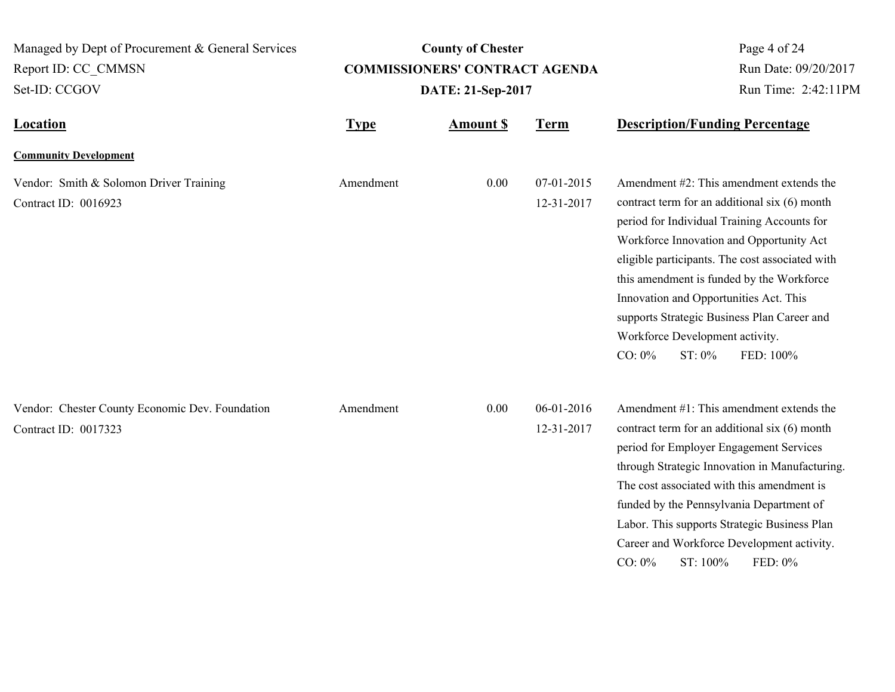| Location | Type | Amount $ | Term | Description/Funding Percentage |
|---|---|---|---|---|
| **Community Development** | | | | |
| Vendor: Smith & Solomon Driver Training<br>Contract ID: 0016923 | Amendment | 0.00 | 07-01-2015<br>12-31-2017 | Amendment #2: This amendment extends the contract term for an additional six (6) month period for Individual Training Accounts for Workforce Innovation and Opportunity Act eligible participants. The cost associated with this amendment is funded by the Workforce Innovation and Opportunities Act. This supports Strategic Business Plan Career and Workforce Development activity.<br>CO: 0% ST: 0% FED: 100% |
| Vendor: Chester County Economic Dev. Foundation<br>Contract ID: 0017323 | Amendment | 0.00 | 06-01-2016<br>12-31-2017 | Amendment #1: This amendment extends the contract term for an additional six (6) month period for Employer Engagement Services through Strategic Innovation in Manufacturing. The cost associated with this amendment is funded by the Pennsylvania Department of Labor. This supports Strategic Business Plan Career and Workforce Development activity.<br>CO: 0% ST: 100% FED: 0% |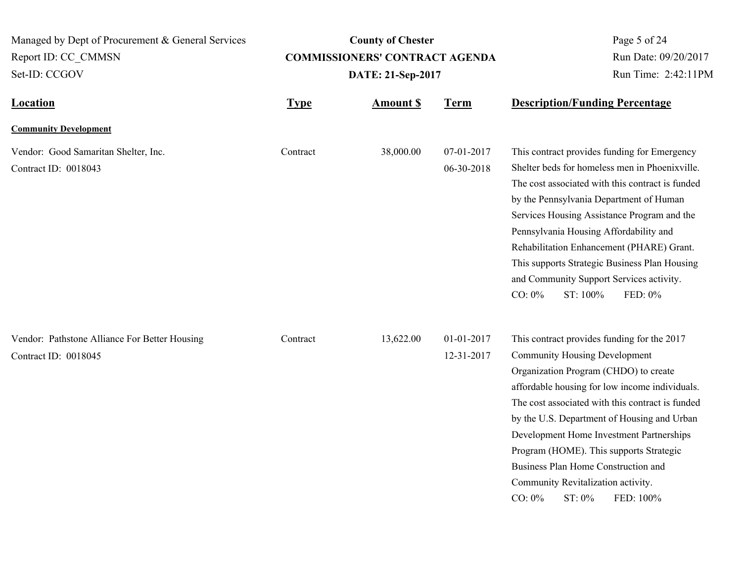| Location | Type | Amount $ | Term | Description/Funding Percentage |
|---|---|---|---|---|
| **Community Development** | | | | |
| Vendor: Good Samaritan Shelter, Inc.<br>Contract ID: 0018043 | Contract | 38,000.00 | 07-01-2017<br>06-30-2018 | This contract provides funding for Emergency Shelter beds for homeless men in Phoenixville. The cost associated with this contract is funded by the Pennsylvania Department of Human Services Housing Assistance Program and the Pennsylvania Housing Affordability and Rehabilitation Enhancement (PHARE) Grant. This supports Strategic Business Plan Housing and Community Support Services activity.<br>CO: 0% ST: 100% FED: 0% |
| Vendor: Pathstone Alliance For Better Housing<br>Contract ID: 0018045 | Contract | 13,622.00 | 01-01-2017<br>12-31-2017 | This contract provides funding for the 2017 Community Housing Development Organization Program (CHDO) to create affordable housing for low income individuals. The cost associated with this contract is funded by the U.S. Department of Housing and Urban Development Home Investment Partnerships Program (HOME). This supports Strategic Business Plan Home Construction and Community Revitalization activity.<br>CO: 0% ST: 0% FED: 100% |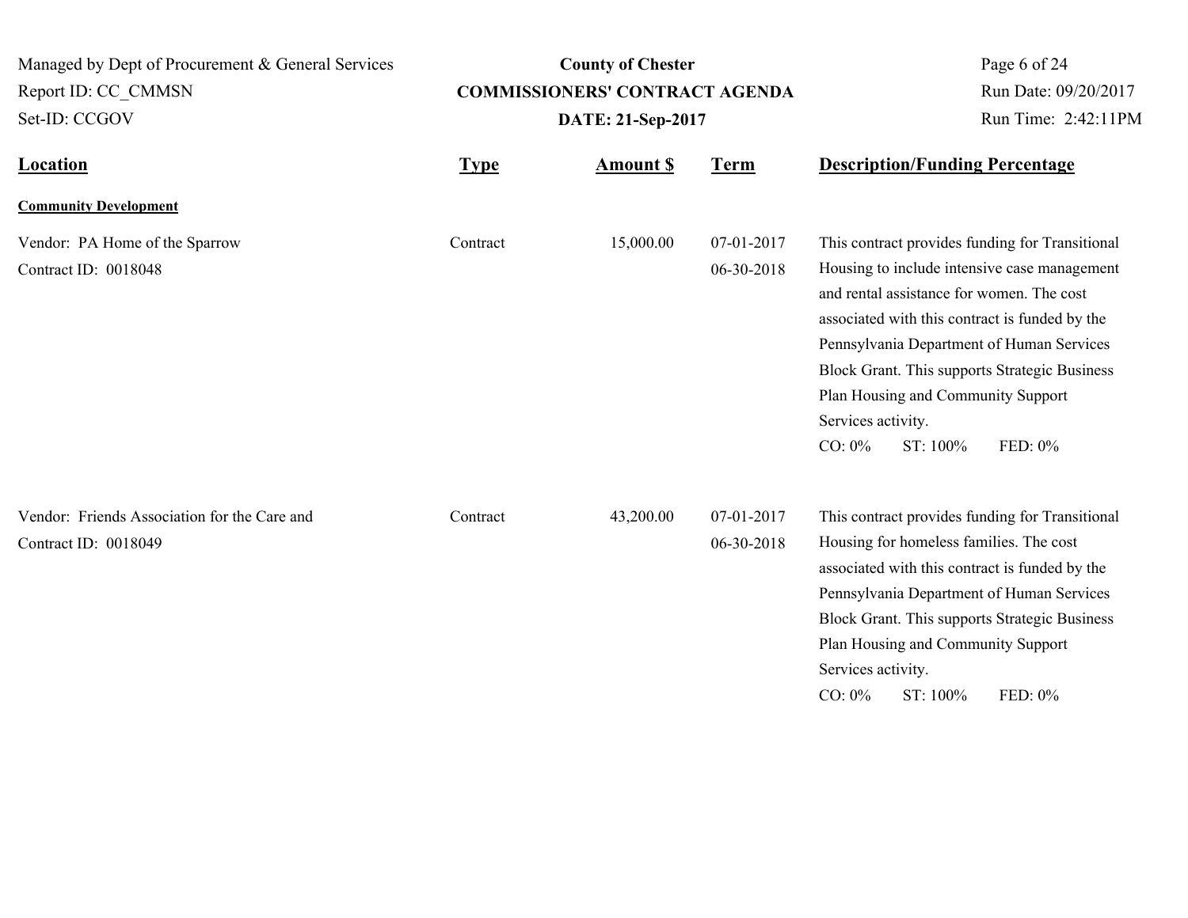| Location | Type | Amount $ | Term | Description/Funding Percentage |
|---|---|---|---|---|
| **Community Development** | | | | |
| Vendor: PA Home of the Sparrow<br>Contract ID: 0018048 | Contract | 15,000.00 | 07-01-2017<br>06-30-2018 | This contract provides funding for Transitional Housing to include intensive case management and rental assistance for women. The cost associated with this contract is funded by the Pennsylvania Department of Human Services Block Grant. This supports Strategic Business Plan Housing and Community Support Services activity.<br>CO: 0% ST: 100% FED: 0% |
| Vendor: Friends Association for the Care and<br>Contract ID: 0018049 | Contract | 43,200.00 | 07-01-2017<br>06-30-2018 | This contract provides funding for Transitional Housing for homeless families. The cost associated with this contract is funded by the Pennsylvania Department of Human Services Block Grant. This supports Strategic Business Plan Housing and Community Support Services activity.<br>CO: 0% ST: 100% FED: 0% |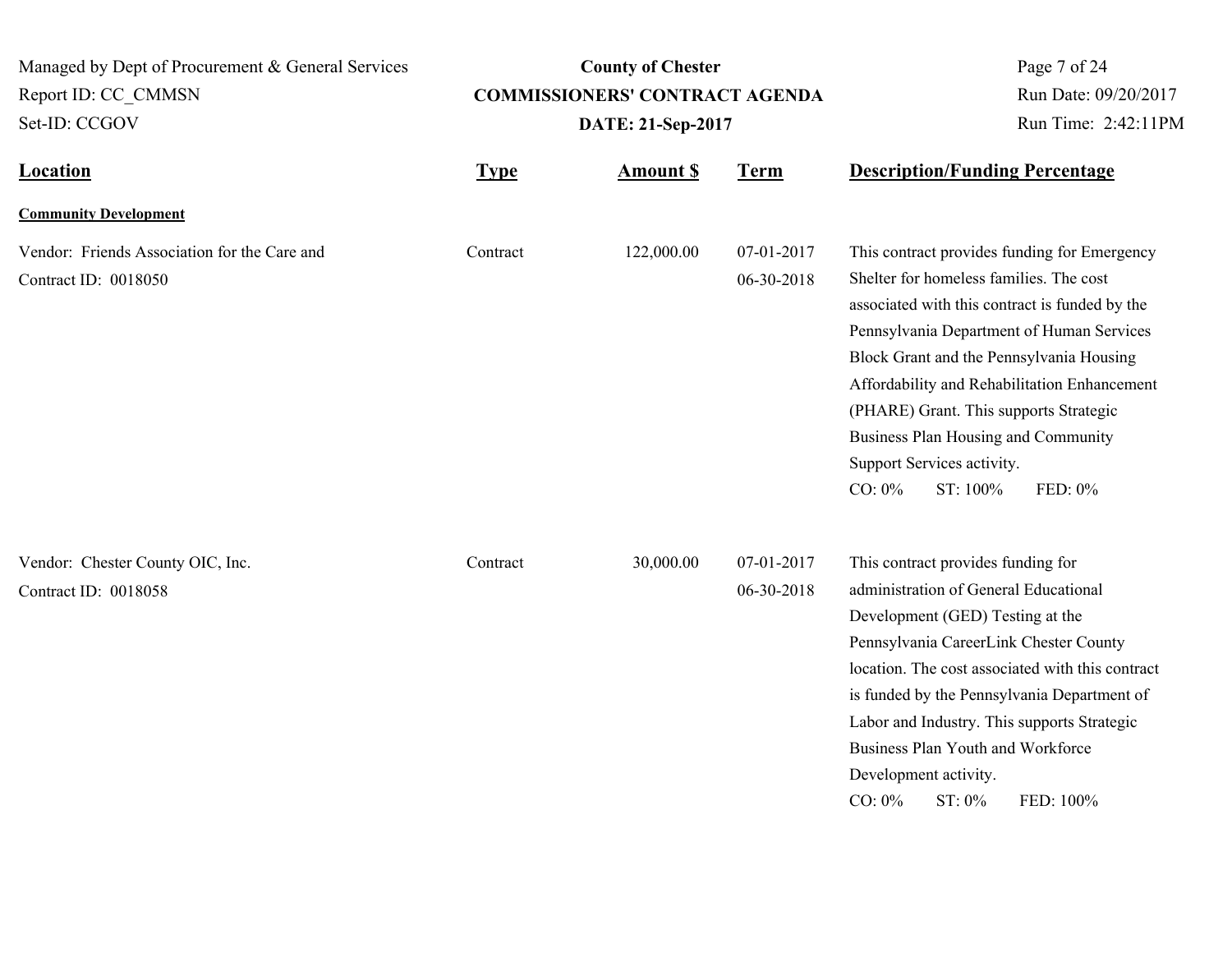| Location | Type | Amount $ | Term | Description/Funding Percentage |
|---|---|---|---|---|
| **Community Development** | | | | |
| Vendor: Friends Association for the Care and<br>Contract ID: 0018050 | Contract | 122,000.00 | 07-01-2017<br>06-30-2018 | This contract provides funding for Emergency Shelter for homeless families. The cost associated with this contract is funded by the Pennsylvania Department of Human Services Block Grant and the Pennsylvania Housing Affordability and Rehabilitation Enhancement (PHARE) Grant. This supports Strategic Business Plan Housing and Community Support Services activity.<br>CO: 0% ST: 100% FED: 0% |
| Vendor: Chester County OIC, Inc.<br>Contract ID: 0018058 | Contract | 30,000.00 | 07-01-2017<br>06-30-2018 | This contract provides funding for administration of General Educational Development (GED) Testing at the Pennsylvania CareerLink Chester County location. The cost associated with this contract is funded by the Pennsylvania Department of Labor and Industry. This supports Strategic Business Plan Youth and Workforce Development activity.<br>CO: 0% ST: 0% FED: 100% |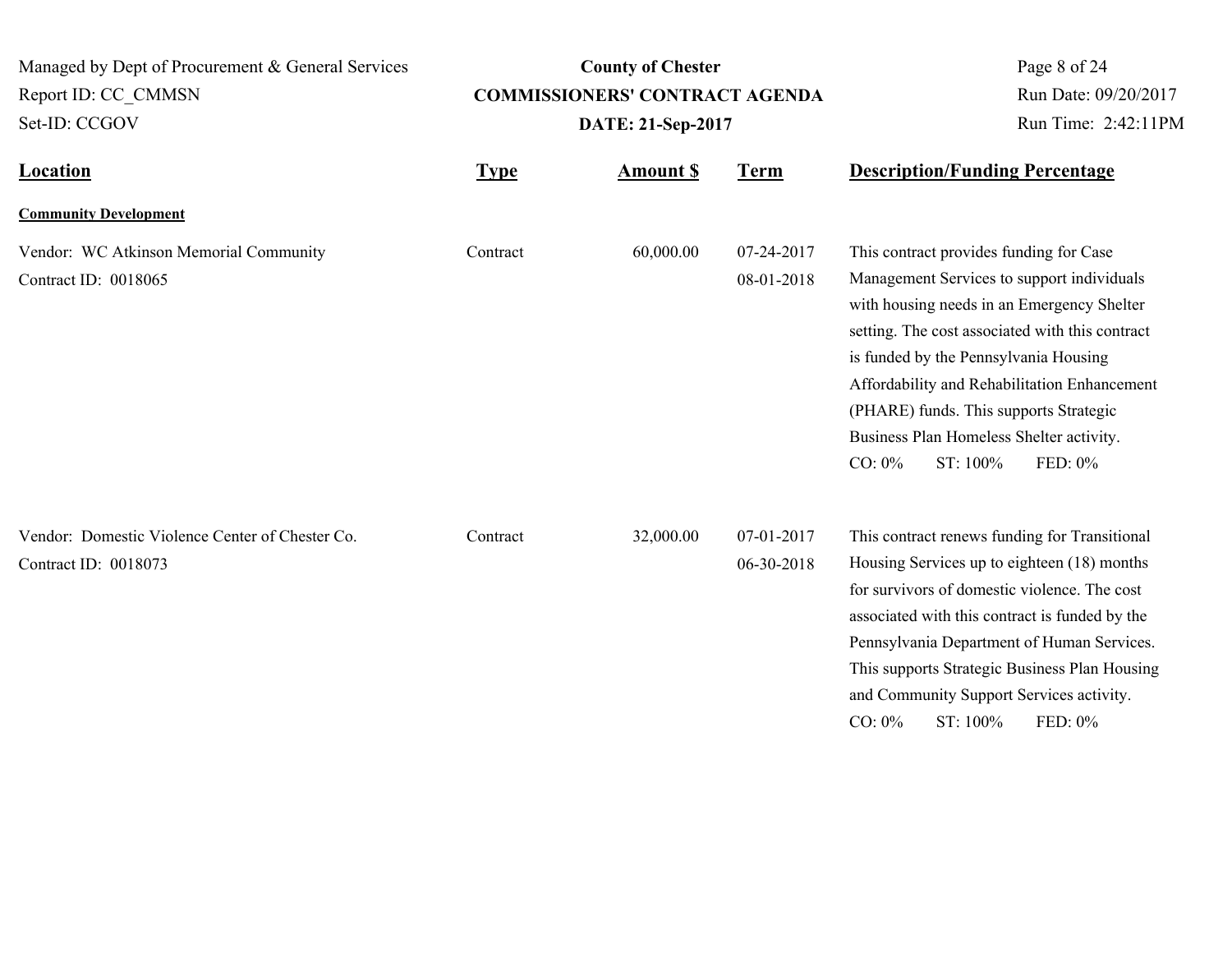| Location | Type | Amount $ | Term | Description/Funding Percentage |
|---|---|---|---|---|
| **Community Development** | | | | |
| Vendor: WC Atkinson Memorial Community<br>Contract ID: 0018065 | Contract | 60,000.00 | 07-24-2017<br>08-01-2018 | This contract provides funding for Case Management Services to support individuals with housing needs in an Emergency Shelter setting. The cost associated with this contract is funded by the Pennsylvania Housing Affordability and Rehabilitation Enhancement (PHARE) funds. This supports Strategic Business Plan Homeless Shelter activity.<br>CO: 0% ST: 100% FED: 0% |
| Vendor: Domestic Violence Center of Chester Co.<br>Contract ID: 0018073 | Contract | 32,000.00 | 07-01-2017<br>06-30-2018 | This contract renews funding for Transitional Housing Services up to eighteen (18) months for survivors of domestic violence. The cost associated with this contract is funded by the Pennsylvania Department of Human Services. This supports Strategic Business Plan Housing and Community Support Services activity.<br>CO: 0% ST: 100% FED: 0% |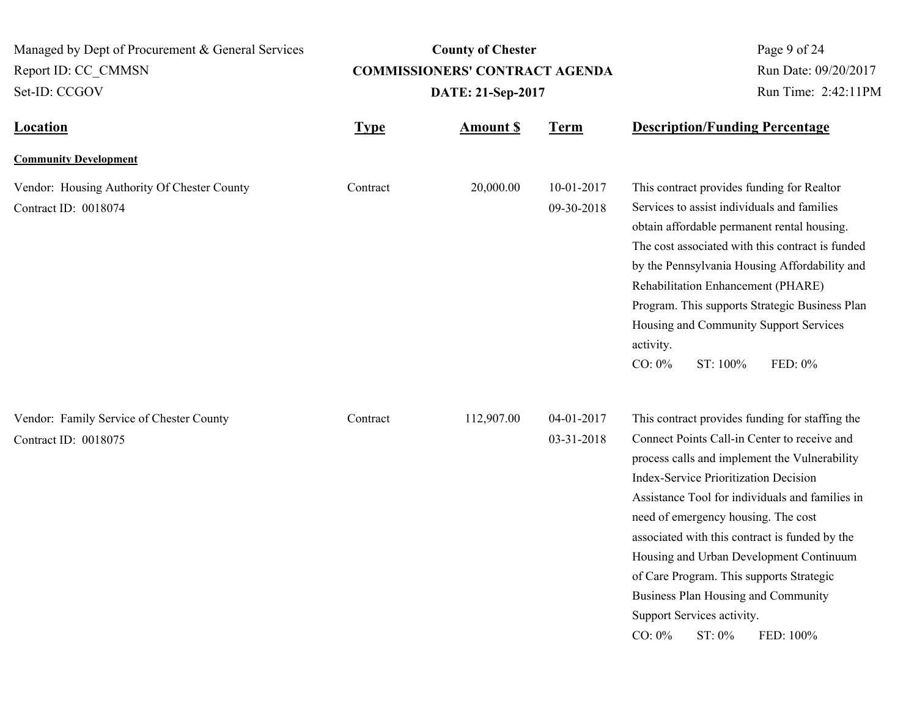| Location | Type | Amount $ | Term | Description/Funding Percentage |
| --- | --- | --- | --- | --- |
| **Community Development** | | | | |
| Vendor: Housing Authority Of Chester County<br>Contract ID: 0018074 | Contract | 20,000.00 | 10-01-2017<br>09-30-2018 | This contract provides funding for Realtor Services to assist individuals and families obtain affordable permanent rental housing. The cost associated with this contract is funded by the Pennsylvania Housing Affordability and Rehabilitation Enhancement (PHARE) Program. This supports Strategic Business Plan Housing and Community Support Services activity.<br>CO: 0% ST: 100% FED: 0% |
| Vendor: Family Service of Chester County<br>Contract ID: 0018075 | Contract | 112,907.00 | 04-01-2017<br>03-31-2018 | This contract provides funding for staffing the Connect Points Call-in Center to receive and process calls and implement the Vulnerability Index-Service Prioritization Decision Assistance Tool for individuals and families in need of emergency housing. The cost associated with this contract is funded by the Housing and Urban Development Continuum of Care Program. This supports Strategic Business Plan Housing and Community Support Services activity.<br>CO: 0% ST: 0% FED: 100% |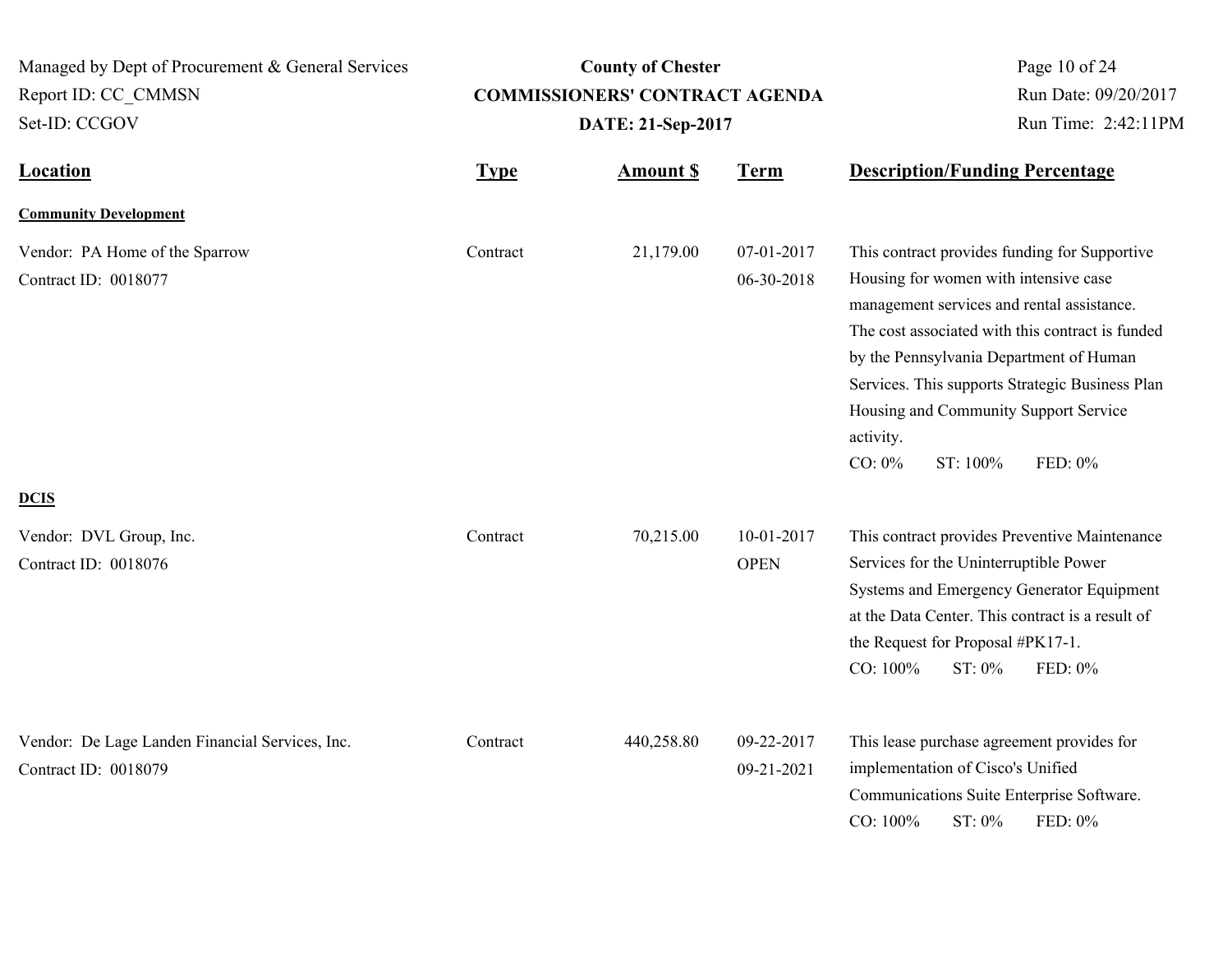Managed by Dept of Procurement & General Services
Report ID: CC_CMMSN
Set-ID: CCGOV

**County of Chester**
**COMMISSIONERS' CONTRACT AGENDA**
**DATE: 21-Sep-2017**

Run Date: 09/20/2017
Run Time: 2:42:11PM

| Location | Type | Amount $ | Term | Description/Funding Percentage |
|---|---|---|---|---|
| **Community Development** | | | | |
| Vendor: PA Home of the Sparrow<br>Contract ID: 0018077 | Contract | 21,179.00 | 07-01-2017<br>06-30-2018 | This contract provides funding for Supportive Housing for women with intensive case management services and rental assistance. The cost associated with this contract is funded by the Pennsylvania Department of Human Services. This supports Strategic Business Plan Housing and Community Support Service activity.<br>CO: 0% ST: 100% FED: 0% |
| **DCIS** | | | | |
| Vendor: DVL Group, Inc.<br>Contract ID: 0018076 | Contract | 70,215.00 | 10-01-2017<br>OPEN | This contract provides Preventive Maintenance Services for the Uninterruptible Power Systems and Emergency Generator Equipment at the Data Center. This contract is a result of the Request for Proposal #PK17-1.<br>CO: 100% ST: 0% FED: 0% |
| Vendor: De Lage Landen Financial Services, Inc.<br>Contract ID: 0018079 | Contract | 440,258.80 | 09-22-2017<br>09-21-2021 | This lease purchase agreement provides for implementation of Cisco's Unified Communications Suite Enterprise Software.<br>CO: 100% ST: 0% FED: 0% |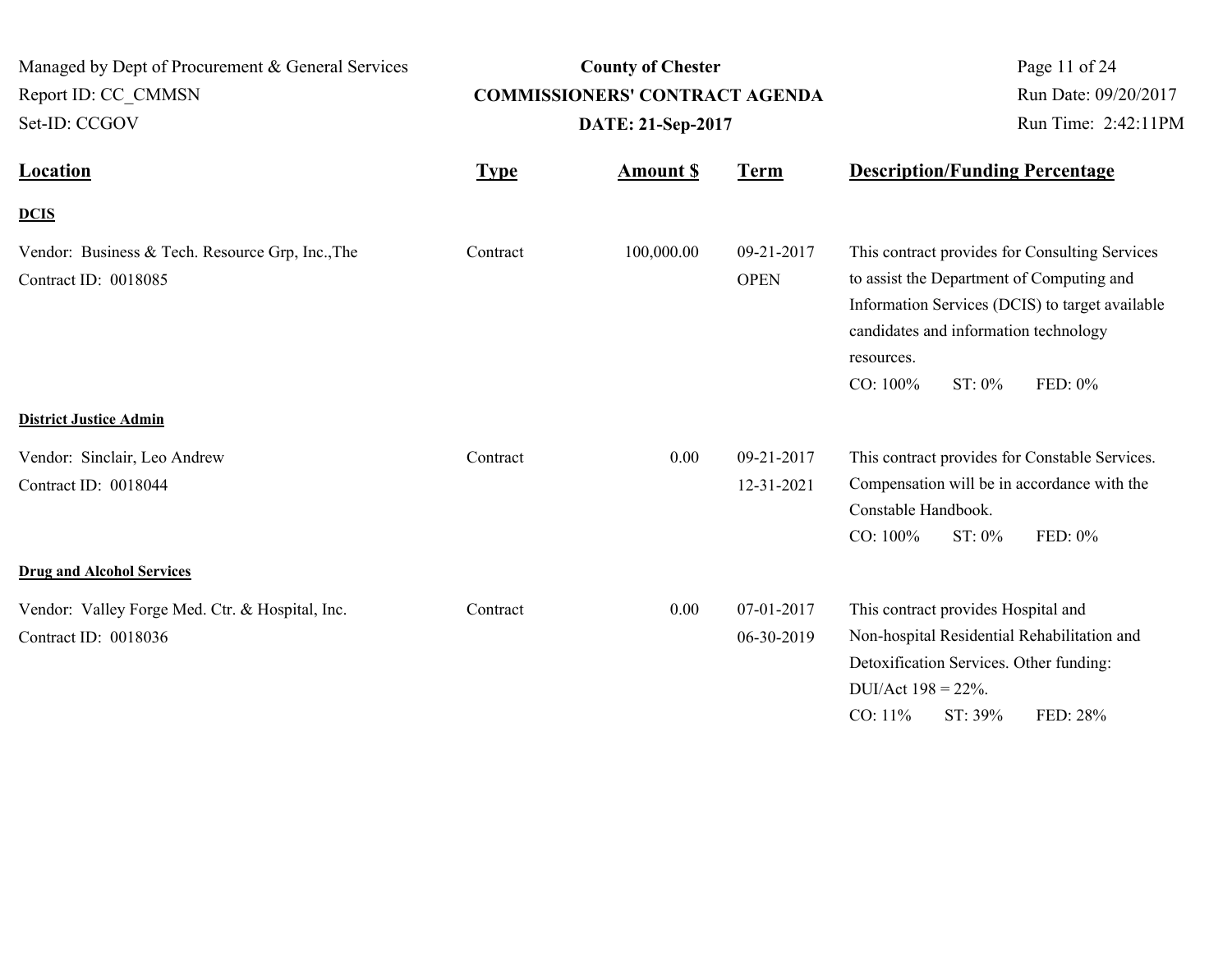| Location | Type | Amount $ | Term | Description/Funding Percentage |
|---|---|---|---|---|
| **DCIS** | | | | |
| Vendor: Business & Tech. Resource Grp, Inc.,The<br>Contract ID: 0018085 | Contract | 100,000.00 | 09-21-2017<br>OPEN | This contract provides for Consulting Services to assist the Department of Computing and Information Services (DCIS) to target available candidates and information technology resources.<br>CO: 100% ST: 0% FED: 0% |
| **District Justice Admin** | | | | |
| Vendor: Sinclair, Leo Andrew<br>Contract ID: 0018044 | Contract | 0.00 | 09-21-2017<br>12-31-2021 | This contract provides for Constable Services. Compensation will be in accordance with the Constable Handbook.<br>CO: 100% ST: 0% FED: 0% |
| **Drug and Alcohol Services** | | | | |
| Vendor: Valley Forge Med. Ctr. & Hospital, Inc.<br>Contract ID: 0018036 | Contract | 0.00 | 07-01-2017<br>06-30-2019 | This contract provides Hospital and Non-hospital Residential Rehabilitation and Detoxification Services. Other funding: DUI/Act 198 = 22%.<br>CO: 11% ST: 39% FED: 28% |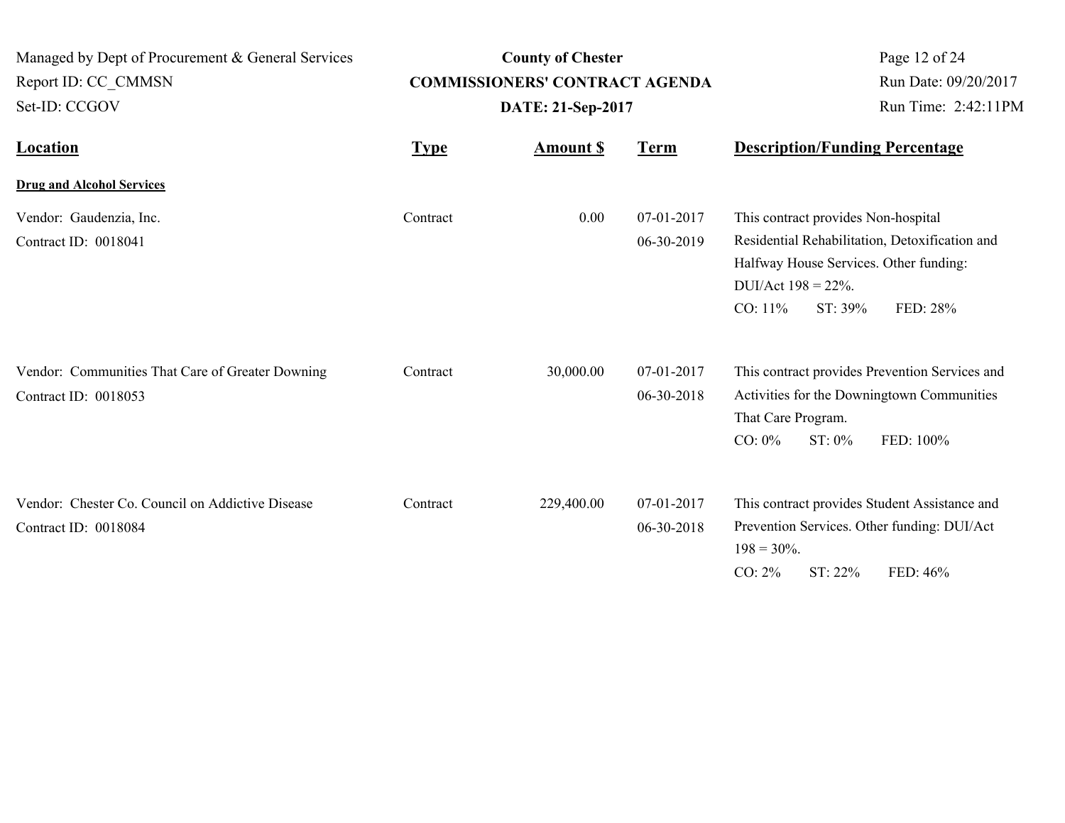Managed by Dept of Procurement & General Services
Report ID: CC_CMMSN
Set-ID: CCGOV

**County of Chester**
**COMMISSIONERS' CONTRACT AGENDA**
**DATE: 21-Sep-2017**

Run Date: 09/20/2017
Run Time: 2:42:11PM

| Location | Type | Amount $ | Term | Description/Funding Percentage |
|---|---|---|---|---|
| **Drug and Alcohol Services** | | | | |
| Vendor: Gaudenzia, Inc.<br>Contract ID: 0018041 | Contract | 0.00 | 07-01-2017<br>06-30-2019 | This contract provides Non-hospital Residential Rehabilitation, Detoxification and Halfway House Services. Other funding: DUI/Act 198 = 22%.<br>CO: 11% ST: 39% FED: 28% |
| Vendor: Communities That Care of Greater Downing<br>Contract ID: 0018053 | Contract | 30,000.00 | 07-01-2017<br>06-30-2018 | This contract provides Prevention Services and Activities for the Downingtown Communities That Care Program.<br>CO: 0% ST: 0% FED: 100% |
| Vendor: Chester Co. Council on Addictive Disease<br>Contract ID: 0018084 | Contract | 229,400.00 | 07-01-2017<br>06-30-2018 | This contract provides Student Assistance and Prevention Services. Other funding: DUI/Act 198 = 30%.<br>CO: 2% ST: 22% FED: 46% |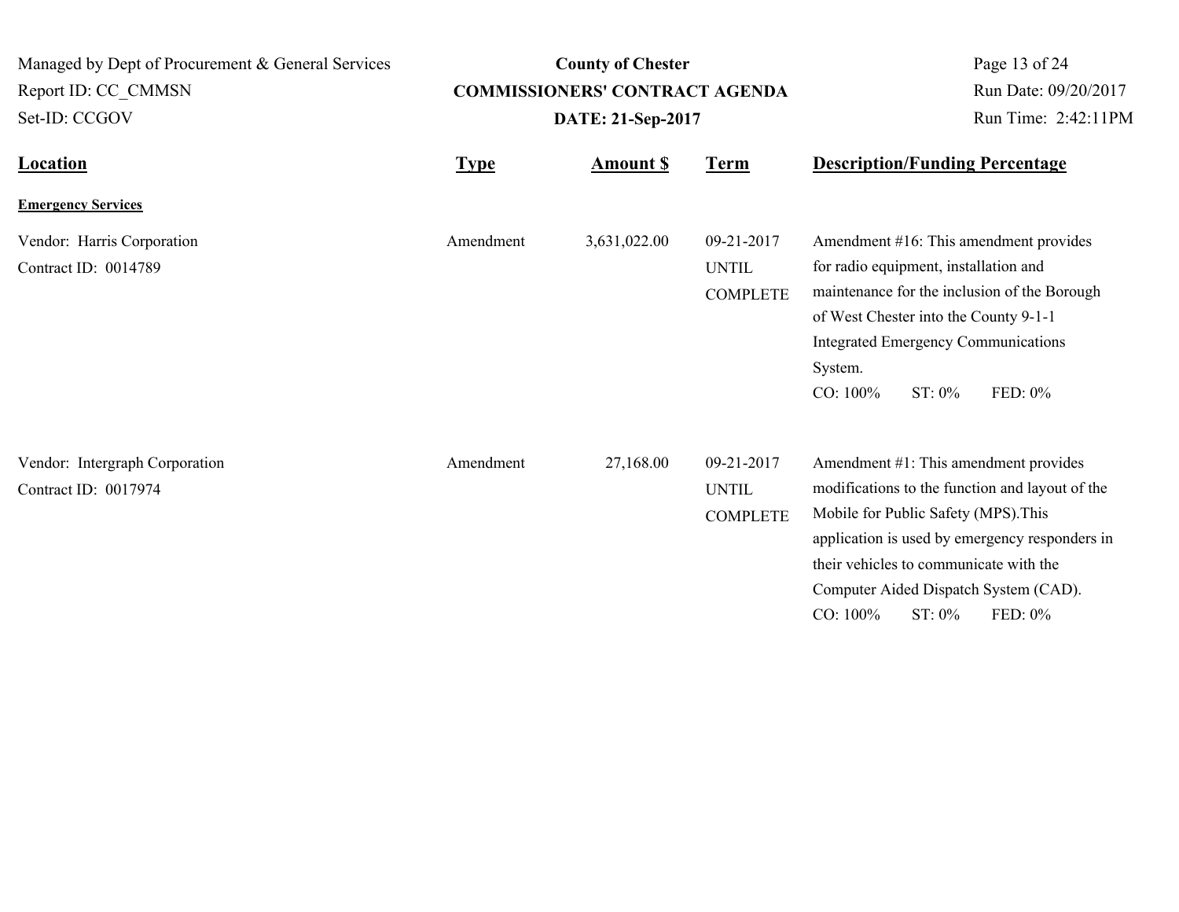| Location | Type | Amount $ | Term | Description/Funding Percentage |
| --- | --- | --- | --- | --- |
| **Emergency Services** | | | | |
| Vendor: Harris Corporation<br>Contract ID: 0014789 | Amendment | 3,631,022.00 | 09-21-2017 UNTIL COMPLETE | Amendment #16: This amendment provides for radio equipment, installation and maintenance for the inclusion of the Borough of West Chester into the County 9-1-1 Integrated Emergency Communications System.<br>CO: 100% ST: 0% FED: 0% |
| Vendor: Intergraph Corporation<br>Contract ID: 0017974 | Amendment | 27,168.00 | 09-21-2017 UNTIL COMPLETE | Amendment #1: This amendment provides modifications to the function and layout of the Mobile for Public Safety (MPS).This application is used by emergency responders in their vehicles to communicate with the Computer Aided Dispatch System (CAD).<br>CO: 100% ST: 0% FED: 0% |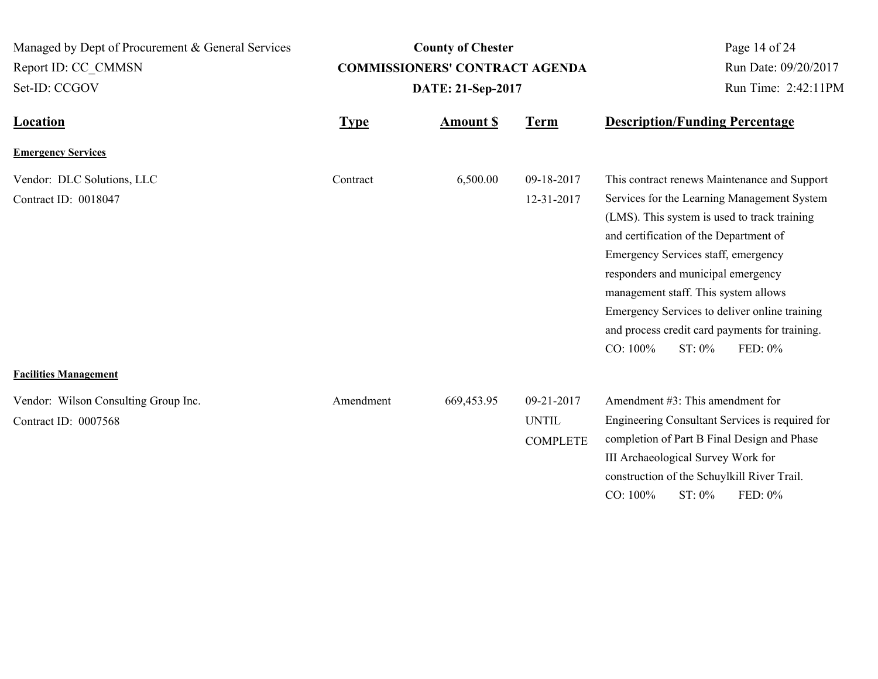| Location | Type | Amount $ | Term | Description/Funding Percentage |
|---|---|---|---|---|
| **Emergency Services** | | | | |
| Vendor: DLC Solutions, LLC<br>Contract ID: 0018047 | Contract | 6,500.00 | 09-18-2017<br>12-31-2017 | This contract renews Maintenance and Support Services for the Learning Management System (LMS). This system is used to track training and certification of the Department of Emergency Services staff, emergency responders and municipal emergency management staff. This system allows Emergency Services to deliver online training and process credit card payments for training.<br>CO: 100% ST: 0% FED: 0% |
| **Facilities Management** | | | | |
| Vendor: Wilson Consulting Group Inc.<br>Contract ID: 0007568 | Amendment | 669,453.95 | 09-21-2017<br>UNTIL<br>COMPLETE | Amendment #3: This amendment for Engineering Consultant Services is required for completion of Part B Final Design and Phase III Archaeological Survey Work for construction of the Schuylkill River Trail.<br>CO: 100% ST: 0% FED: 0% |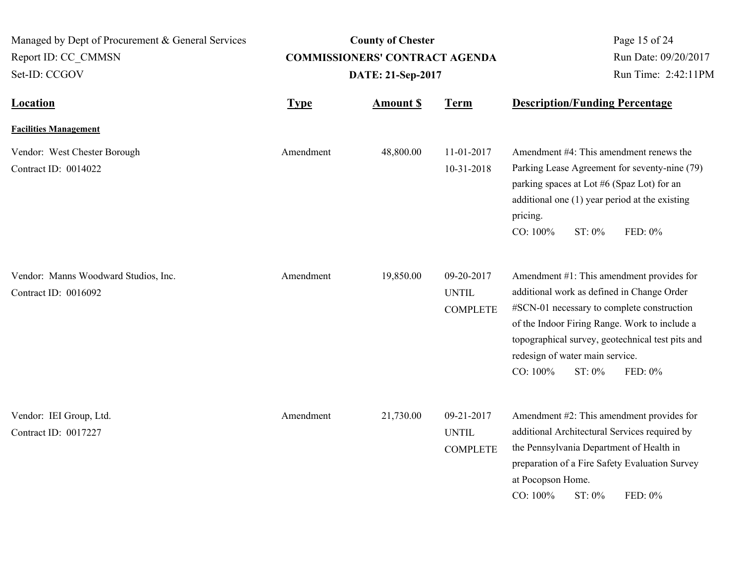| Location | Type | Amount $ | Term | Description/Funding Percentage |
|---|---|---|---|---|
| **Facilities Management** | | | | |
| Vendor: West Chester Borough<br>Contract ID: 0014022 | Amendment | 48,800.00 | 11-01-2017<br>10-31-2018 | Amendment #4: This amendment renews the Parking Lease Agreement for seventy-nine (79) parking spaces at Lot #6 (Spaz Lot) for an additional one (1) year period at the existing pricing.<br>CO: 100% ST: 0% FED: 0% |
| Vendor: Manns Woodward Studios, Inc.<br>Contract ID: 0016092 | Amendment | 19,850.00 | 09-20-2017<br>UNTIL<br>COMPLETE | Amendment #1: This amendment provides for additional work as defined in Change Order #SCN-01 necessary to complete construction of the Indoor Firing Range. Work to include a topographical survey, geotechnical test pits and redesign of water main service.<br>CO: 100% ST: 0% FED: 0% |
| Vendor: IEI Group, Ltd.<br>Contract ID: 0017227 | Amendment | 21,730.00 | 09-21-2017<br>UNTIL<br>COMPLETE | Amendment #2: This amendment provides for additional Architectural Services required by the Pennsylvania Department of Health in preparation of a Fire Safety Evaluation Survey at Pocopson Home.<br>CO: 100% ST: 0% FED: 0% |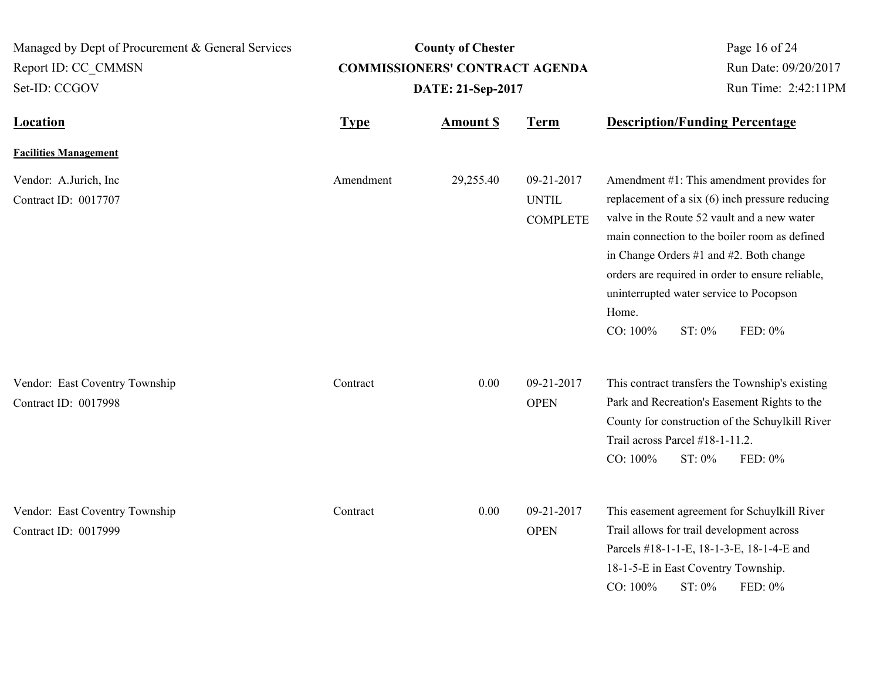Managed by Dept of Procurement & General Services
Report ID: CC_CMMSN
Set-ID: CCGOV

**County of Chester**
**COMMISSIONERS' CONTRACT AGENDA**
**DATE: 21-Sep-2017**

Run Date: 09/20/2017
Run Time: 2:42:11PM

| Location | Type | Amount $ | Term | Description/Funding Percentage |
|---|---|---|---|---|
| **Facilities Management** | | | | |
| Vendor: A.Jurich, Inc<br>Contract ID: 0017707 | Amendment | 29,255.40 | 09-21-2017 UNTIL COMPLETE | Amendment #1: This amendment provides for replacement of a six (6) inch pressure reducing valve in the Route 52 vault and a new water main connection to the boiler room as defined in Change Orders #1 and #2. Both change orders are required in order to ensure reliable, uninterrupted water service to Pocopson Home.<br>CO: 100% ST: 0% FED: 0% |
| Vendor: East Coventry Township<br>Contract ID: 0017998 | Contract | 0.00 | 09-21-2017 OPEN | This contract transfers the Township's existing Park and Recreation's Easement Rights to the County for construction of the Schuylkill River Trail across Parcel #18-1-11.2.<br>CO: 100% ST: 0% FED: 0% |
| Vendor: East Coventry Township<br>Contract ID: 0017999 | Contract | 0.00 | 09-21-2017 OPEN | This easement agreement for Schuylkill River Trail allows for trail development across Parcels #18-1-1-E, 18-1-3-E, 18-1-4-E and 18-1-5-E in East Coventry Township.<br>CO: 100% ST: 0% FED: 0% |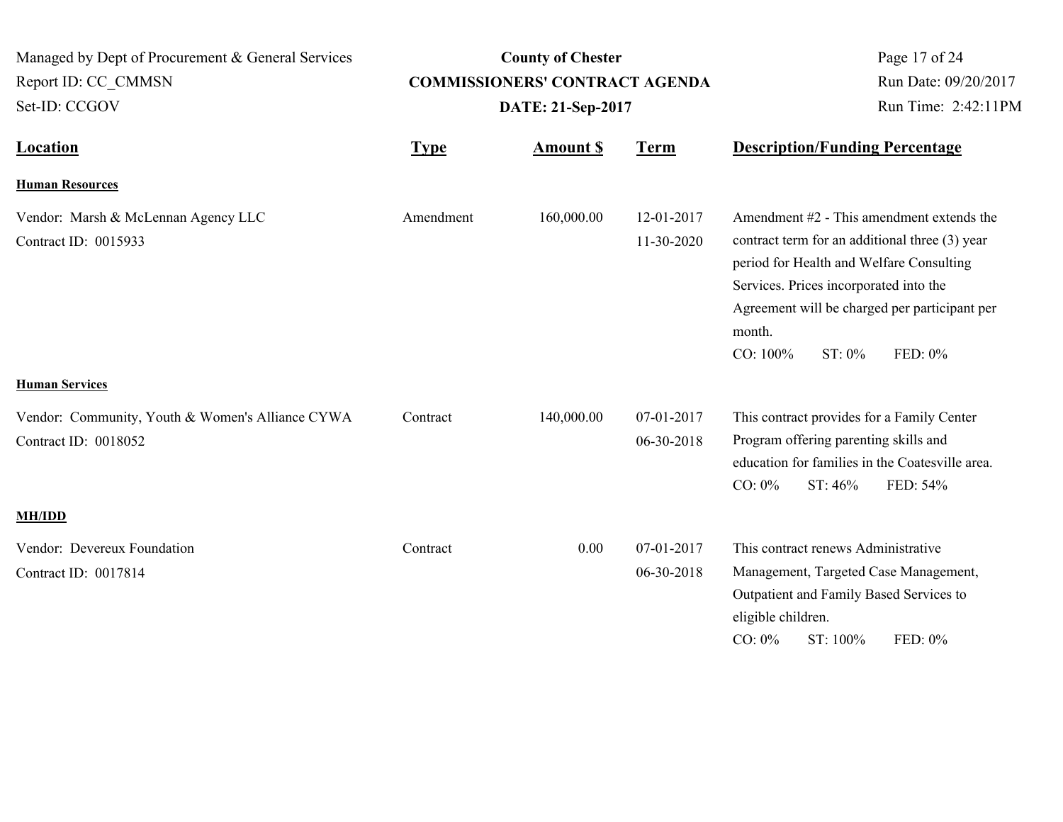Managed by Dept of Procurement & General Services
Report ID: CC_CMMSN
Set-ID: CCGOV

**County of Chester**
**COMMISSIONERS' CONTRACT AGENDA**
**DATE: 21-Sep-2017**

Run Date: 09/20/2017
Run Time: 2:42:11PM

| Location | Type | Amount $ | Term | Description/Funding Percentage |
|---|---|---|---|---|
| **Human Resources** | | | | |
| Vendor: Marsh & McLennan Agency LLC<br>Contract ID: 0015933 | Amendment | 160,000.00 | 12-01-2017<br>11-30-2020 | Amendment #2 - This amendment extends the contract term for an additional three (3) year period for Health and Welfare Consulting Services. Prices incorporated into the Agreement will be charged per participant per month.<br>CO: 100% ST: 0% FED: 0% |
| **Human Services** | | | | |
| Vendor: Community, Youth & Women's Alliance CYWA<br>Contract ID: 0018052 | Contract | 140,000.00 | 07-01-2017<br>06-30-2018 | This contract provides for a Family Center Program offering parenting skills and education for families in the Coatesville area.<br>CO: 0% ST: 46% FED: 54% |
| **MH/IDD** | | | | |
| Vendor: Devereux Foundation<br>Contract ID: 0017814 | Contract | 0.00 | 07-01-2017<br>06-30-2018 | This contract renews Administrative Management, Targeted Case Management, Outpatient and Family Based Services to eligible children.<br>CO: 0% ST: 100% FED: 0% |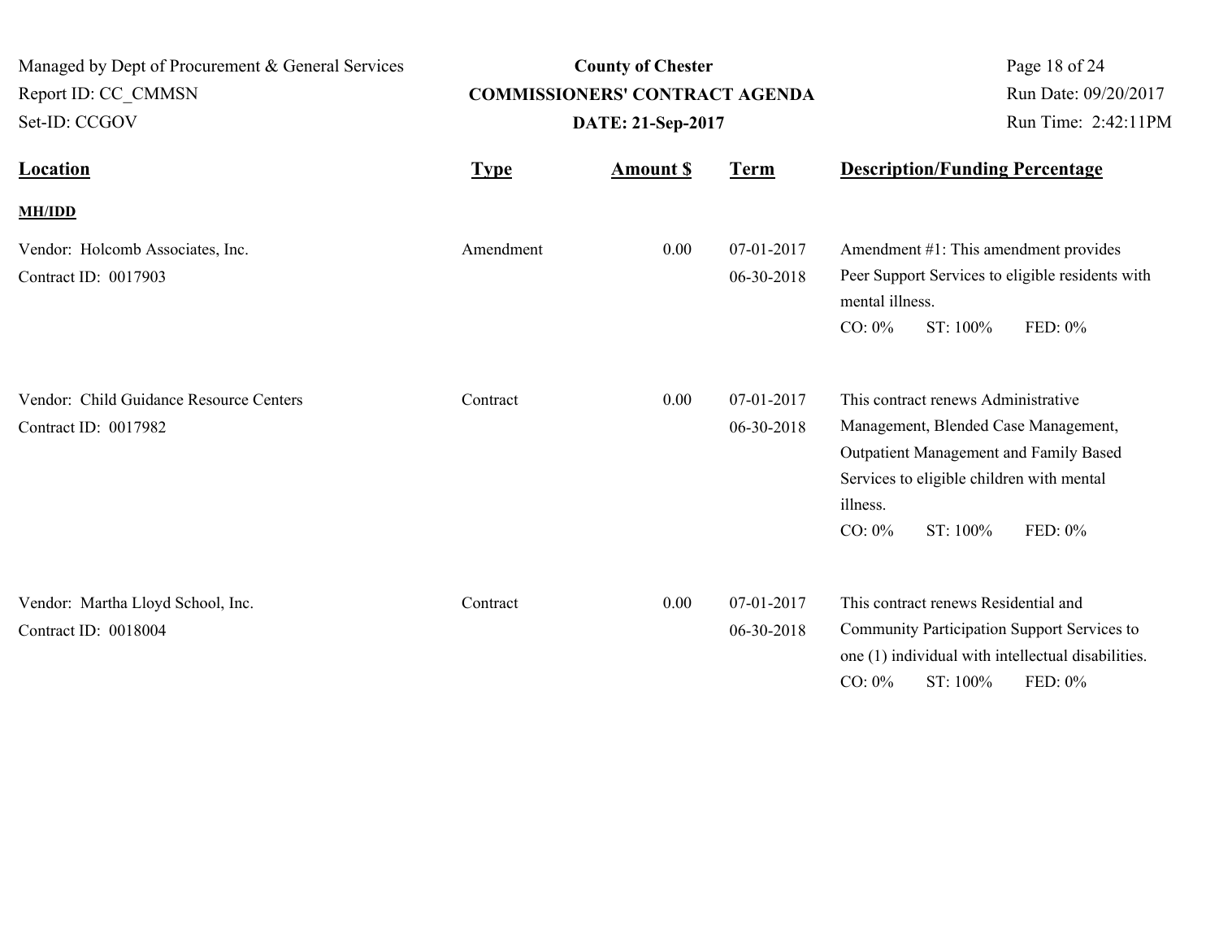| Location | Type | Amount $ | Term | Description/Funding Percentage |
|---|---|---|---|---|
| **MH/IDD** | | | | |
| Vendor: Holcomb Associates, Inc.<br>Contract ID: 0017903 | Amendment | 0.00 | 07-01-2017<br>06-30-2018 | Amendment #1: This amendment provides Peer Support Services to eligible residents with mental illness.<br>CO: 0% ST: 100% FED: 0% |
| Vendor: Child Guidance Resource Centers<br>Contract ID: 0017982 | Contract | 0.00 | 07-01-2017<br>06-30-2018 | This contract renews Administrative Management, Blended Case Management, Outpatient Management and Family Based Services to eligible children with mental illness.<br>CO: 0% ST: 100% FED: 0% |
| Vendor: Martha Lloyd School, Inc.<br>Contract ID: 0018004 | Contract | 0.00 | 07-01-2017<br>06-30-2018 | This contract renews Residential and Community Participation Support Services to one (1) individual with intellectual disabilities.<br>CO: 0% ST: 100% FED: 0% |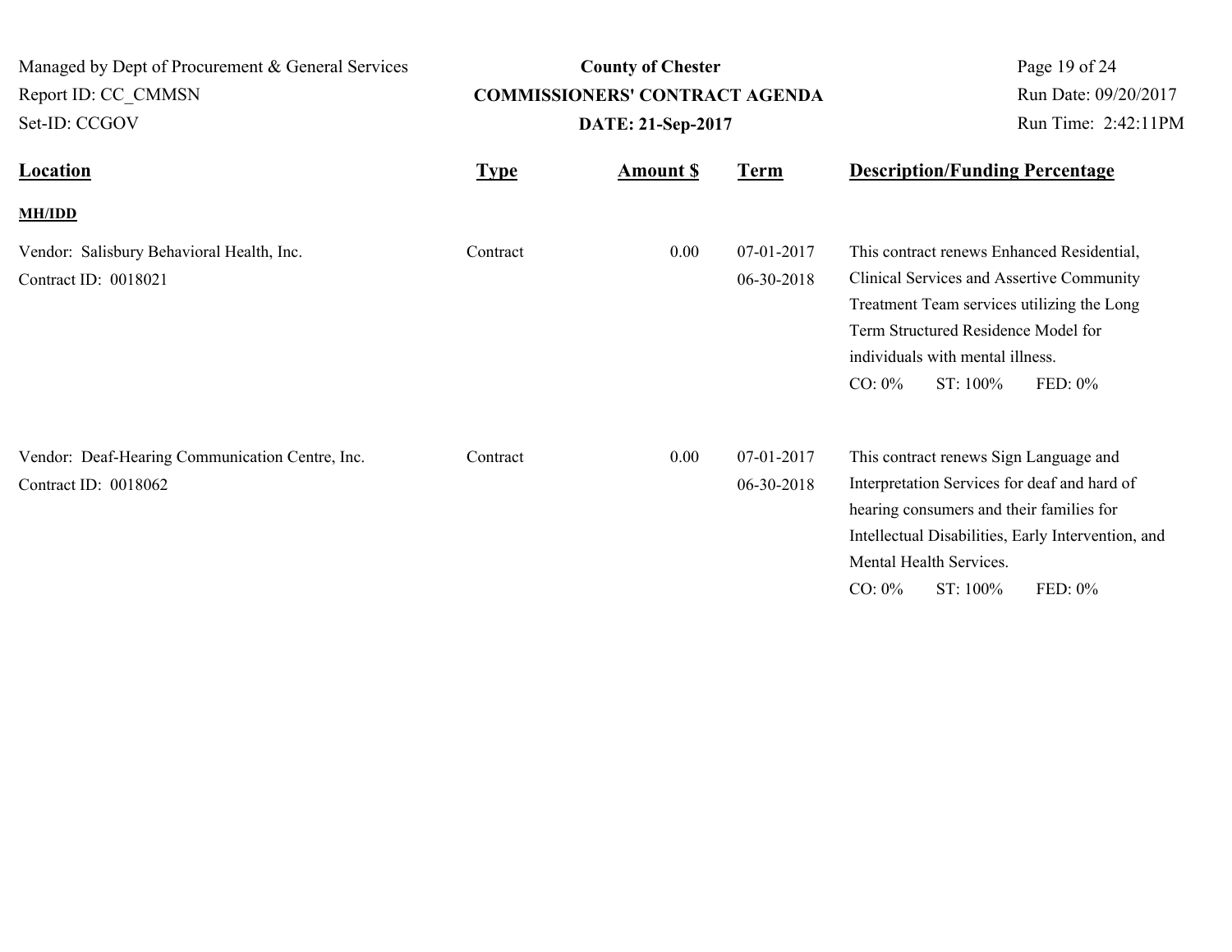| Location | Type | Amount $ | Term | Description/Funding Percentage |
| --- | --- | --- | --- | --- |
| **MH/IDD** | | | | |
| Vendor: Salisbury Behavioral Health, Inc.<br>Contract ID: 0018021 | Contract | 0.00 | 07-01-2017<br>06-30-2018 | This contract renews Enhanced Residential, Clinical Services and Assertive Community Treatment Team services utilizing the Long Term Structured Residence Model for individuals with mental illness.<br>CO: 0% ST: 100% FED: 0% |
| Vendor: Deaf-Hearing Communication Centre, Inc.<br>Contract ID: 0018062 | Contract | 0.00 | 07-01-2017<br>06-30-2018 | This contract renews Sign Language and Interpretation Services for deaf and hard of hearing consumers and their families for Intellectual Disabilities, Early Intervention, and Mental Health Services.<br>CO: 0% ST: 100% FED: 0% |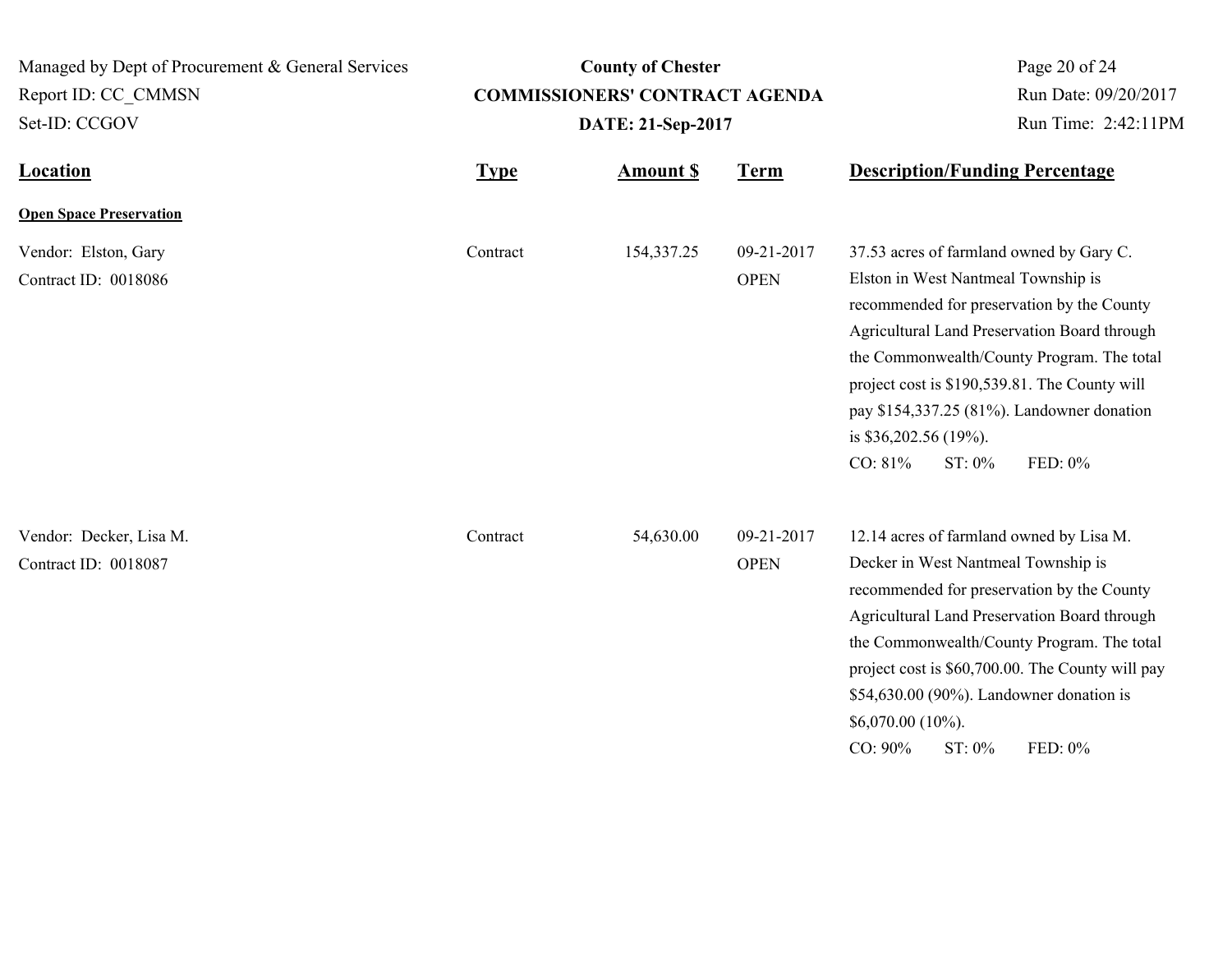| Location | Type | Amount $ | Term | Description/Funding Percentage |
|---|---|---|---|---|
| **Open Space Preservation** | | | | |
| Vendor: Elston, Gary<br>Contract ID: 0018086 | Contract | 154,337.25 | 09-21-2017<br>OPEN | 37.53 acres of farmland owned by Gary C. Elston in West Nantmeal Township is recommended for preservation by the County Agricultural Land Preservation Board through the Commonwealth/County Program. The total project cost is $190,539.81. The County will pay $154,337.25 (81%). Landowner donation is $36,202.56 (19%).<br>CO: 81% ST: 0% FED: 0% |
| Vendor: Decker, Lisa M.<br>Contract ID: 0018087 | Contract | 54,630.00 | 09-21-2017<br>OPEN | 12.14 acres of farmland owned by Lisa M. Decker in West Nantmeal Township is recommended for preservation by the County Agricultural Land Preservation Board through the Commonwealth/County Program. The total project cost is $60,700.00. The County will pay $54,630.00 (90%). Landowner donation is $6,070.00 (10%).<br>CO: 90% ST: 0% FED: 0% |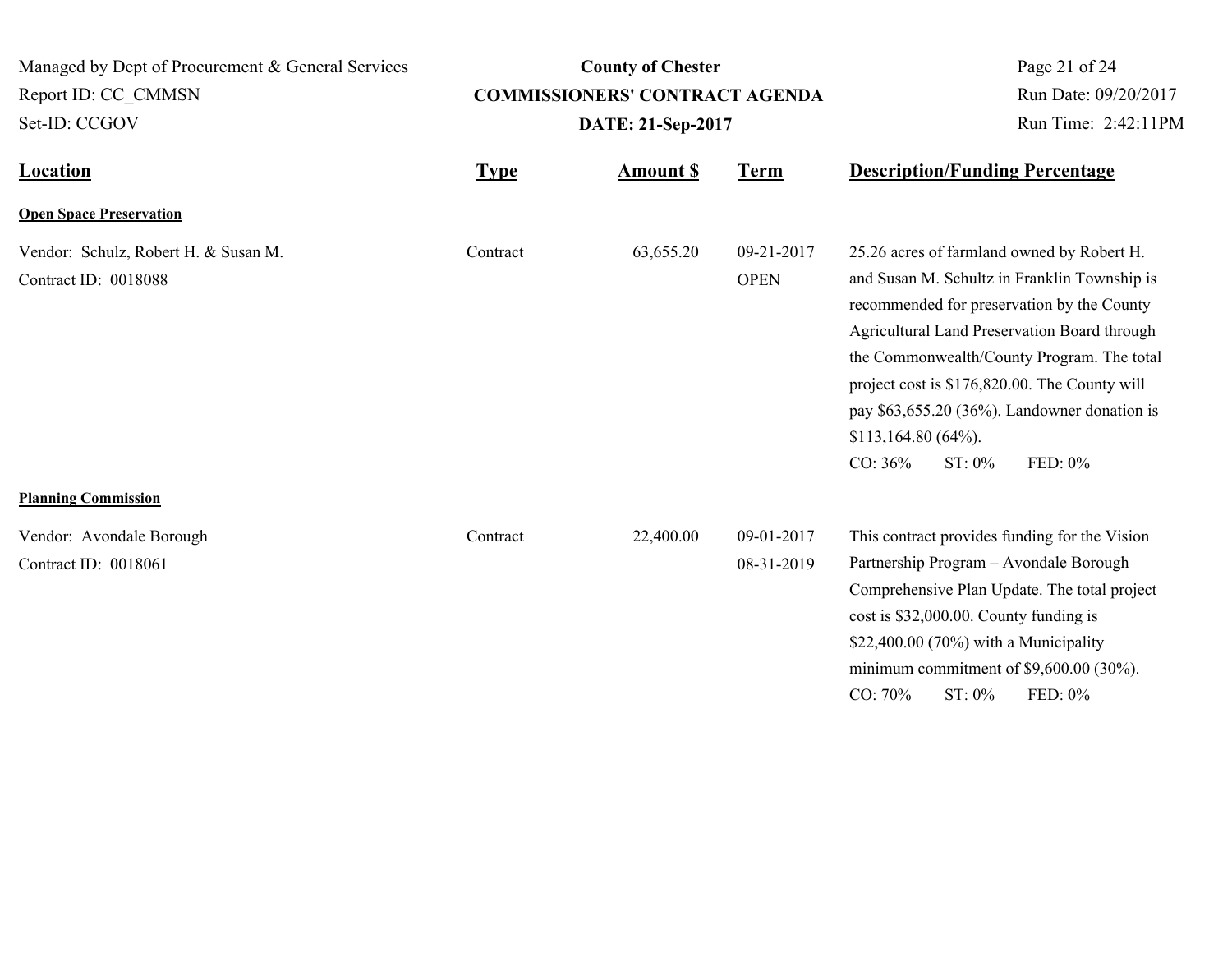| Location | Type | Amount $ | Term | Description/Funding Percentage |
| --- | --- | --- | --- | --- |
| **Open Space Preservation** | | | | |
| Vendor: Schulz, Robert H. & Susan M.<br>Contract ID: 0018088 | Contract | 63,655.20 | 09-21-2017<br>OPEN | 25.26 acres of farmland owned by Robert H. and Susan M. Schultz in Franklin Township is recommended for preservation by the County Agricultural Land Preservation Board through the Commonwealth/County Program. The total project cost is $176,820.00. The County will pay $63,655.20 (36%). Landowner donation is $113,164.80 (64%).<br>CO: 36% ST: 0% FED: 0% |
| **Planning Commission** | | | | |
| Vendor: Avondale Borough<br>Contract ID: 0018061 | Contract | 22,400.00 | 09-01-2017<br>08-31-2019 | This contract provides funding for the Vision Partnership Program – Avondale Borough Comprehensive Plan Update. The total project cost is $32,000.00. County funding is $22,400.00 (70%) with a Municipality minimum commitment of $9,600.00 (30%).<br>CO: 70% ST: 0% FED: 0% |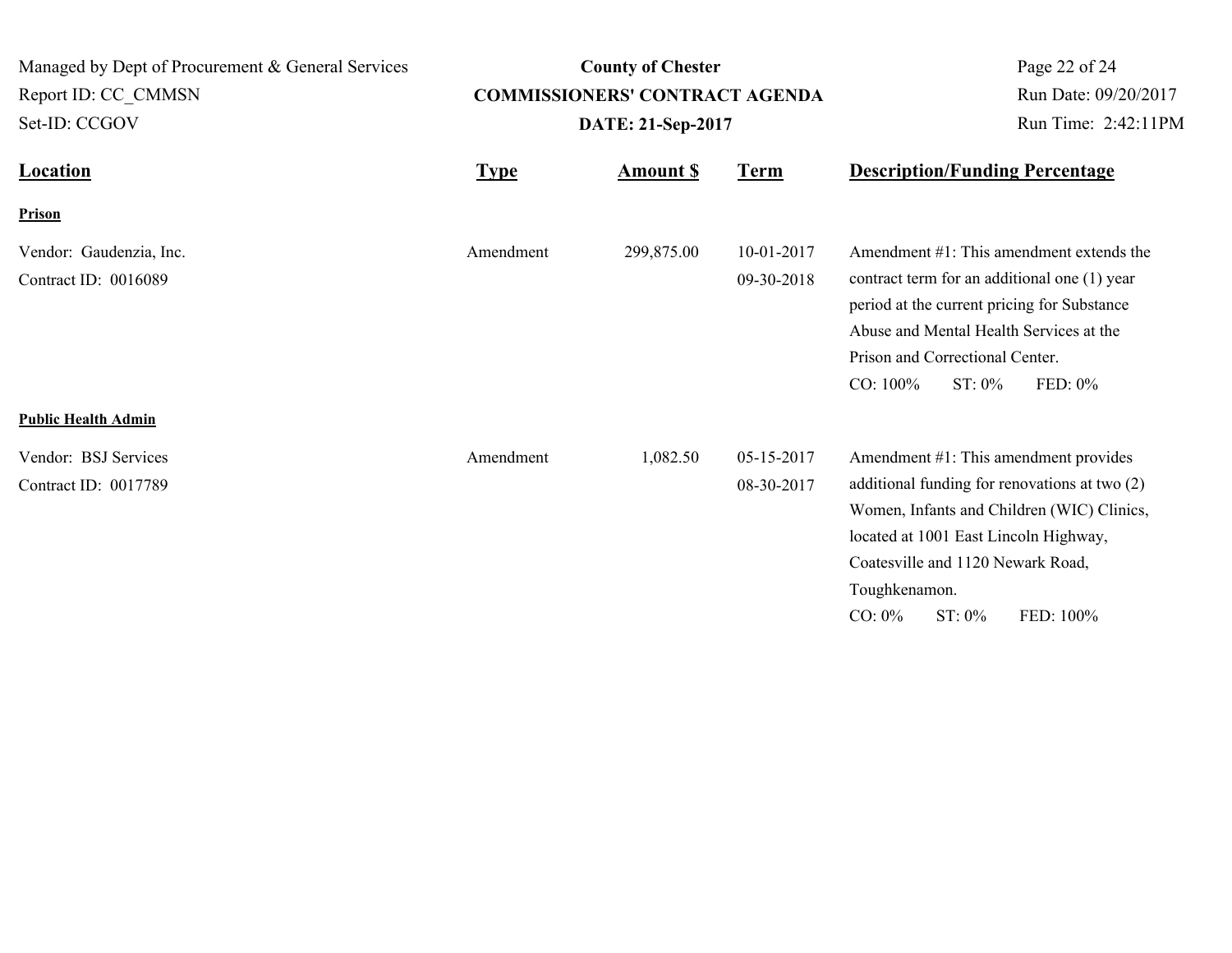Managed by Dept of Procurement & General Services
Report ID: CC_CMMSN
Set-ID: CCGOV

**County of Chester**
**COMMISSIONERS' CONTRACT AGENDA**
**DATE: 21-Sep-2017**

Run Date: 09/20/2017
Run Time: 2:42:11PM

| Location | Type | Amount $ | Term | Description/Funding Percentage |
|---|---|---|---|---|
| **Prison** | | | | |
| Vendor: Gaudenzia, Inc.<br>Contract ID: 0016089 | Amendment | 299,875.00 | 10-01-2017<br>09-30-2018 | Amendment #1: This amendment extends the contract term for an additional one (1) year period at the current pricing for Substance Abuse and Mental Health Services at the Prison and Correctional Center.<br>CO: 100% ST: 0% FED: 0% |
| **Public Health Admin** | | | | |
| Vendor: BSJ Services<br>Contract ID: 0017789 | Amendment | 1,082.50 | 05-15-2017<br>08-30-2017 | Amendment #1: This amendment provides additional funding for renovations at two (2) Women, Infants and Children (WIC) Clinics, located at 1001 East Lincoln Highway, Coatesville and 1120 Newark Road, Toughkenamon.<br>CO: 0% ST: 0% FED: 100% |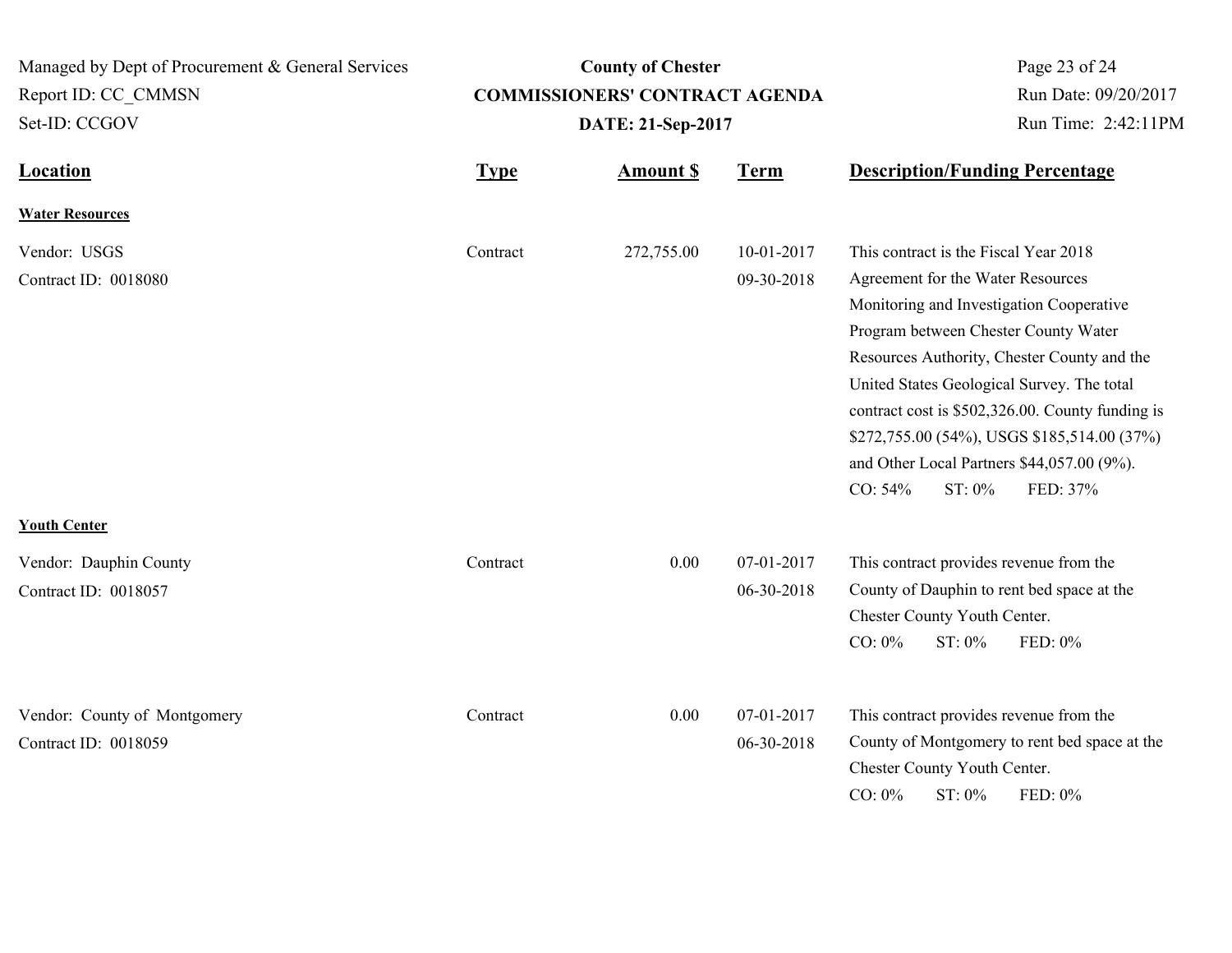| Location | Type | Amount $ | Term | Description/Funding Percentage |
|---|---|---|---|---|
| **Water Resources** | | | | |
| Vendor: USGS<br>Contract ID: 0018080 | Contract | 272,755.00 | 10-01-2017<br>09-30-2018 | This contract is the Fiscal Year 2018 Agreement for the Water Resources Monitoring and Investigation Cooperative Program between Chester County Water Resources Authority, Chester County and the United States Geological Survey. The total contract cost is $502,326.00. County funding is $272,755.00 (54%), USGS $185,514.00 (37%) and Other Local Partners $44,057.00 (9%).<br>CO: 54% ST: 0% FED: 37% |
| **Youth Center** | | | | |
| Vendor: Dauphin County<br>Contract ID: 0018057 | Contract | 0.00 | 07-01-2017<br>06-30-2018 | This contract provides revenue from the County of Dauphin to rent bed space at the Chester County Youth Center.<br>CO: 0% ST: 0% FED: 0% |
| Vendor: County of Montgomery<br>Contract ID: 0018059 | Contract | 0.00 | 07-01-2017<br>06-30-2018 | This contract provides revenue from the County of Montgomery to rent bed space at the Chester County Youth Center.<br>CO: 0% ST: 0% FED: 0% |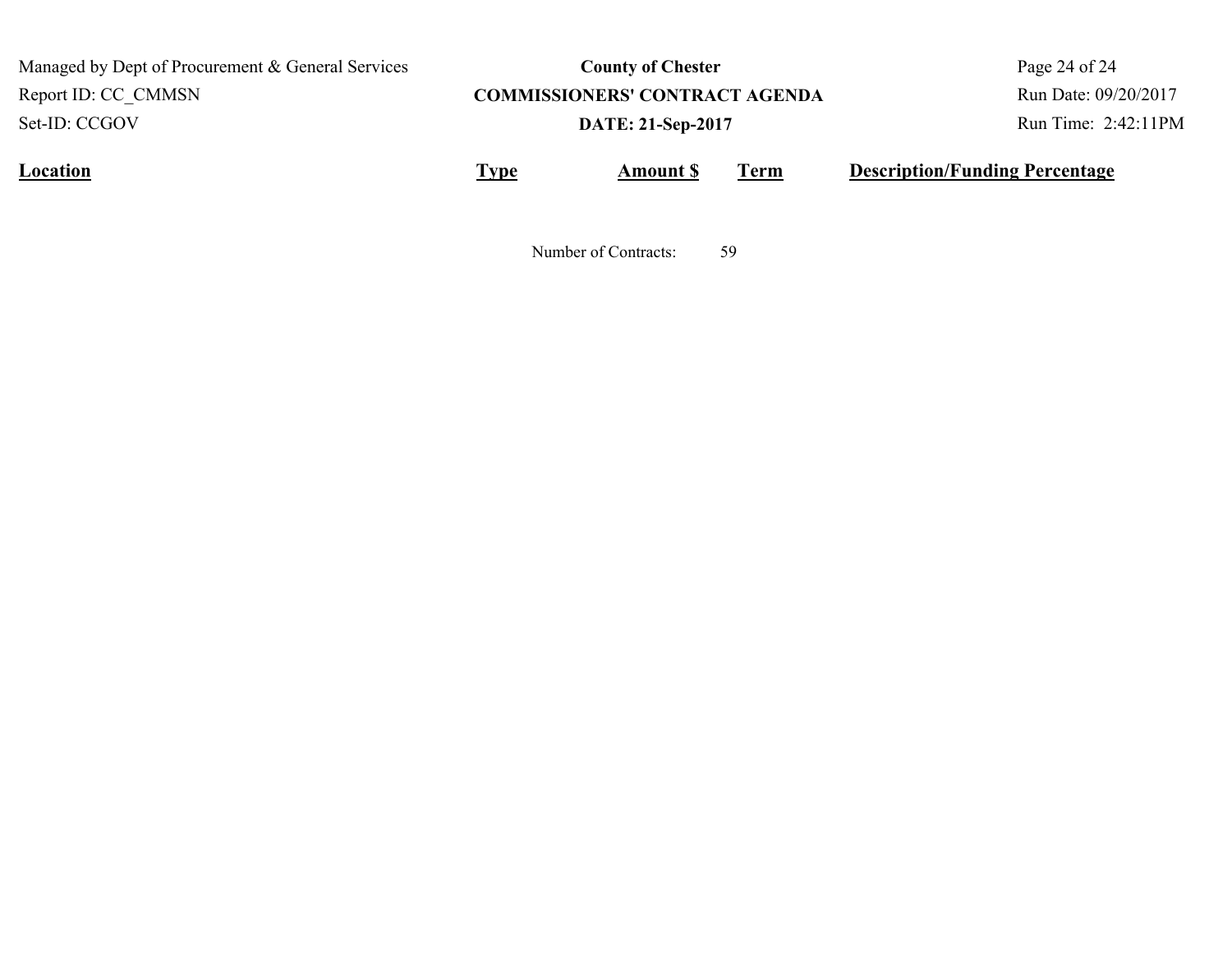| Location | Type | Amount $ | Term | Description/Funding Percentage |
|---|---|---|---|---|

Number of Contracts: 59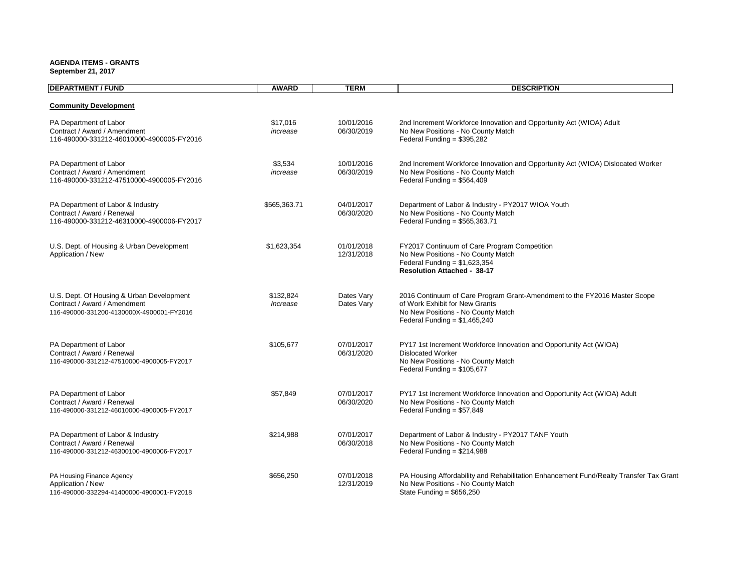**AGENDA ITEMS - GRANTS**
**September 21, 2017**

| DEPARTMENT / FUND | AWARD | TERM | DESCRIPTION |
|---|---|---|---|
| **Community Development** | | | |
| PA Department of Labor<br>Contract / Award / Amendment<br>116-490000-331212-46010000-4900005-FY2016 | $17,016<br>*increase* | 10/01/2016<br>06/30/2019 | 2nd Increment Workforce Innovation and Opportunity Act (WIOA) Adult<br>No New Positions - No County Match<br>Federal Funding = $395,282 |
| PA Department of Labor<br>Contract / Award / Amendment<br>116-490000-331212-47510000-4900005-FY2016 | $3,534<br>*increase* | 10/01/2016<br>06/30/2019 | 2nd Increment Workforce Innovation and Opportunity Act (WIOA) Dislocated Worker<br>No New Positions - No County Match<br>Federal Funding = $564,409 |
| PA Department of Labor & Industry<br>Contract / Award / Renewal<br>116-490000-331212-46310000-4900006-FY2017 | $565,363.71 | 04/01/2017<br>06/30/2020 | Department of Labor & Industry - PY2017 WIOA Youth<br>No New Positions - No County Match<br>Federal Funding = $565,363.71 |
| U.S. Dept. of Housing & Urban Development<br>Application / New | $1,623,354 | 01/01/2018<br>12/31/2018 | FY2017 Continuum of Care Program Competition<br>No New Positions - No County Match<br>Federal Funding = $1,623,354<br>**Resolution Attached - 38-17** |
| U.S. Dept. Of Housing & Urban Development<br>Contract / Award / Amendment<br>116-490000-331200-4130000X-4900001-FY2016 | $132,824<br>*Increase* | Dates Vary<br>Dates Vary | 2016 Continuum of Care Program Grant-Amendment to the FY2016 Master Scope of Work Exhibit for New Grants<br>No New Positions - No County Match<br>Federal Funding = $1,465,240 |
| PA Department of Labor<br>Contract / Award / Renewal<br>116-490000-331212-47510000-4900005-FY2017 | $105,677 | 07/01/2017<br>06/31/2020 | PY17 1st Increment Workforce Innovation and Opportunity Act (WIOA)<br>Dislocated Worker<br>No New Positions - No County Match<br>Federal Funding = $105,677 |
| PA Department of Labor<br>Contract / Award / Renewal<br>116-490000-331212-46010000-4900005-FY2017 | $57,849 | 07/01/2017<br>06/30/2020 | PY17 1st Increment Workforce Innovation and Opportunity Act (WIOA) Adult<br>No New Positions - No County Match<br>Federal Funding = $57,849 |
| PA Department of Labor & Industry<br>Contract / Award / Renewal<br>116-490000-331212-46300100-4900006-FY2017 | $214,988 | 07/01/2017<br>06/30/2018 | Department of Labor & Industry - PY2017 TANF Youth<br>No New Positions - No County Match<br>Federal Funding = $214,988 |
| PA Housing Finance Agency<br>Application / New<br>116-490000-332294-41400000-4900001-FY2018 | $656,250 | 07/01/2018<br>12/31/2019 | PA Housing Affordability and Rehabilitation Enhancement Fund/Realty Transfer Tax Grant<br>No New Positions - No County Match<br>State Funding = $656,250 |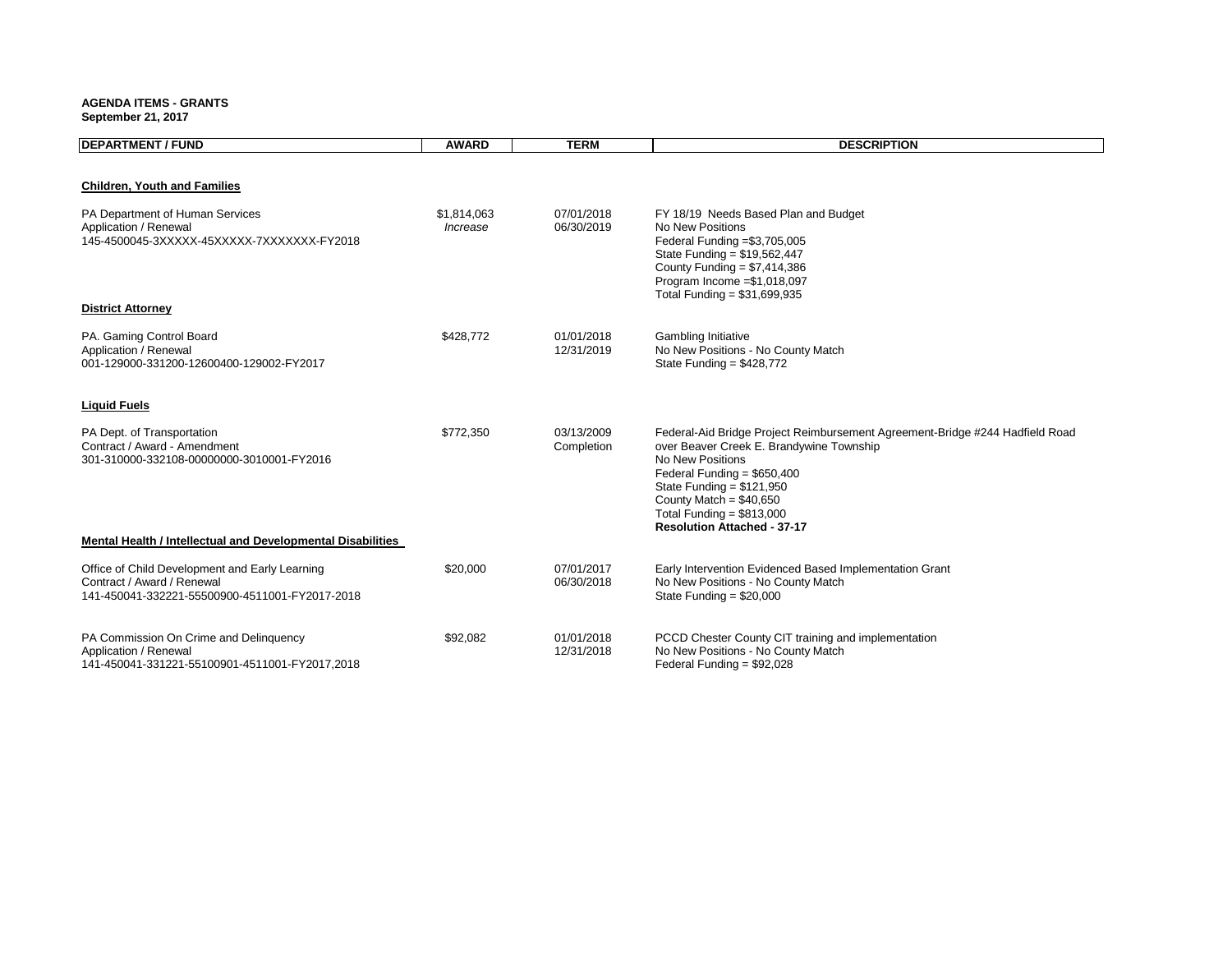**AGENDA ITEMS - GRANTS**
**September 21, 2017**

| DEPARTMENT / FUND | AWARD | TERM | DESCRIPTION |
|---|---|---|---|
| **Children, Youth and Families** | | | |
| PA Department of Human Services<br>Application / Renewal<br>145-4500045-3XXXXX-45XXXXX-7XXXXXXX-FY2018 | $1,814,063<br>*Increase* | 07/01/2018<br>06/30/2019 | FY 18/19 Needs Based Plan and Budget<br>No New Positions<br>Federal Funding =$3,705,005<br>State Funding = $19,562,447<br>County Funding = $7,414,386<br>Program Income =$1,018,097<br>Total Funding = $31,699,935 |
| **District Attorney** | | | |
| PA. Gaming Control Board<br>Application / Renewal<br>001-129000-331200-12600400-129002-FY2017 | $428,772 | 01/01/2018<br>12/31/2019 | Gambling Initiative<br>No New Positions - No County Match<br>State Funding = $428,772 |
| **Liquid Fuels** | | | |
| PA Dept. of Transportation<br>Contract / Award - Amendment<br>301-310000-332108-00000000-3010001-FY2016 | $772,350 | 03/13/2009<br>Completion | Federal-Aid Bridge Project Reimbursement Agreement-Bridge #244 Hadfield Road over Beaver Creek E. Brandywine Township<br>No New Positions<br>Federal Funding = $650,400<br>State Funding = $121,950<br>County Match = $40,650<br>Total Funding = $813,000<br>**Resolution Attached - 37-17** |
| **Mental Health / Intellectual and Developmental Disabilities** | | | |
| Office of Child Development and Early Learning<br>Contract / Award / Renewal<br>141-450041-332221-55500900-4511001-FY2017-2018 | $20,000 | 07/01/2017<br>06/30/2018 | Early Intervention Evidenced Based Implementation Grant<br>No New Positions - No County Match<br>State Funding = $20,000 |
| PA Commission On Crime and Delinquency<br>Application / Renewal<br>141-450041-331221-55100901-4511001-FY2017,2018 | $92,082 | 01/01/2018<br>12/31/2018 | PCCD Chester County CIT training and implementation<br>No New Positions - No County Match<br>Federal Funding = $92,028 |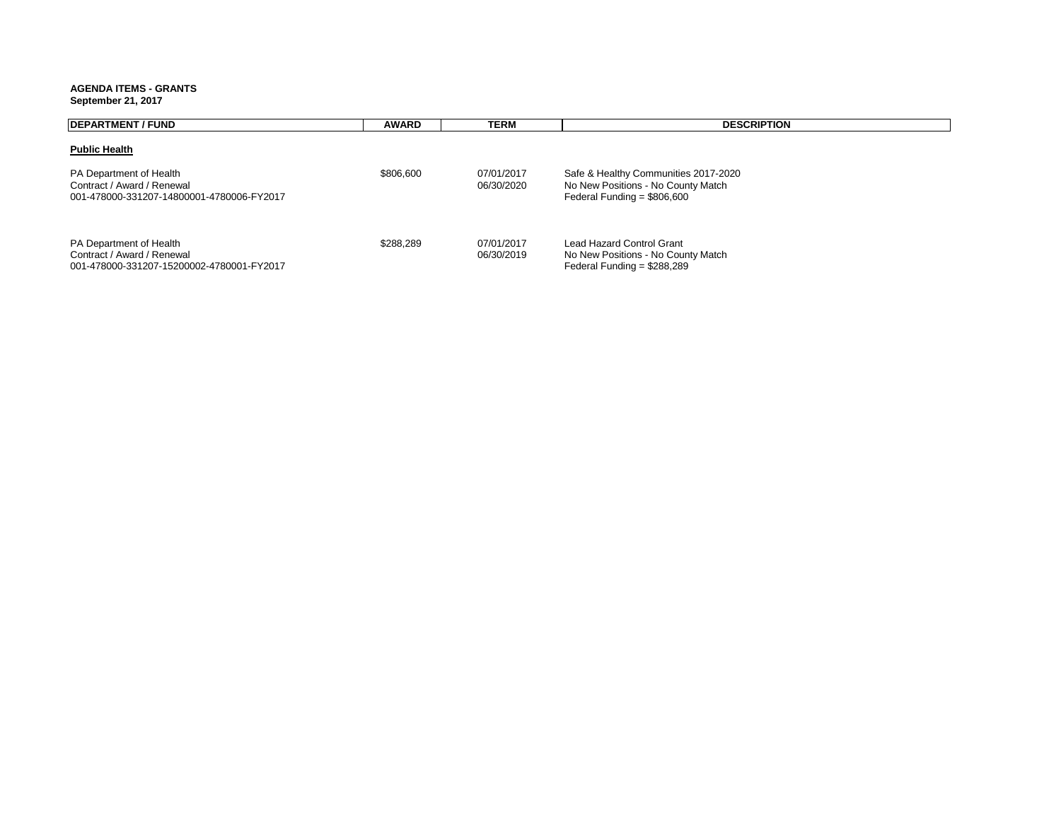**AGENDA ITEMS - GRANTS**
**September 21, 2017**

| DEPARTMENT / FUND | AWARD | TERM | DESCRIPTION |
|---|---|---|---|
| **Public Health** | | | |
| PA Department of Health<br>Contract / Award / Renewal<br>001-478000-331207-14800001-4780006-FY2017 | \$806,600 | 07/01/2017<br>06/30/2020 | Safe & Healthy Communities 2017-2020<br>No New Positions - No County Match<br>Federal Funding = \$806,600 |
| PA Department of Health<br>Contract / Award / Renewal<br>001-478000-331207-15200002-4780001-FY2017 | \$288,289 | 07/01/2017<br>06/30/2019 | Lead Hazard Control Grant<br>No New Positions - No County Match<br>Federal Funding = \$288,289 |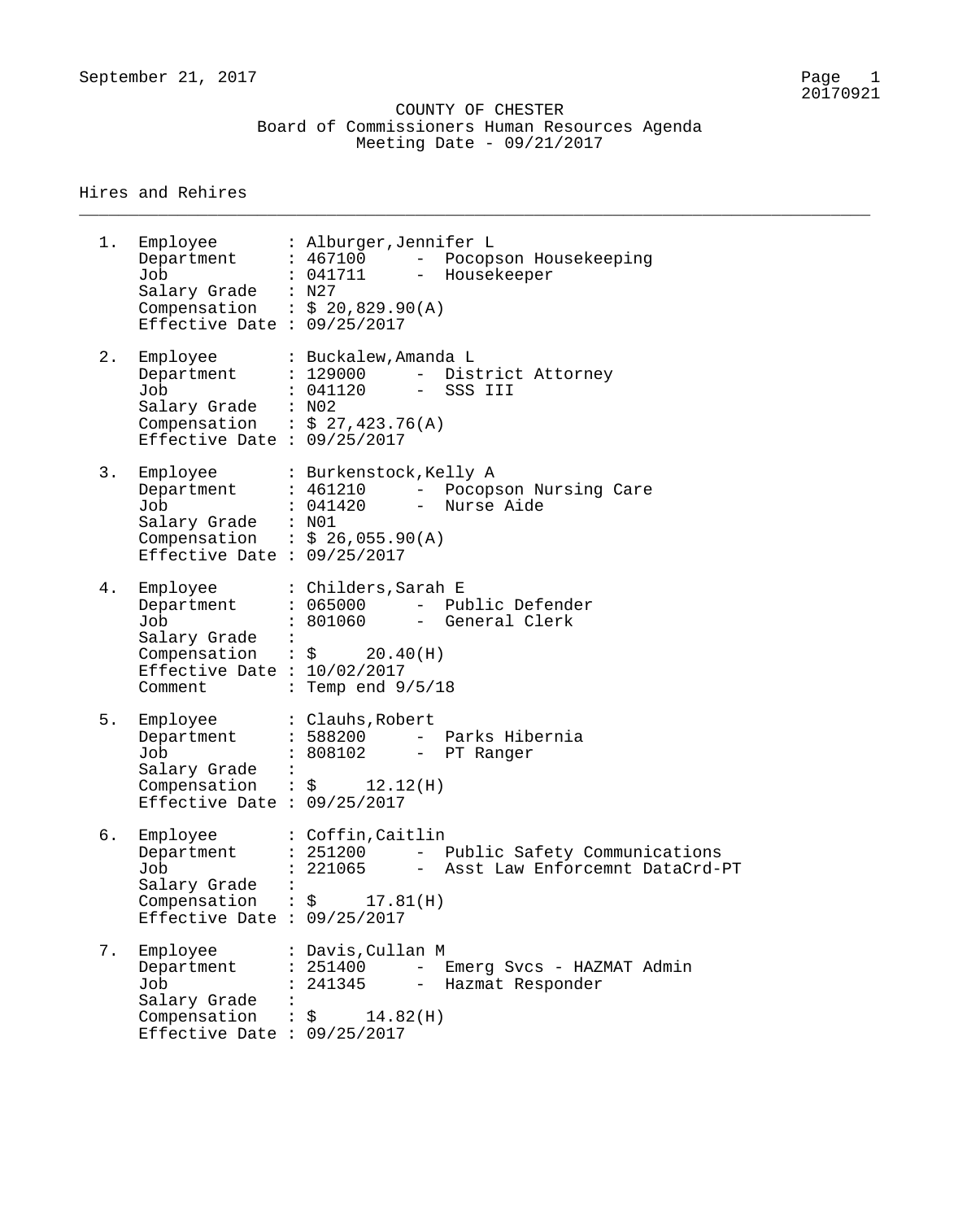COUNTY OF CHESTER
Board of Commissioners Human Resources Agenda
Meeting Date - 09/21/2017

## Hires and Rehires

1. Employee : Alburger,Jennifer L
   Department : 467100 - Pocopson Housekeeping
   Job : 041711 - Housekeeper
   Salary Grade : N27
   Compensation : $ 20,829.90(A)
   Effective Date : 09/25/2017

2. Employee : Buckalew,Amanda L
   Department : 129000 - District Attorney
   Job : 041120 - SSS III
   Salary Grade : N02
   Compensation : $ 27,423.76(A)
   Effective Date : 09/25/2017

3. Employee : Burkenstock,Kelly A
   Department : 461210 - Pocopson Nursing Care
   Job : 041420 - Nurse Aide
   Salary Grade : N01
   Compensation : $ 26,055.90(A)
   Effective Date : 09/25/2017

4. Employee : Childers,Sarah E
   Department : 065000 - Public Defender
   Job : 801060 - General Clerk
   Salary Grade :
   Compensation : $ 20.40(H)
   Effective Date : 10/02/2017
   Comment : Temp end 9/5/18

5. Employee : Clauhs,Robert
   Department : 588200 - Parks Hibernia
   Job : 808102 - PT Ranger
   Salary Grade :
   Compensation : $ 12.12(H)
   Effective Date : 09/25/2017

6. Employee : Coffin,Caitlin
   Department : 251200 - Public Safety Communications
   Job : 221065 - Asst Law Enforcemnt DataCrd-PT
   Salary Grade :
   Compensation : $ 17.81(H)
   Effective Date : 09/25/2017

7. Employee : Davis,Cullan M
   Department : 251400 - Emerg Svcs - HAZMAT Admin
   Job : 241345 - Hazmat Responder
   Salary Grade :
   Compensation : $ 14.82(H)
   Effective Date : 09/25/2017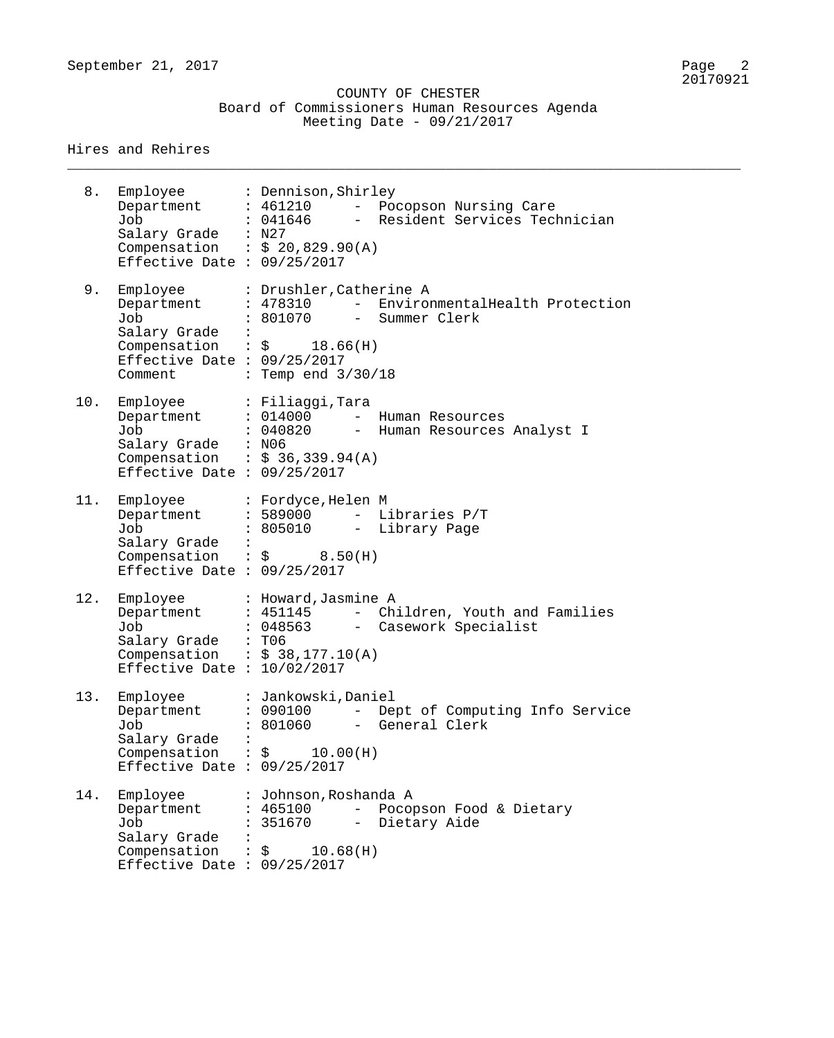COUNTY OF CHESTER

Board of Commissioners Human Resources Agenda

Meeting Date - 09/21/2017

## Hires and Rehires

8. Employee : Dennison,Shirley
   Department : 461210 - Pocopson Nursing Care
   Job : 041646 - Resident Services Technician
   Salary Grade : N27
   Compensation : $ 20,829.90(A)
   Effective Date : 09/25/2017

9. Employee : Drushler,Catherine A
   Department : 478310 - EnvironmentalHealth Protection
   Job : 801070 - Summer Clerk
   Salary Grade :
   Compensation : $ 18.66(H)
   Effective Date : 09/25/2017
   Comment : Temp end 3/30/18

10. Employee : Filiaggi,Tara
    Department : 014000 - Human Resources
    Job : 040820 - Human Resources Analyst I
    Salary Grade : N06
    Compensation : $ 36,339.94(A)
    Effective Date : 09/25/2017

11. Employee : Fordyce,Helen M
    Department : 589000 - Libraries P/T
    Job : 805010 - Library Page
    Salary Grade :
    Compensation : $ 8.50(H)
    Effective Date : 09/25/2017

12. Employee : Howard,Jasmine A
    Department : 451145 - Children, Youth and Families
    Job : 048563 - Casework Specialist
    Salary Grade : T06
    Compensation : $ 38,177.10(A)
    Effective Date : 10/02/2017

13. Employee : Jankowski,Daniel
    Department : 090100 - Dept of Computing Info Service
    Job : 801060 - General Clerk
    Salary Grade :
    Compensation : $ 10.00(H)
    Effective Date : 09/25/2017

14. Employee : Johnson,Roshanda A
    Department : 465100 - Pocopson Food & Dietary
    Job : 351670 - Dietary Aide
    Salary Grade :
    Compensation : $ 10.68(H)
    Effective Date : 09/25/2017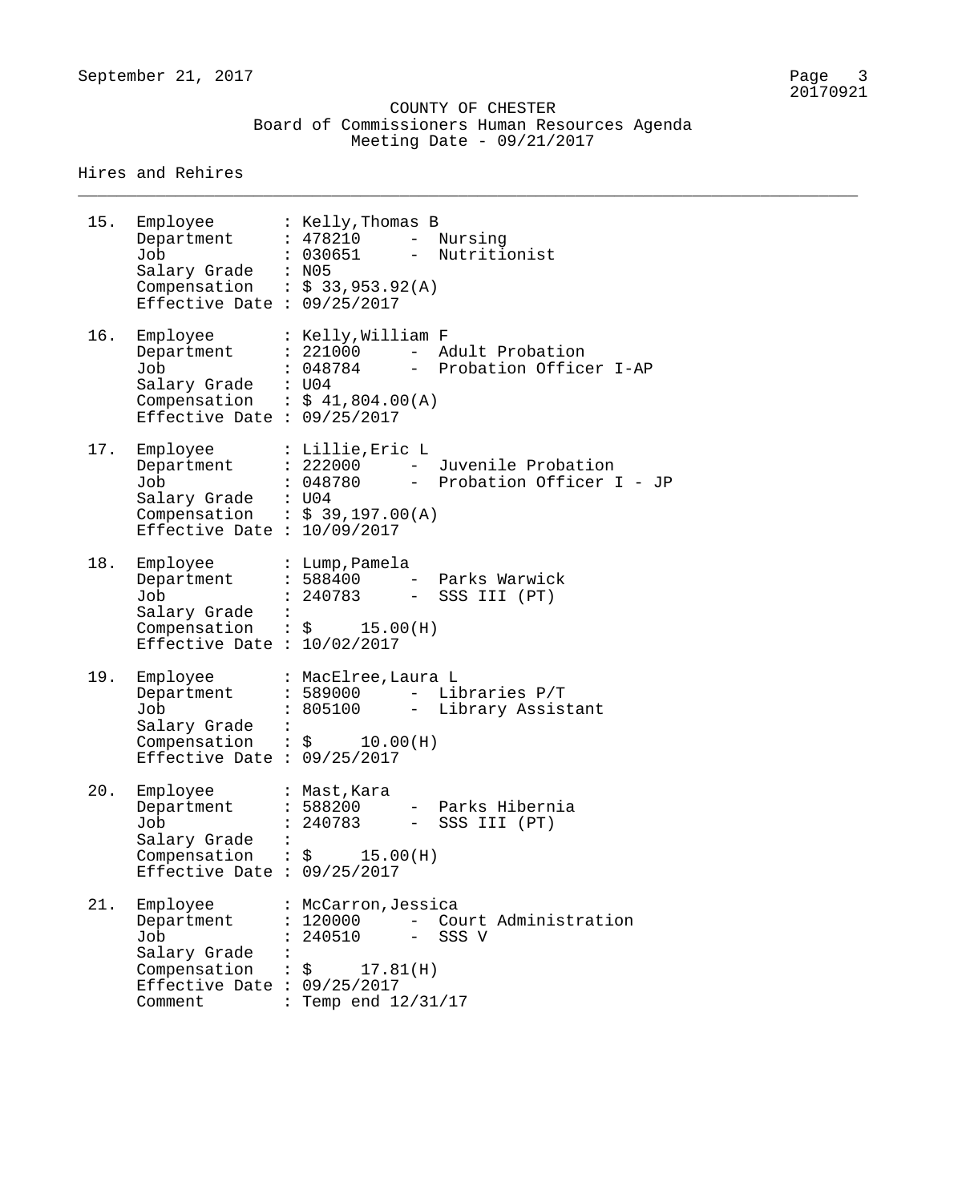COUNTY OF CHESTER
Board of Commissioners Human Resources Agenda
Meeting Date - 09/21/2017

Hires and Rehires

---

15. Employee : Kelly,Thomas B
    Department : 478210 - Nursing
    Job : 030651 - Nutritionist
    Salary Grade : N05
    Compensation : $ 33,953.92(A)
    Effective Date : 09/25/2017

16. Employee : Kelly,William F
    Department : 221000 - Adult Probation
    Job : 048784 - Probation Officer I-AP
    Salary Grade : U04
    Compensation : $ 41,804.00(A)
    Effective Date : 09/25/2017

17. Employee : Lillie,Eric L
    Department : 222000 - Juvenile Probation
    Job : 048780 - Probation Officer I - JP
    Salary Grade : U04
    Compensation : $ 39,197.00(A)
    Effective Date : 10/09/2017

18. Employee : Lump,Pamela
    Department : 588400 - Parks Warwick
    Job : 240783 - SSS III (PT)
    Salary Grade :
    Compensation : $ 15.00(H)
    Effective Date : 10/02/2017

19. Employee : MacElree,Laura L
    Department : 589000 - Libraries P/T
    Job : 805100 - Library Assistant
    Salary Grade :
    Compensation : $ 10.00(H)
    Effective Date : 09/25/2017

20. Employee : Mast,Kara
    Department : 588200 - Parks Hibernia
    Job : 240783 - SSS III (PT)
    Salary Grade :
    Compensation : $ 15.00(H)
    Effective Date : 09/25/2017

21. Employee : McCarron,Jessica
    Department : 120000 - Court Administration
    Job : 240510 - SSS V
    Salary Grade :
    Compensation : $ 17.81(H)
    Effective Date : 09/25/2017
    Comment : Temp end 12/31/17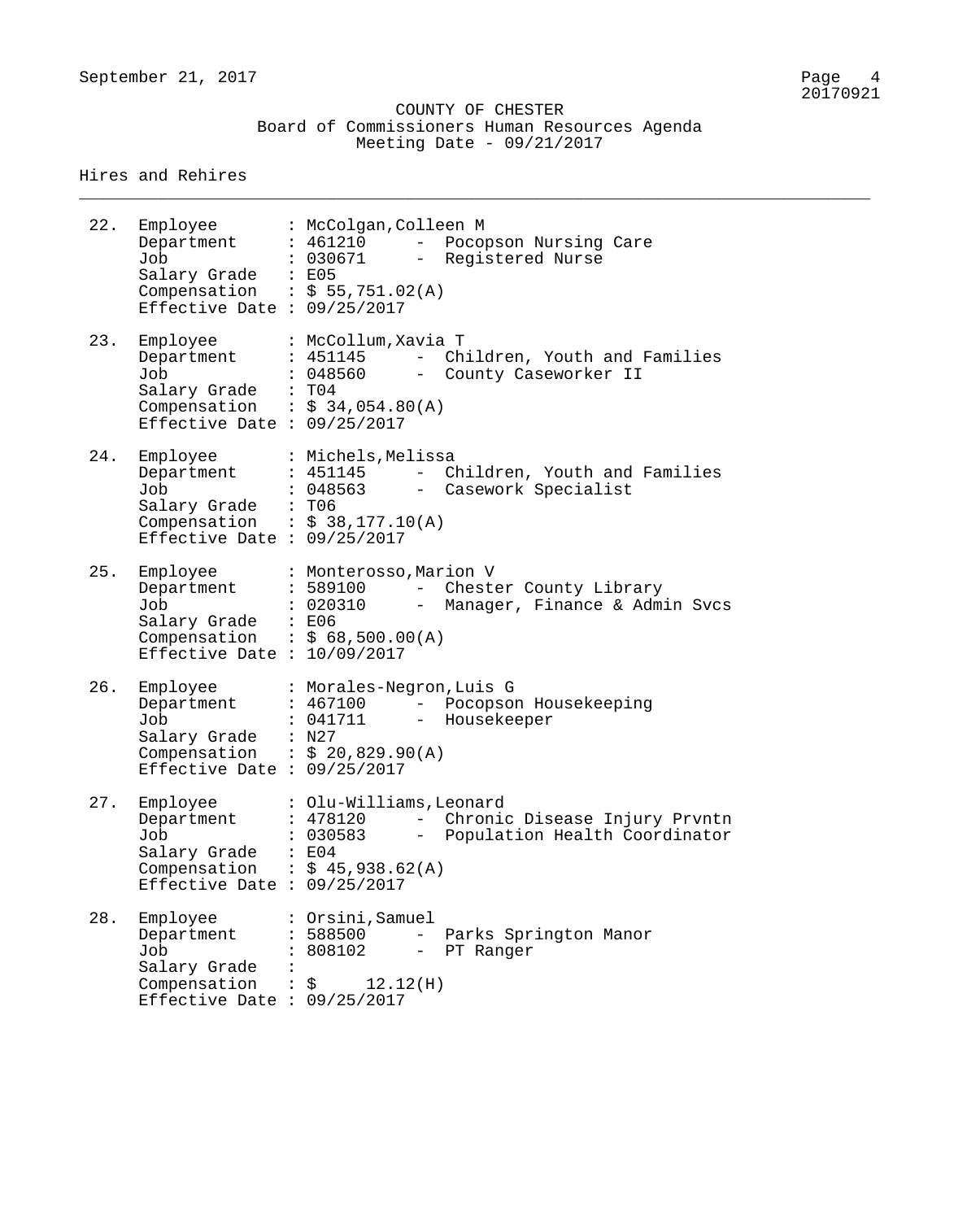COUNTY OF CHESTER
Board of Commissioners Human Resources Agenda
Meeting Date - 09/21/2017

## Hires and Rehires

22. Employee : McColgan,Colleen M
    Department : 461210 - Pocopson Nursing Care
    Job : 030671 - Registered Nurse
    Salary Grade : E05
    Compensation : $ 55,751.02(A)
    Effective Date : 09/25/2017

23. Employee : McCollum,Xavia T
    Department : 451145 - Children, Youth and Families
    Job : 048560 - County Caseworker II
    Salary Grade : T04
    Compensation : $ 34,054.80(A)
    Effective Date : 09/25/2017

24. Employee : Michels,Melissa
    Department : 451145 - Children, Youth and Families
    Job : 048563 - Casework Specialist
    Salary Grade : T06
    Compensation : $ 38,177.10(A)
    Effective Date : 09/25/2017

25. Employee : Monterosso,Marion V
    Department : 589100 - Chester County Library
    Job : 020310 - Manager, Finance & Admin Svcs
    Salary Grade : E06
    Compensation : $ 68,500.00(A)
    Effective Date : 10/09/2017

26. Employee : Morales-Negron,Luis G
    Department : 467100 - Pocopson Housekeeping
    Job : 041711 - Housekeeper
    Salary Grade : N27
    Compensation : $ 20,829.90(A)
    Effective Date : 09/25/2017

27. Employee : Olu-Williams,Leonard
    Department : 478120 - Chronic Disease Injury Prvntn
    Job : 030583 - Population Health Coordinator
    Salary Grade : E04
    Compensation : $ 45,938.62(A)
    Effective Date : 09/25/2017

28. Employee : Orsini,Samuel
    Department : 588500 - Parks Springton Manor
    Job : 808102 - PT Ranger
    Salary Grade :
    Compensation : $ 12.12(H)
    Effective Date : 09/25/2017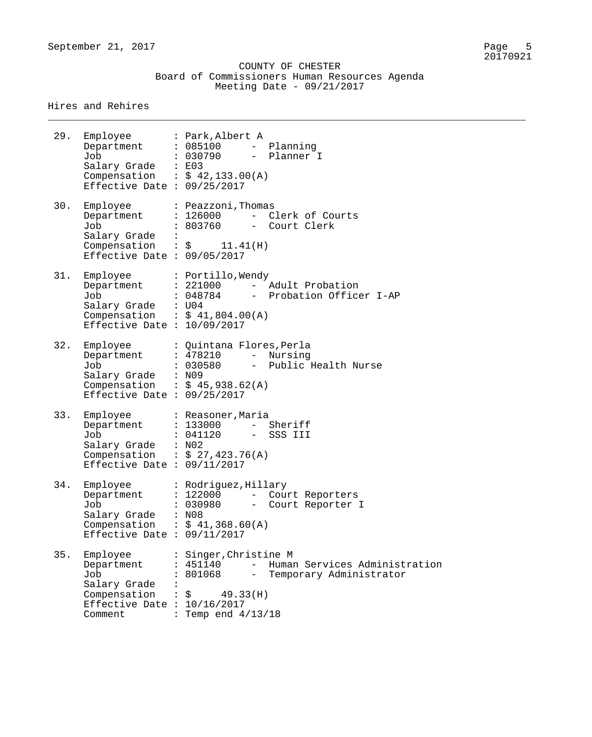COUNTY OF CHESTER
Board of Commissioners Human Resources Agenda
Meeting Date - 09/21/2017

## Hires and Rehires

29. Employee : Park,Albert A
    Department : 085100 - Planning
    Job : 030790 - Planner I
    Salary Grade : E03
    Compensation : $ 42,133.00(A)
    Effective Date : 09/25/2017

30. Employee : Peazzoni,Thomas
    Department : 126000 - Clerk of Courts
    Job : 803760 - Court Clerk
    Salary Grade :
    Compensation : $ 11.41(H)
    Effective Date : 09/05/2017

31. Employee : Portillo,Wendy
    Department : 221000 - Adult Probation
    Job : 048784 - Probation Officer I-AP
    Salary Grade : U04
    Compensation : $ 41,804.00(A)
    Effective Date : 10/09/2017

32. Employee : Quintana Flores,Perla
    Department : 478210 - Nursing
    Job : 030580 - Public Health Nurse
    Salary Grade : N09
    Compensation : $ 45,938.62(A)
    Effective Date : 09/25/2017

33. Employee : Reasoner,Maria
    Department : 133000 - Sheriff
    Job : 041120 - SSS III
    Salary Grade : N02
    Compensation : $ 27,423.76(A)
    Effective Date : 09/11/2017

34. Employee : Rodriguez,Hillary
    Department : 122000 - Court Reporters
    Job : 030980 - Court Reporter I
    Salary Grade : N08
    Compensation : $ 41,368.60(A)
    Effective Date : 09/11/2017

35. Employee : Singer,Christine M
    Department : 451140 - Human Services Administration
    Job : 801068 - Temporary Administrator
    Salary Grade :
    Compensation : $ 49.33(H)
    Effective Date : 10/16/2017
    Comment : Temp end 4/13/18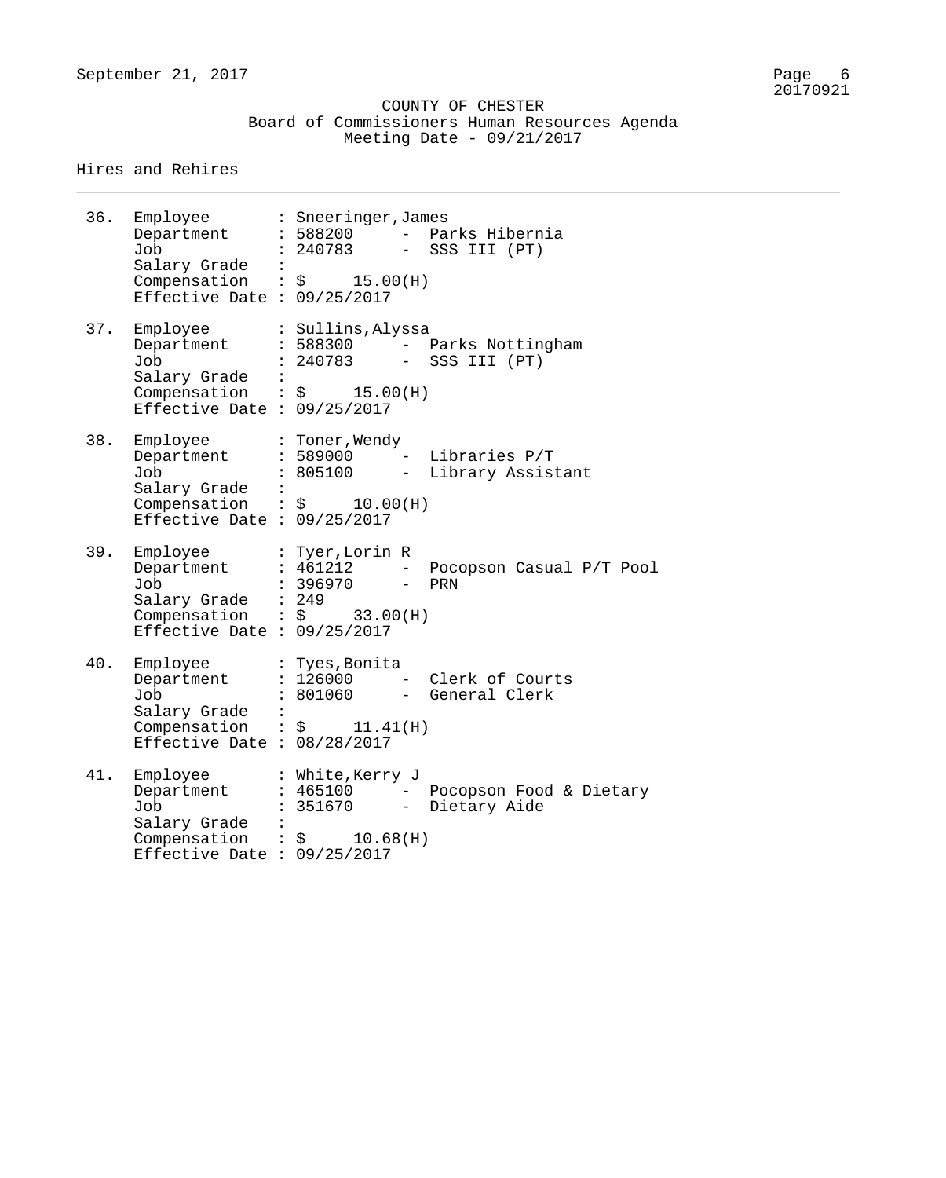COUNTY OF CHESTER
Board of Commissioners Human Resources Agenda
Meeting Date - 09/21/2017

## Hires and Rehires

36. Employee : Sneeringer,James
    Department : 588200 - Parks Hibernia
    Job : 240783 - SSS III (PT)
    Salary Grade :
    Compensation : $ 15.00(H)
    Effective Date : 09/25/2017

37. Employee : Sullins,Alyssa
    Department : 588300 - Parks Nottingham
    Job : 240783 - SSS III (PT)
    Salary Grade :
    Compensation : $ 15.00(H)
    Effective Date : 09/25/2017

38. Employee : Toner,Wendy
    Department : 589000 - Libraries P/T
    Job : 805100 - Library Assistant
    Salary Grade :
    Compensation : $ 10.00(H)
    Effective Date : 09/25/2017

39. Employee : Tyer,Lorin R
    Department : 461212 - Pocopson Casual P/T Pool
    Job : 396970 - PRN
    Salary Grade : 249
    Compensation : $ 33.00(H)
    Effective Date : 09/25/2017

40. Employee : Tyes,Bonita
    Department : 126000 - Clerk of Courts
    Job : 801060 - General Clerk
    Salary Grade :
    Compensation : $ 11.41(H)
    Effective Date : 08/28/2017

41. Employee : White,Kerry J
    Department : 465100 - Pocopson Food & Dietary
    Job : 351670 - Dietary Aide
    Salary Grade :
    Compensation : $ 10.68(H)
    Effective Date : 09/25/2017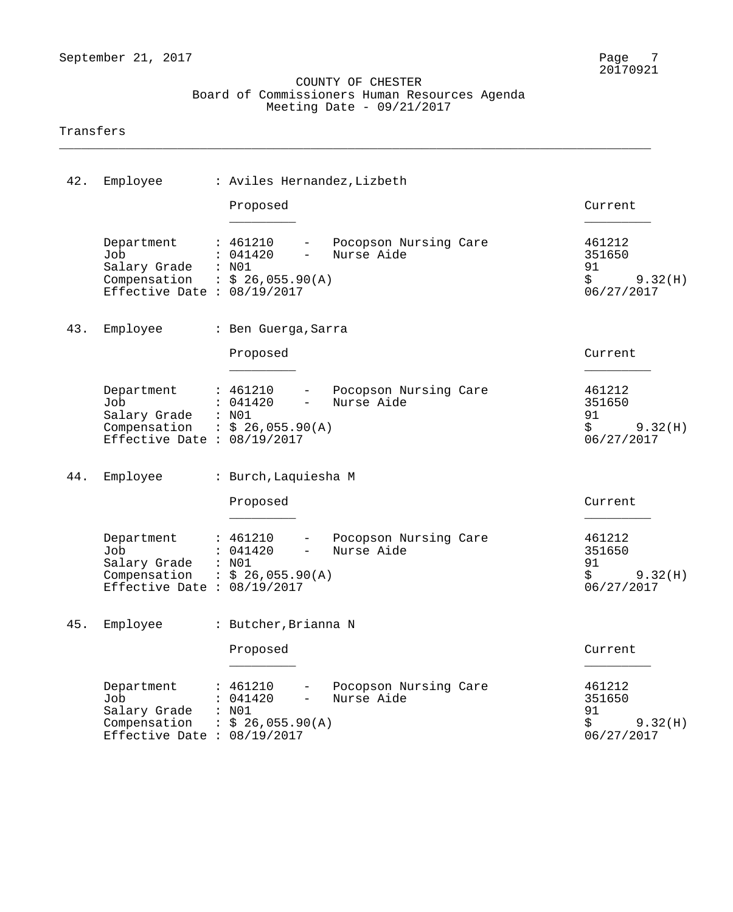COUNTY OF CHESTER
Board of Commissioners Human Resources Agenda
Meeting Date - 09/21/2017

## Transfers

**42. Employee : Aviles Hernandez,Lizbeth**

| | Proposed | Current |
|---|---|---|
| Department | 461210 - Pocopson Nursing Care | 461212 |
| Job | 041420 - Nurse Aide | 351650 |
| Salary Grade | N01 | 91 |
| Compensation | $ 26,055.90(A) | $ 9.32(H) |
| Effective Date | 08/19/2017 | 06/27/2017 |

**43. Employee : Ben Guerga,Sarra**

| | Proposed | Current |
|---|---|---|
| Department | 461210 - Pocopson Nursing Care | 461212 |
| Job | 041420 - Nurse Aide | 351650 |
| Salary Grade | N01 | 91 |
| Compensation | $ 26,055.90(A) | $ 9.32(H) |
| Effective Date | 08/19/2017 | 06/27/2017 |

**44. Employee : Burch,Laquiesha M**

| | Proposed | Current |
|---|---|---|
| Department | 461210 - Pocopson Nursing Care | 461212 |
| Job | 041420 - Nurse Aide | 351650 |
| Salary Grade | N01 | 91 |
| Compensation | $ 26,055.90(A) | $ 9.32(H) |
| Effective Date | 08/19/2017 | 06/27/2017 |

**45. Employee : Butcher,Brianna N**

| | Proposed | Current |
|---|---|---|
| Department | 461210 - Pocopson Nursing Care | 461212 |
| Job | 041420 - Nurse Aide | 351650 |
| Salary Grade | N01 | 91 |
| Compensation | $ 26,055.90(A) | $ 9.32(H) |
| Effective Date | 08/19/2017 | 06/27/2017 |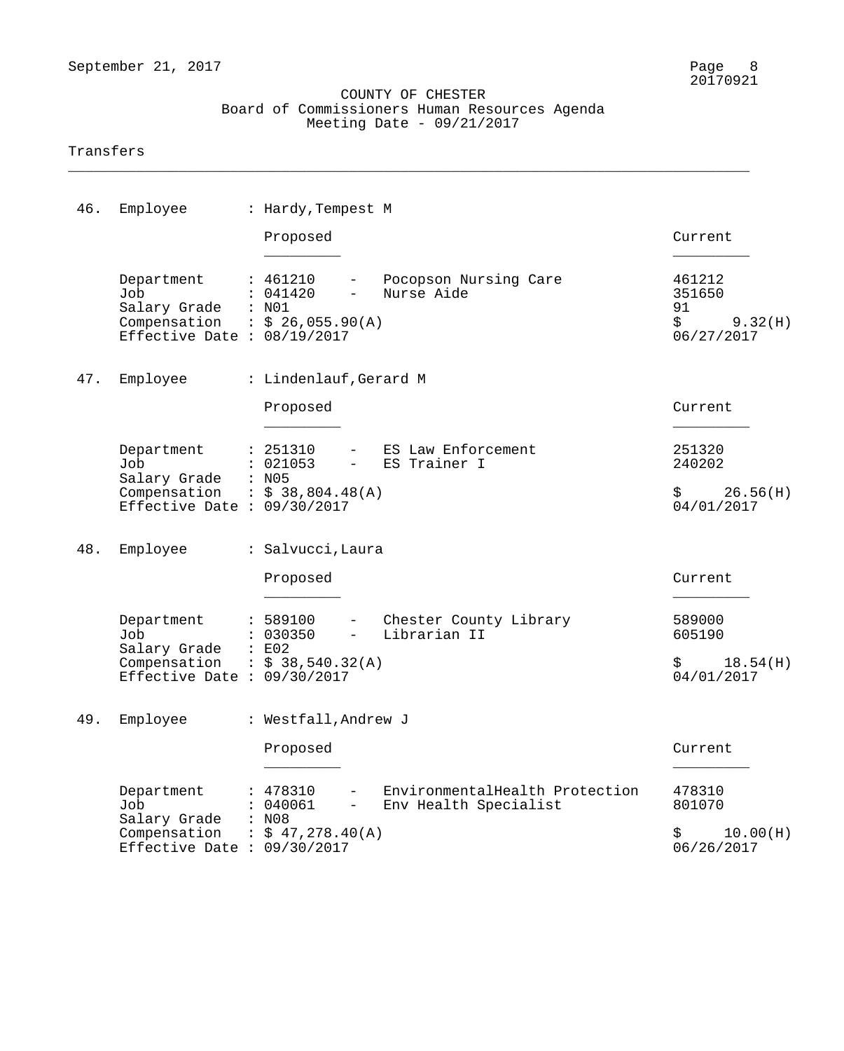COUNTY OF CHESTER
Board of Commissioners Human Resources Agenda
Meeting Date - 09/21/2017

## Transfers

**46. Employee : Hardy,Tempest M**

| | Proposed | Current |
|---|---|---|
| Department | 461210 - Pocopson Nursing Care | 461212 |
| Job | 041420 - Nurse Aide | 351650 |
| Salary Grade | N01 | 91 |
| Compensation | $ 26,055.90(A) | $ 9.32(H) |
| Effective Date | 08/19/2017 | 06/27/2017 |

**47. Employee : Lindenlauf,Gerard M**

| | Proposed | Current |
|---|---|---|
| Department | 251310 - ES Law Enforcement | 251320 |
| Job | 021053 - ES Trainer I | 240202 |
| Salary Grade | N05 | |
| Compensation | $ 38,804.48(A) | $ 26.56(H) |
| Effective Date | 09/30/2017 | 04/01/2017 |

**48. Employee : Salvucci,Laura**

| | Proposed | Current |
|---|---|---|
| Department | 589100 - Chester County Library | 589000 |
| Job | 030350 - Librarian II | 605190 |
| Salary Grade | E02 | |
| Compensation | $ 38,540.32(A) | $ 18.54(H) |
| Effective Date | 09/30/2017 | 04/01/2017 |

**49. Employee : Westfall,Andrew J**

| | Proposed | Current |
|---|---|---|
| Department | 478310 - EnvironmentalHealth Protection | 478310 |
| Job | 040061 - Env Health Specialist | 801070 |
| Salary Grade | N08 | |
| Compensation | $ 47,278.40(A) | $ 10.00(H) |
| Effective Date | 09/30/2017 | 06/26/2017 |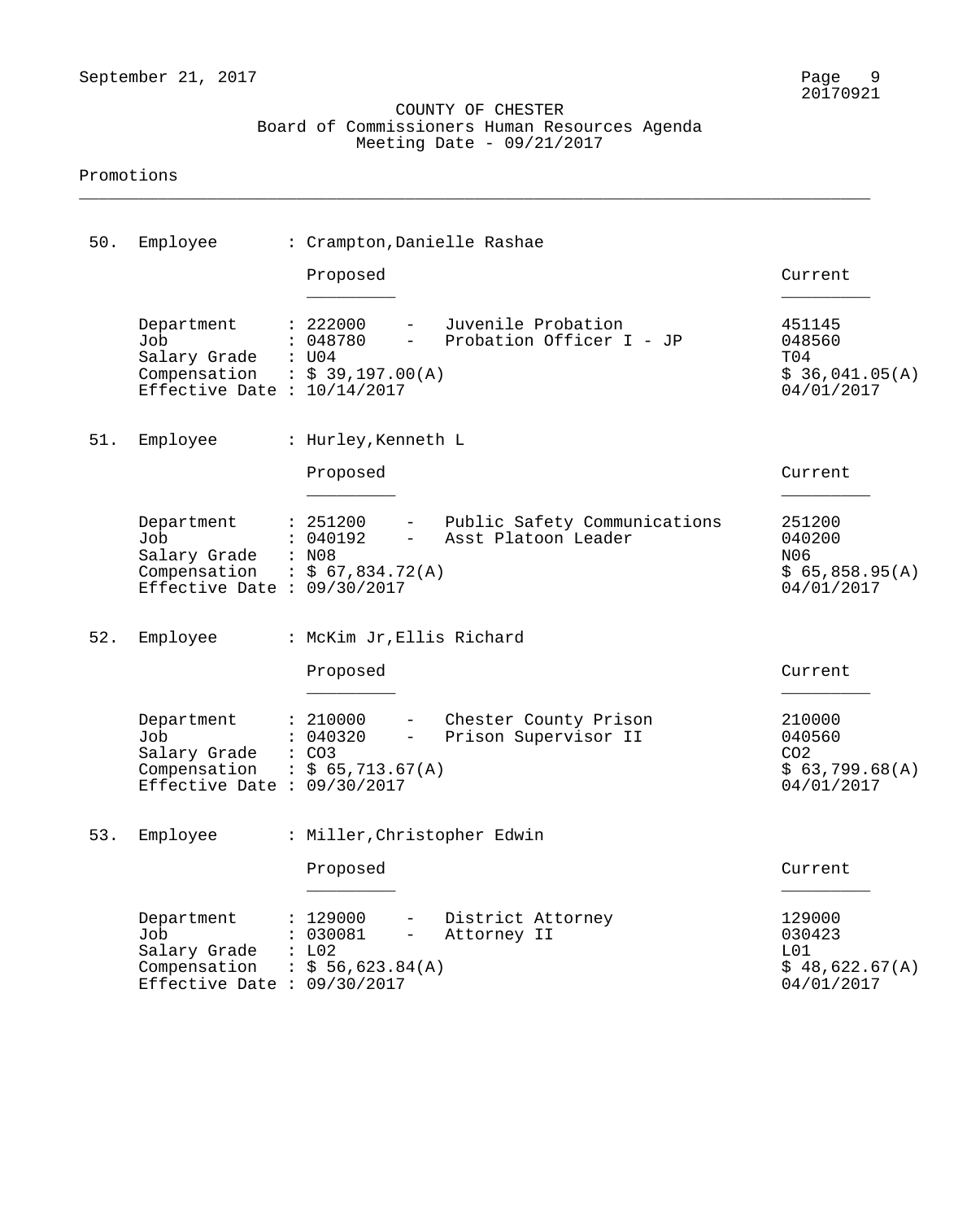COUNTY OF CHESTER
Board of Commissioners Human Resources Agenda
Meeting Date - 09/21/2017

Promotions

---

50. Employee : Crampton,Danielle Rashae

| | Proposed | Current |
|---|---|---|
| Department | 222000 - Juvenile Probation | 451145 |
| Job | 048780 - Probation Officer I - JP | 048560 |
| Salary Grade | U04 | T04 |
| Compensation | $ 39,197.00(A) | $ 36,041.05(A) |
| Effective Date | 10/14/2017 | 04/01/2017 |

51. Employee : Hurley,Kenneth L

| | Proposed | Current |
|---|---|---|
| Department | 251200 - Public Safety Communications | 251200 |
| Job | 040192 - Asst Platoon Leader | 040200 |
| Salary Grade | N08 | N06 |
| Compensation | $ 67,834.72(A) | $ 65,858.95(A) |
| Effective Date | 09/30/2017 | 04/01/2017 |

52. Employee : McKim Jr,Ellis Richard

| | Proposed | Current |
|---|---|---|
| Department | 210000 - Chester County Prison | 210000 |
| Job | 040320 - Prison Supervisor II | 040560 |
| Salary Grade | CO3 | CO2 |
| Compensation | $ 65,713.67(A) | $ 63,799.68(A) |
| Effective Date | 09/30/2017 | 04/01/2017 |

53. Employee : Miller,Christopher Edwin

| | Proposed | Current |
|---|---|---|
| Department | 129000 - District Attorney | 129000 |
| Job | 030081 - Attorney II | 030423 |
| Salary Grade | L02 | L01 |
| Compensation | $ 56,623.84(A) | $ 48,622.67(A) |
| Effective Date | 09/30/2017 | 04/01/2017 |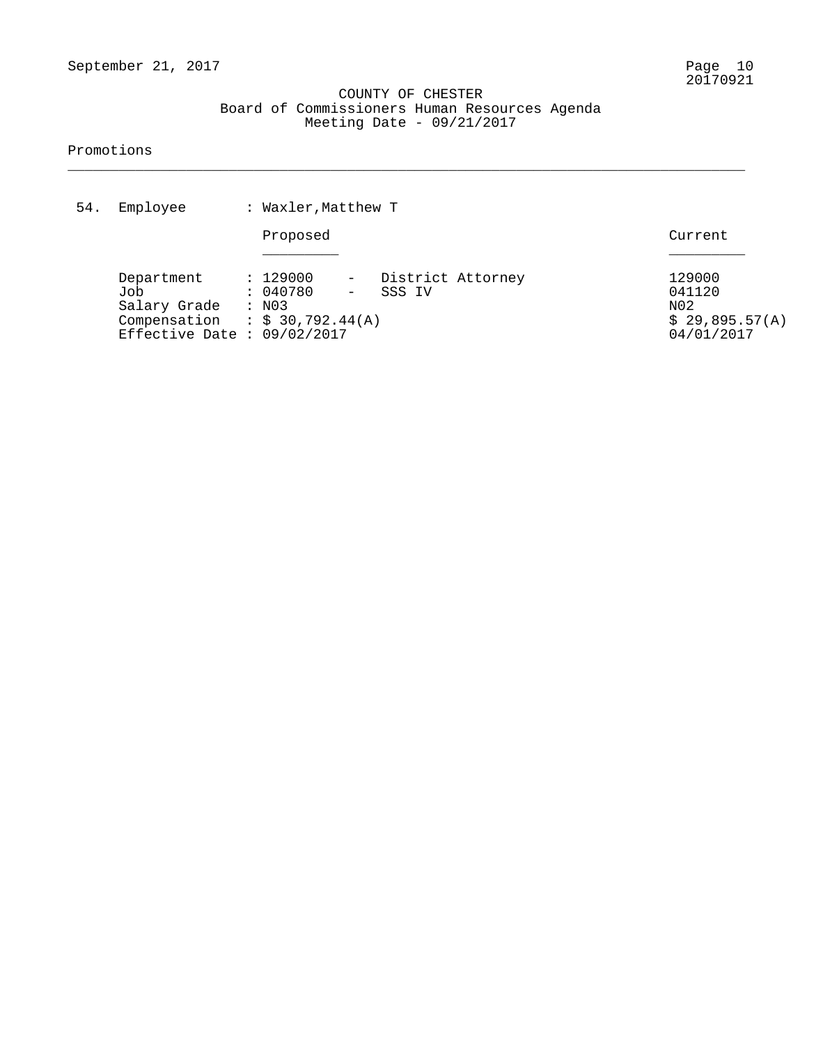COUNTY OF CHESTER
Board of Commissioners Human Resources Agenda
Meeting Date - 09/21/2017

Promotions

54. Employee : Waxler,Matthew T

| | Proposed | Current |
|---|---|---|
| Department | 129000 - District Attorney | 129000 |
| Job | 040780 - SSS IV | 041120 |
| Salary Grade | N03 | N02 |
| Compensation | $ 30,792.44(A) | $ 29,895.57(A) |
| Effective Date | 09/02/2017 | 04/01/2017 |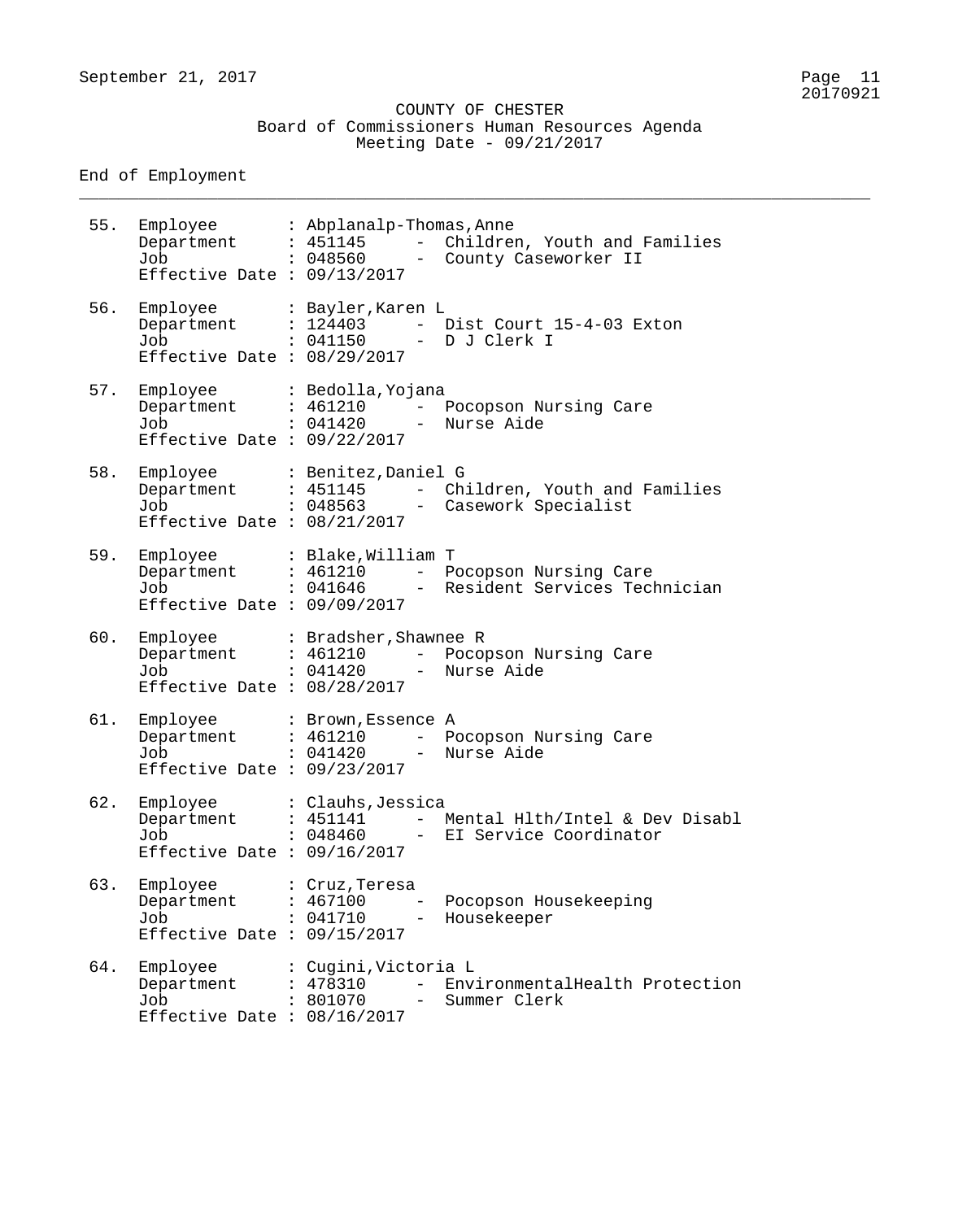COUNTY OF CHESTER
Board of Commissioners Human Resources Agenda
Meeting Date - 09/21/2017

End of Employment

---

55. Employee : Abplanalp-Thomas,Anne
    Department : 451145 - Children, Youth and Families
    Job : 048560 - County Caseworker II
    Effective Date : 09/13/2017

56. Employee : Bayler,Karen L
    Department : 124403 - Dist Court 15-4-03 Exton
    Job : 041150 - D J Clerk I
    Effective Date : 08/29/2017

57. Employee : Bedolla,Yojana
    Department : 461210 - Pocopson Nursing Care
    Job : 041420 - Nurse Aide
    Effective Date : 09/22/2017

58. Employee : Benitez,Daniel G
    Department : 451145 - Children, Youth and Families
    Job : 048563 - Casework Specialist
    Effective Date : 08/21/2017

59. Employee : Blake,William T
    Department : 461210 - Pocopson Nursing Care
    Job : 041646 - Resident Services Technician
    Effective Date : 09/09/2017

60. Employee : Bradsher,Shawnee R
    Department : 461210 - Pocopson Nursing Care
    Job : 041420 - Nurse Aide
    Effective Date : 08/28/2017

61. Employee : Brown,Essence A
    Department : 461210 - Pocopson Nursing Care
    Job : 041420 - Nurse Aide
    Effective Date : 09/23/2017

62. Employee : Clauhs,Jessica
    Department : 451141 - Mental Hlth/Intel & Dev Disabl
    Job : 048460 - EI Service Coordinator
    Effective Date : 09/16/2017

63. Employee : Cruz,Teresa
    Department : 467100 - Pocopson Housekeeping
    Job : 041710 - Housekeeper
    Effective Date : 09/15/2017

64. Employee : Cugini,Victoria L
    Department : 478310 - EnvironmentalHealth Protection
    Job : 801070 - Summer Clerk
    Effective Date : 08/16/2017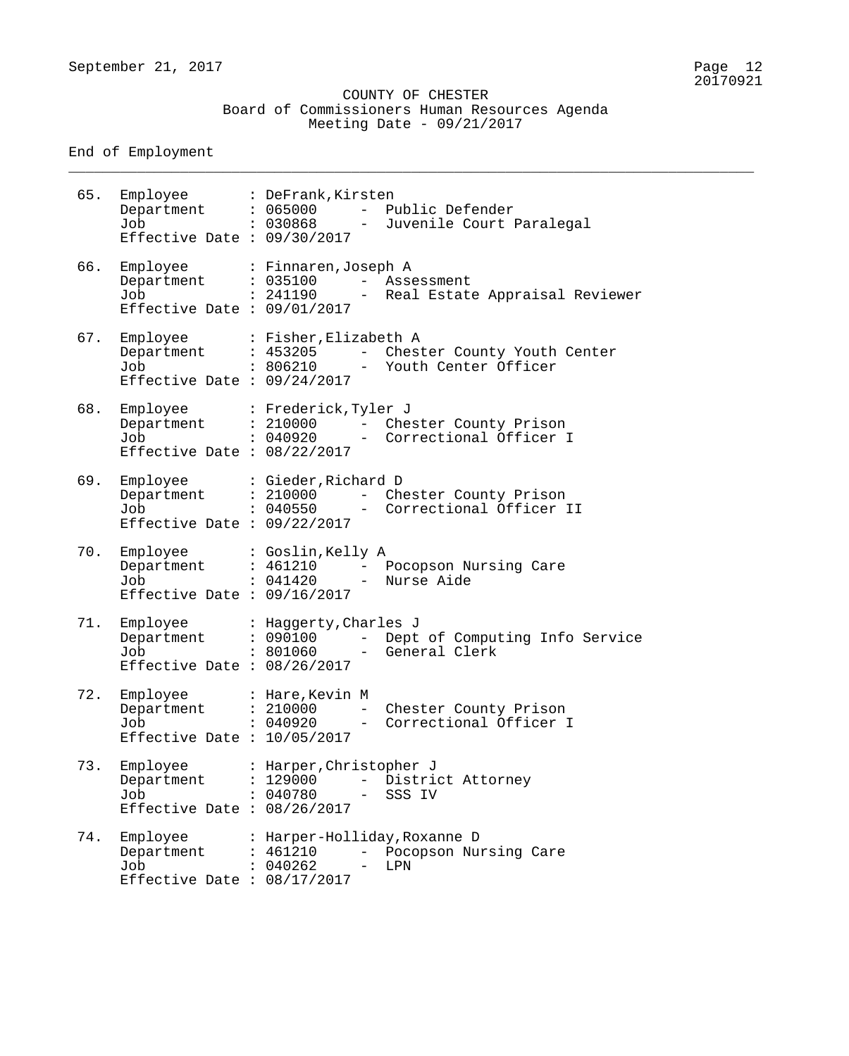COUNTY OF CHESTER
Board of Commissioners Human Resources Agenda
Meeting Date - 09/21/2017

End of Employment

65. Employee : DeFrank,Kirsten
    Department : 065000 - Public Defender
    Job : 030868 - Juvenile Court Paralegal
    Effective Date : 09/30/2017

66. Employee : Finnaren,Joseph A
    Department : 035100 - Assessment
    Job : 241190 - Real Estate Appraisal Reviewer
    Effective Date : 09/01/2017

67. Employee : Fisher,Elizabeth A
    Department : 453205 - Chester County Youth Center
    Job : 806210 - Youth Center Officer
    Effective Date : 09/24/2017

68. Employee : Frederick,Tyler J
    Department : 210000 - Chester County Prison
    Job : 040920 - Correctional Officer I
    Effective Date : 08/22/2017

69. Employee : Gieder,Richard D
    Department : 210000 - Chester County Prison
    Job : 040550 - Correctional Officer II
    Effective Date : 09/22/2017

70. Employee : Goslin,Kelly A
    Department : 461210 - Pocopson Nursing Care
    Job : 041420 - Nurse Aide
    Effective Date : 09/16/2017

71. Employee : Haggerty,Charles J
    Department : 090100 - Dept of Computing Info Service
    Job : 801060 - General Clerk
    Effective Date : 08/26/2017

72. Employee : Hare,Kevin M
    Department : 210000 - Chester County Prison
    Job : 040920 - Correctional Officer I
    Effective Date : 10/05/2017

73. Employee : Harper,Christopher J
    Department : 129000 - District Attorney
    Job : 040780 - SSS IV
    Effective Date : 08/26/2017

74. Employee : Harper-Holliday,Roxanne D
    Department : 461210 - Pocopson Nursing Care
    Job : 040262 - LPN
    Effective Date : 08/17/2017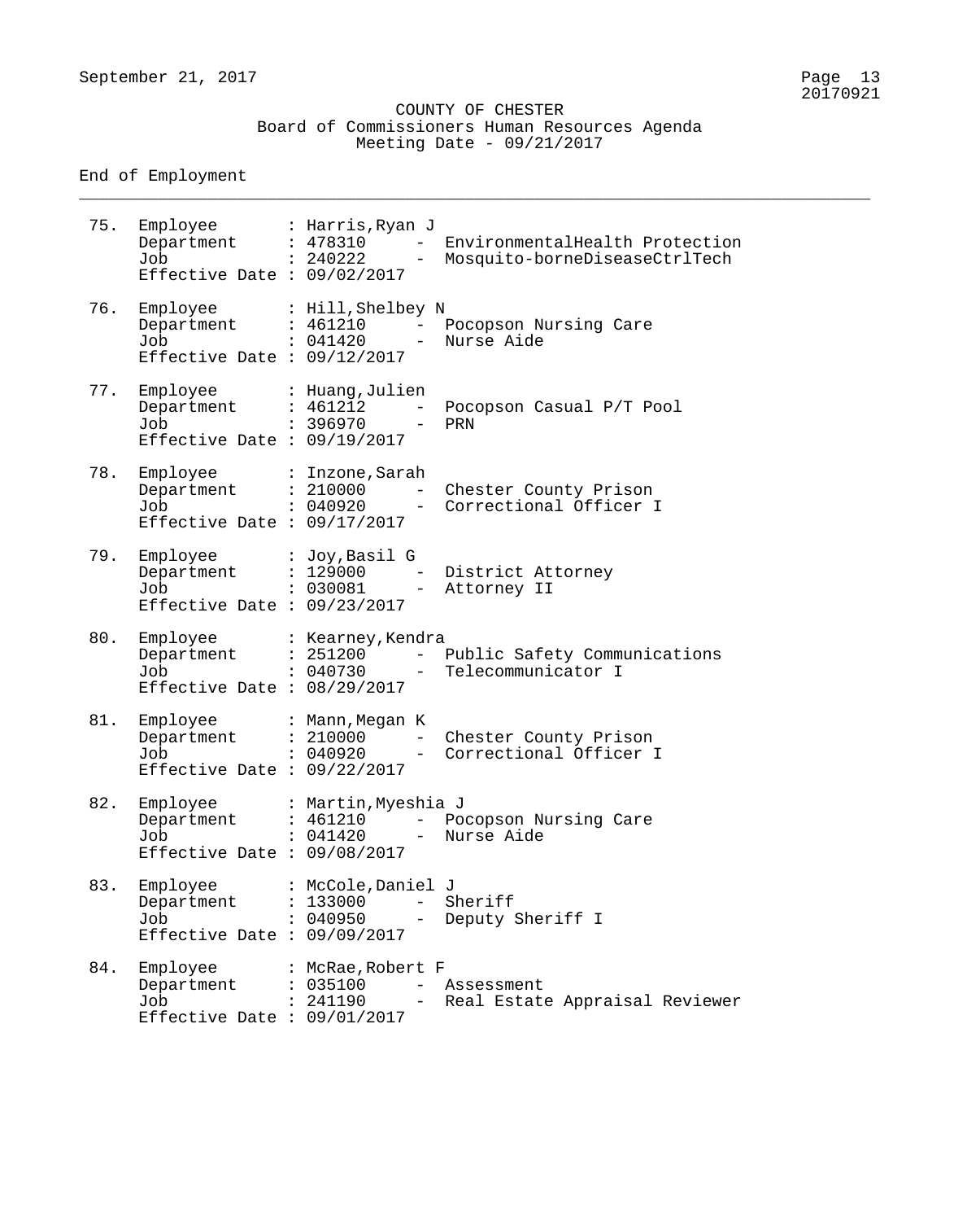COUNTY OF CHESTER
Board of Commissioners Human Resources Agenda
Meeting Date - 09/21/2017

End of Employment

---

75. Employee : Harris,Ryan J
    Department : 478310 - EnvironmentalHealth Protection
    Job : 240222 - Mosquito-borneDiseaseCtrlTech
    Effective Date : 09/02/2017

76. Employee : Hill,Shelbey N
    Department : 461210 - Pocopson Nursing Care
    Job : 041420 - Nurse Aide
    Effective Date : 09/12/2017

77. Employee : Huang,Julien
    Department : 461212 - Pocopson Casual P/T Pool
    Job : 396970 - PRN
    Effective Date : 09/19/2017

78. Employee : Inzone,Sarah
    Department : 210000 - Chester County Prison
    Job : 040920 - Correctional Officer I
    Effective Date : 09/17/2017

79. Employee : Joy,Basil G
    Department : 129000 - District Attorney
    Job : 030081 - Attorney II
    Effective Date : 09/23/2017

80. Employee : Kearney,Kendra
    Department : 251200 - Public Safety Communications
    Job : 040730 - Telecommunicator I
    Effective Date : 08/29/2017

81. Employee : Mann,Megan K
    Department : 210000 - Chester County Prison
    Job : 040920 - Correctional Officer I
    Effective Date : 09/22/2017

82. Employee : Martin,Myeshia J
    Department : 461210 - Pocopson Nursing Care
    Job : 041420 - Nurse Aide
    Effective Date : 09/08/2017

83. Employee : McCole,Daniel J
    Department : 133000 - Sheriff
    Job : 040950 - Deputy Sheriff I
    Effective Date : 09/09/2017

84. Employee : McRae,Robert F
    Department : 035100 - Assessment
    Job : 241190 - Real Estate Appraisal Reviewer
    Effective Date : 09/01/2017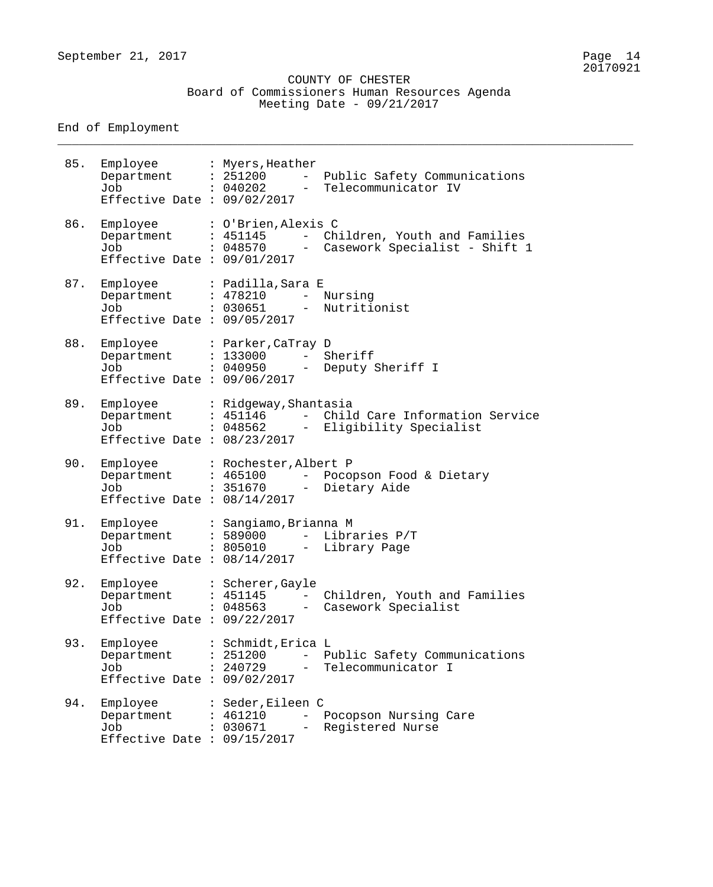COUNTY OF CHESTER
Board of Commissioners Human Resources Agenda
Meeting Date - 09/21/2017

## End of Employment

85. Employee : Myers,Heather
    Department : 251200 - Public Safety Communications
    Job : 040202 - Telecommunicator IV
    Effective Date : 09/02/2017

86. Employee : O'Brien,Alexis C
    Department : 451145 - Children, Youth and Families
    Job : 048570 - Casework Specialist - Shift 1
    Effective Date : 09/01/2017

87. Employee : Padilla,Sara E
    Department : 478210 - Nursing
    Job : 030651 - Nutritionist
    Effective Date : 09/05/2017

88. Employee : Parker,CaTray D
    Department : 133000 - Sheriff
    Job : 040950 - Deputy Sheriff I
    Effective Date : 09/06/2017

89. Employee : Ridgeway,Shantasia
    Department : 451146 - Child Care Information Service
    Job : 048562 - Eligibility Specialist
    Effective Date : 08/23/2017

90. Employee : Rochester,Albert P
    Department : 465100 - Pocopson Food & Dietary
    Job : 351670 - Dietary Aide
    Effective Date : 08/14/2017

91. Employee : Sangiamo,Brianna M
    Department : 589000 - Libraries P/T
    Job : 805010 - Library Page
    Effective Date : 08/14/2017

92. Employee : Scherer,Gayle
    Department : 451145 - Children, Youth and Families
    Job : 048563 - Casework Specialist
    Effective Date : 09/22/2017

93. Employee : Schmidt,Erica L
    Department : 251200 - Public Safety Communications
    Job : 240729 - Telecommunicator I
    Effective Date : 09/02/2017

94. Employee : Seder,Eileen C
    Department : 461210 - Pocopson Nursing Care
    Job : 030671 - Registered Nurse
    Effective Date : 09/15/2017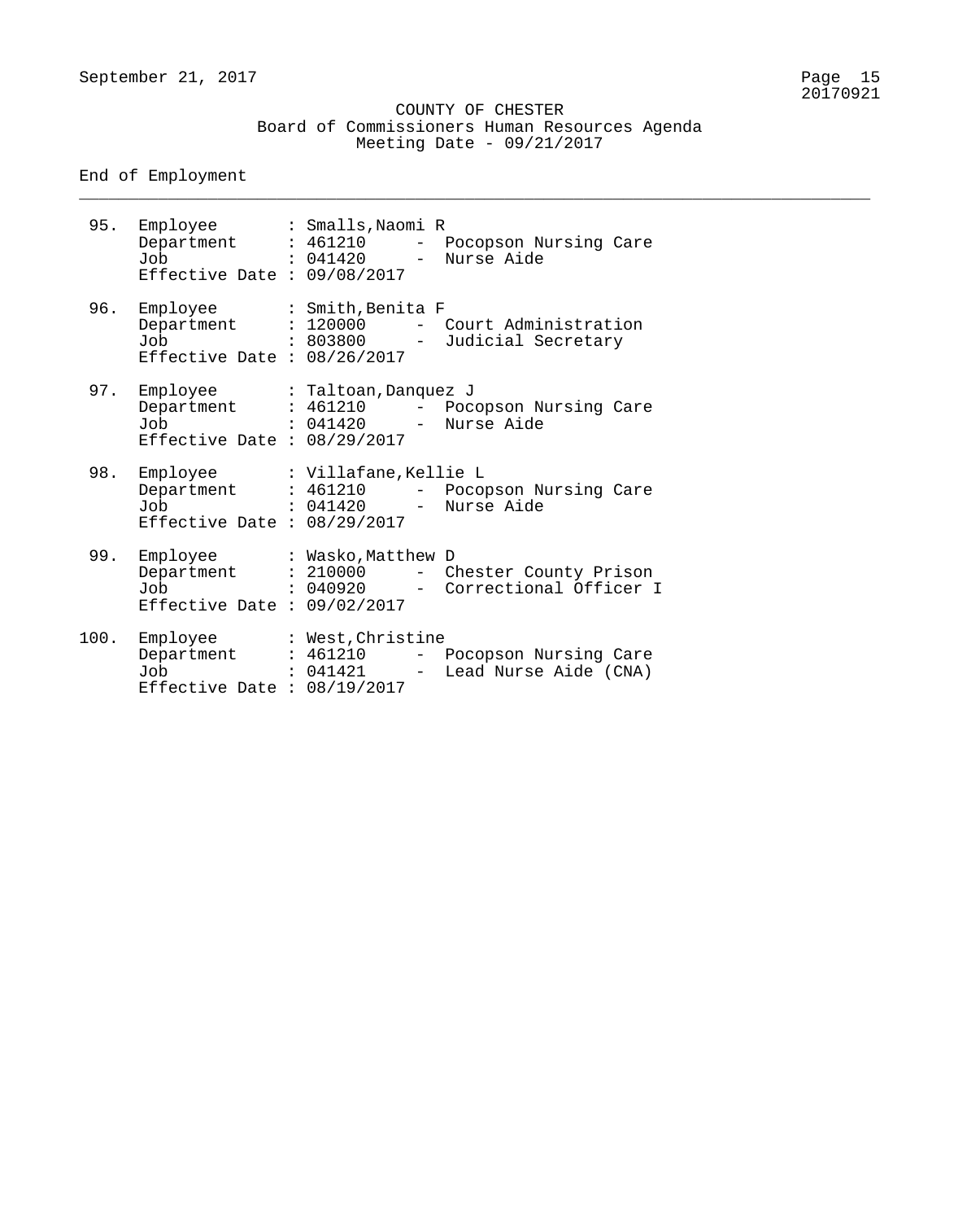COUNTY OF CHESTER
Board of Commissioners Human Resources Agenda
Meeting Date - 09/21/2017

End of Employment

---

95. Employee : Smalls,Naomi R
    Department : 461210 - Pocopson Nursing Care
    Job : 041420 - Nurse Aide
    Effective Date : 09/08/2017

96. Employee : Smith,Benita F
    Department : 120000 - Court Administration
    Job : 803800 - Judicial Secretary
    Effective Date : 08/26/2017

97. Employee : Taltoan,Danquez J
    Department : 461210 - Pocopson Nursing Care
    Job : 041420 - Nurse Aide
    Effective Date : 08/29/2017

98. Employee : Villafane,Kellie L
    Department : 461210 - Pocopson Nursing Care
    Job : 041420 - Nurse Aide
    Effective Date : 08/29/2017

99. Employee : Wasko,Matthew D
    Department : 210000 - Chester County Prison
    Job : 040920 - Correctional Officer I
    Effective Date : 09/02/2017

100. Employee : West,Christine
    Department : 461210 - Pocopson Nursing Care
    Job : 041421 - Lead Nurse Aide (CNA)
    Effective Date : 08/19/2017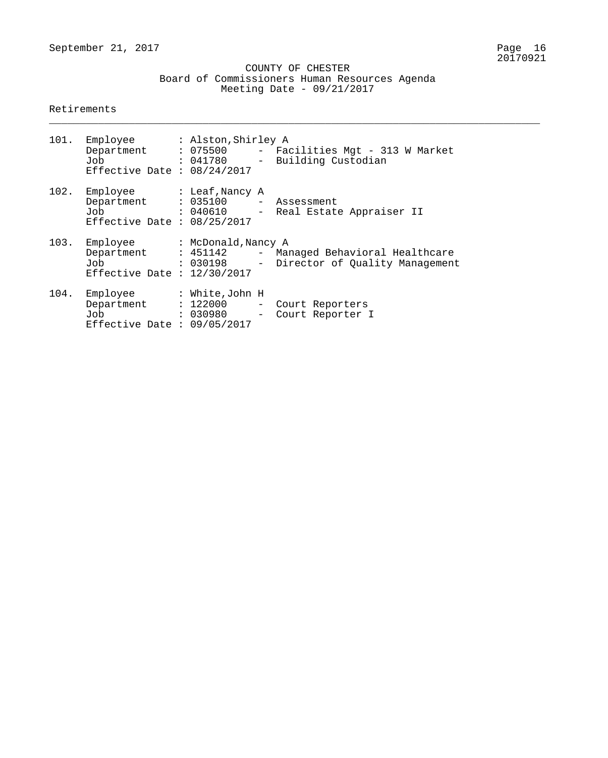COUNTY OF CHESTER
Board of Commissioners Human Resources Agenda
Meeting Date - 09/21/2017

Retirements

---

101. Employee : Alston,Shirley A
     Department : 075500 - Facilities Mgt - 313 W Market
     Job : 041780 - Building Custodian
     Effective Date : 08/24/2017

102. Employee : Leaf,Nancy A
     Department : 035100 - Assessment
     Job : 040610 - Real Estate Appraiser II
     Effective Date : 08/25/2017

103. Employee : McDonald,Nancy A
     Department : 451142 - Managed Behavioral Healthcare
     Job : 030198 - Director of Quality Management
     Effective Date : 12/30/2017

104. Employee : White,John H
     Department : 122000 - Court Reporters
     Job : 030980 - Court Reporter I
     Effective Date : 09/05/2017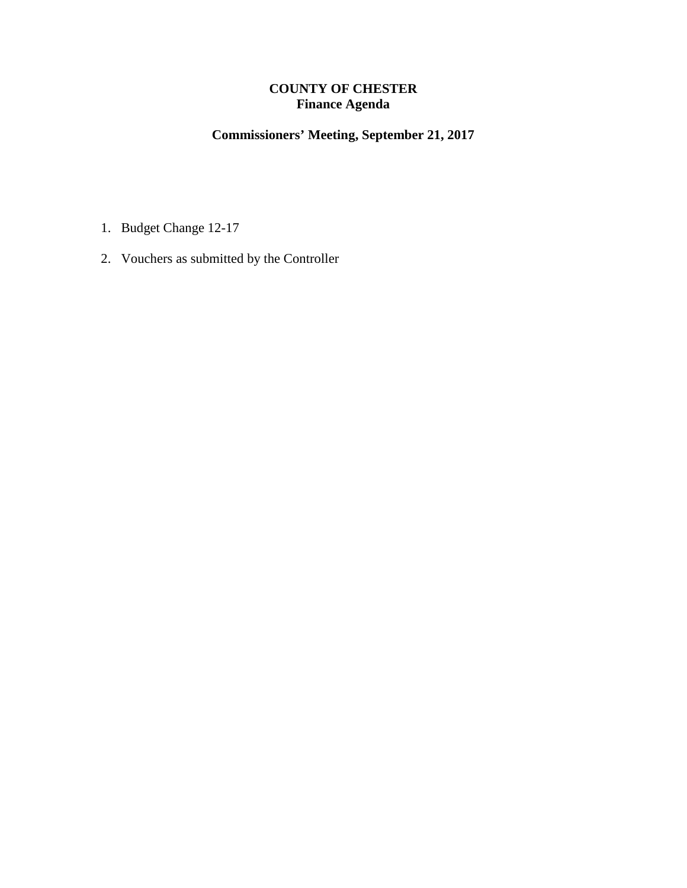# COUNTY OF CHESTER
## Finance Agenda

### Commissioners' Meeting, September 21, 2017

1. Budget Change 12-17
2. Vouchers as submitted by the Controller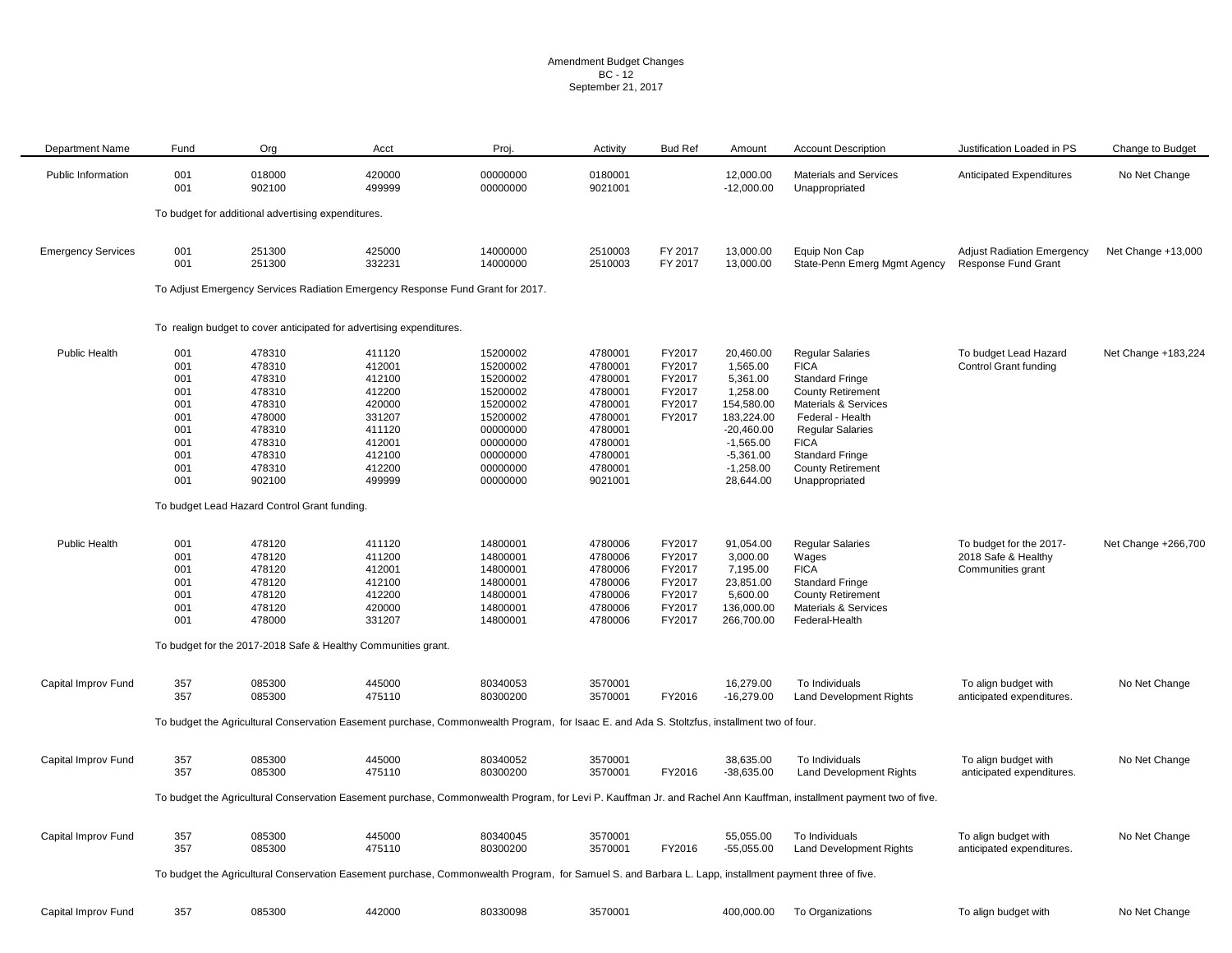Amendment Budget Changes
BC - 12
September 21, 2017

| Department Name | Fund | Org | Acct | Proj. | Activity | Bud Ref | Amount | Account Description | Justification Loaded in PS | Change to Budget |
|---|---|---|---|---|---|---|---|---|---|---|
| Public Information | 001 | 018000 | 420000 | 00000000 | 0180001 | | 12,000.00 | Materials and Services | Anticipated Expenditures | No Net Change |
| | 001 | 902100 | 499999 | 00000000 | 9021001 | | -12,000.00 | Unappropriated | | |
| | To budget for additional advertising expenditures. | | | | | | | | | |
| Emergency Services | 001 | 251300 | 425000 | 14000000 | 2510003 | FY 2017 | 13,000.00 | Equip Non Cap | Adjust Radiation Emergency Response Fund Grant | Net Change +13,000 |
| | 001 | 251300 | 332231 | 14000000 | 2510003 | FY 2017 | 13,000.00 | State-Penn Emerg Mgmt Agency | | |
| | To Adjust Emergency Services Radiation Emergency Response Fund Grant for 2017. | | | | | | | | | |
| | To realign budget to cover anticipated for advertising expenditures. | | | | | | | | | |
| Public Health | 001 | 478310 | 411120 | 15200002 | 4780001 | FY2017 | 20,460.00 | Regular Salaries | To budget Lead Hazard Control Grant funding | Net Change +183,224 |
| | 001 | 478310 | 412001 | 15200002 | 4780001 | FY2017 | 1,565.00 | FICA | | |
| | 001 | 478310 | 412100 | 15200002 | 4780001 | FY2017 | 5,361.00 | Standard Fringe | | |
| | 001 | 478310 | 412200 | 15200002 | 4780001 | FY2017 | 1,258.00 | County Retirement | | |
| | 001 | 478310 | 420000 | 15200002 | 4780001 | FY2017 | 154,580.00 | Materials & Services | | |
| | 001 | 478000 | 331207 | 15200002 | 4780001 | FY2017 | 183,224.00 | Federal - Health | | |
| | 001 | 478310 | 411120 | 00000000 | 4780001 | | -20,460.00 | Regular Salaries | | |
| | 001 | 478310 | 412001 | 00000000 | 4780001 | | -1,565.00 | FICA | | |
| | 001 | 478310 | 412100 | 00000000 | 4780001 | | -5,361.00 | Standard Fringe | | |
| | 001 | 478310 | 412200 | 00000000 | 4780001 | | -1,258.00 | County Retirement | | |
| | 001 | 902100 | 499999 | 00000000 | 9021001 | | 28,644.00 | Unappropriated | | |
| | To budget Lead Hazard Control Grant funding. | | | | | | | | | |
| Public Health | 001 | 478120 | 411120 | 14800001 | 4780006 | FY2017 | 91,054.00 | Regular Salaries | To budget for the 2017-2018 Safe & Healthy Communities grant | Net Change +266,700 |
| | 001 | 478120 | 411200 | 14800001 | 4780006 | FY2017 | 3,000.00 | Wages | | |
| | 001 | 478120 | 412001 | 14800001 | 4780006 | FY2017 | 7,195.00 | FICA | | |
| | 001 | 478120 | 412100 | 14800001 | 4780006 | FY2017 | 23,851.00 | Standard Fringe | | |
| | 001 | 478120 | 412200 | 14800001 | 4780006 | FY2017 | 5,600.00 | County Retirement | | |
| | 001 | 478120 | 420000 | 14800001 | 4780006 | FY2017 | 136,000.00 | Materials & Services | | |
| | 001 | 478000 | 331207 | 14800001 | 4780006 | FY2017 | 266,700.00 | Federal-Health | | |
| | To budget for the 2017-2018 Safe & Healthy Communities grant. | | | | | | | | | |
| Capital Improv Fund | 357 | 085300 | 445000 | 80340053 | 3570001 | | 16,279.00 | To Individuals | To align budget with anticipated expenditures. | No Net Change |
| | 357 | 085300 | 475110 | 80300200 | 3570001 | FY2016 | -16,279.00 | Land Development Rights | | |
| | To budget the Agricultural Conservation Easement purchase, Commonwealth Program, for Isaac E. and Ada S. Stoltzfus, installment two of four. | | | | | | | | | |
| Capital Improv Fund | 357 | 085300 | 445000 | 80340052 | 3570001 | | 38,635.00 | To Individuals | To align budget with anticipated expenditures. | No Net Change |
| | 357 | 085300 | 475110 | 80300200 | 3570001 | FY2016 | -38,635.00 | Land Development Rights | | |
| | To budget the Agricultural Conservation Easement purchase, Commonwealth Program, for Levi P. Kauffman Jr. and Rachel Ann Kauffman, installment payment two of five. | | | | | | | | | |
| Capital Improv Fund | 357 | 085300 | 445000 | 80340045 | 3570001 | | 55,055.00 | To Individuals | To align budget with anticipated expenditures. | No Net Change |
| | 357 | 085300 | 475110 | 80300200 | 3570001 | FY2016 | -55,055.00 | Land Development Rights | | |
| | To budget the Agricultural Conservation Easement purchase, Commonwealth Program, for Samuel S. and Barbara L. Lapp, installment payment three of five. | | | | | | | | | |
| Capital Improv Fund | 357 | 085300 | 442000 | 80330098 | 3570001 | | 400,000.00 | To Organizations | To align budget with | No Net Change |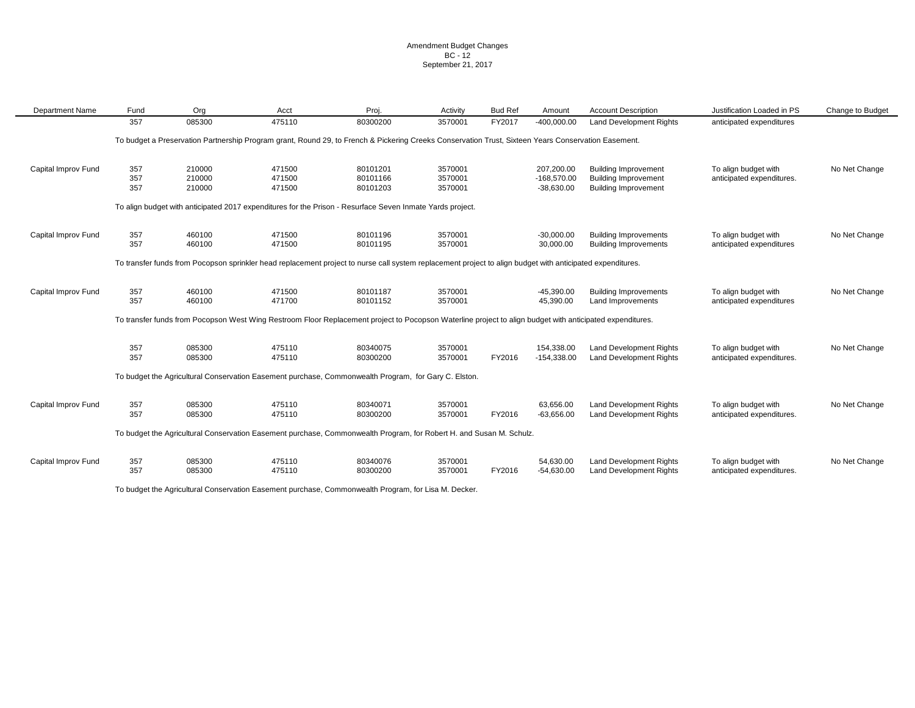Amendment Budget Changes
BC - 12
September 21, 2017

| Department Name | Fund | Org | Acct | Proj. | Activity | Bud Ref | Amount | Account Description | Justification Loaded in PS | Change to Budget |
|---|---|---|---|---|---|---|---|---|---|---|
| | 357 | 085300 | 475110 | 80300200 | 3570001 | FY2017 | -400,000.00 | Land Development Rights | anticipated expenditures | |
| | To budget a Preservation Partnership Program grant, Round 29, to French & Pickering Creeks Conservation Trust, Sixteen Years Conservation Easement. | | | | | | | | | |
| Capital Improv Fund | 357 | 210000 | 471500 | 80101201 | 3570001 | | 207,200.00 | Building Improvement | To align budget with | No Net Change |
| | 357 | 210000 | 471500 | 80101166 | 3570001 | | -168,570.00 | Building Improvement | anticipated expenditures. | |
| | 357 | 210000 | 471500 | 80101203 | 3570001 | | -38,630.00 | Building Improvement | | |
| | To align budget with anticipated 2017 expenditures for the Prison - Resurface Seven Inmate Yards project. | | | | | | | | | |
| Capital Improv Fund | 357 | 460100 | 471500 | 80101196 | 3570001 | | -30,000.00 | Building Improvements | To align budget with | No Net Change |
| | 357 | 460100 | 471500 | 80101195 | 3570001 | | 30,000.00 | Building Improvements | anticipated expenditures | |
| | To transfer funds from Pocopson sprinkler head replacement project to nurse call system replacement project to align budget with anticipated expenditures. | | | | | | | | | |
| Capital Improv Fund | 357 | 460100 | 471500 | 80101187 | 3570001 | | -45,390.00 | Building Improvements | To align budget with | No Net Change |
| | 357 | 460100 | 471700 | 80101152 | 3570001 | | 45,390.00 | Land Improvements | anticipated expenditures | |
| | To transfer funds from Pocopson West Wing Restroom Floor Replacement project to Pocopson Waterline project to align budget with anticipated expenditures. | | | | | | | | | |
| | 357 | 085300 | 475110 | 80340075 | 3570001 | | 154,338.00 | Land Development Rights | To align budget with | No Net Change |
| | 357 | 085300 | 475110 | 80300200 | 3570001 | FY2016 | -154,338.00 | Land Development Rights | anticipated expenditures. | |
| | To budget the Agricultural Conservation Easement purchase, Commonwealth Program, for Gary C. Elston. | | | | | | | | | |
| Capital Improv Fund | 357 | 085300 | 475110 | 80340071 | 3570001 | | 63,656.00 | Land Development Rights | To align budget with | No Net Change |
| | 357 | 085300 | 475110 | 80300200 | 3570001 | FY2016 | -63,656.00 | Land Development Rights | anticipated expenditures. | |
| | To budget the Agricultural Conservation Easement purchase, Commonwealth Program, for Robert H. and Susan M. Schulz. | | | | | | | | | |
| Capital Improv Fund | 357 | 085300 | 475110 | 80340076 | 3570001 | | 54,630.00 | Land Development Rights | To align budget with | No Net Change |
| | 357 | 085300 | 475110 | 80300200 | 3570001 | FY2016 | -54,630.00 | Land Development Rights | anticipated expenditures. | |
| | To budget the Agricultural Conservation Easement purchase, Commonwealth Program, for Lisa M. Decker. | | | | | | | | | |